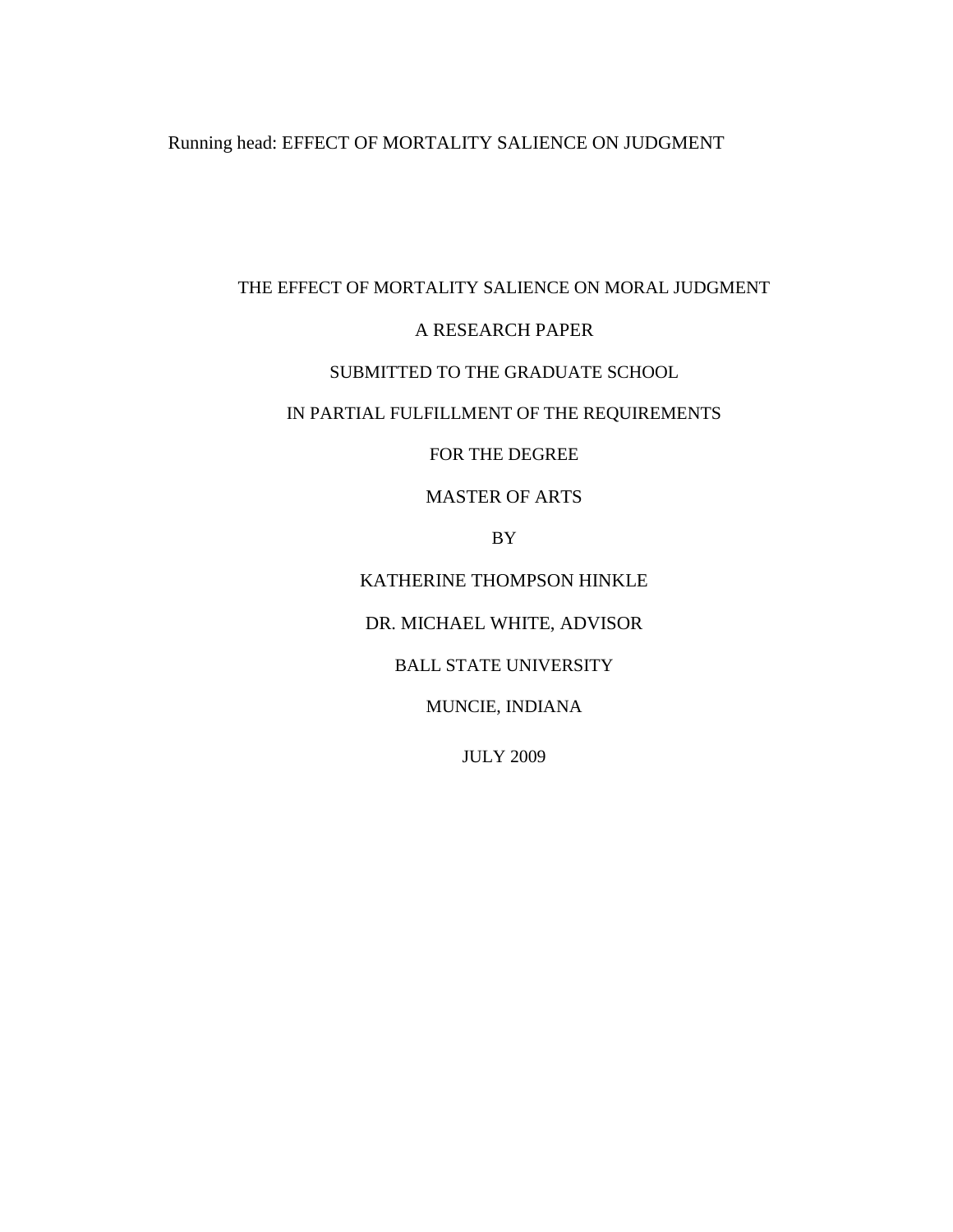Running head: EFFECT OF MORTALITY SALIENCE ON JUDGMENT

# THE EFFECT OF MORTALITY SALIENCE ON MORAL JUDGMENT

A RESEARCH PAPER

SUBMITTED TO THE GRADUATE SCHOOL

IN PARTIAL FULFILLMENT OF THE REQUIREMENTS

FOR THE DEGREE

MASTER OF ARTS

BY

KATHERINE THOMPSON HINKLE

DR. MICHAEL WHITE, ADVISOR

BALL STATE UNIVERSITY

MUNCIE, INDIANA

JULY 2009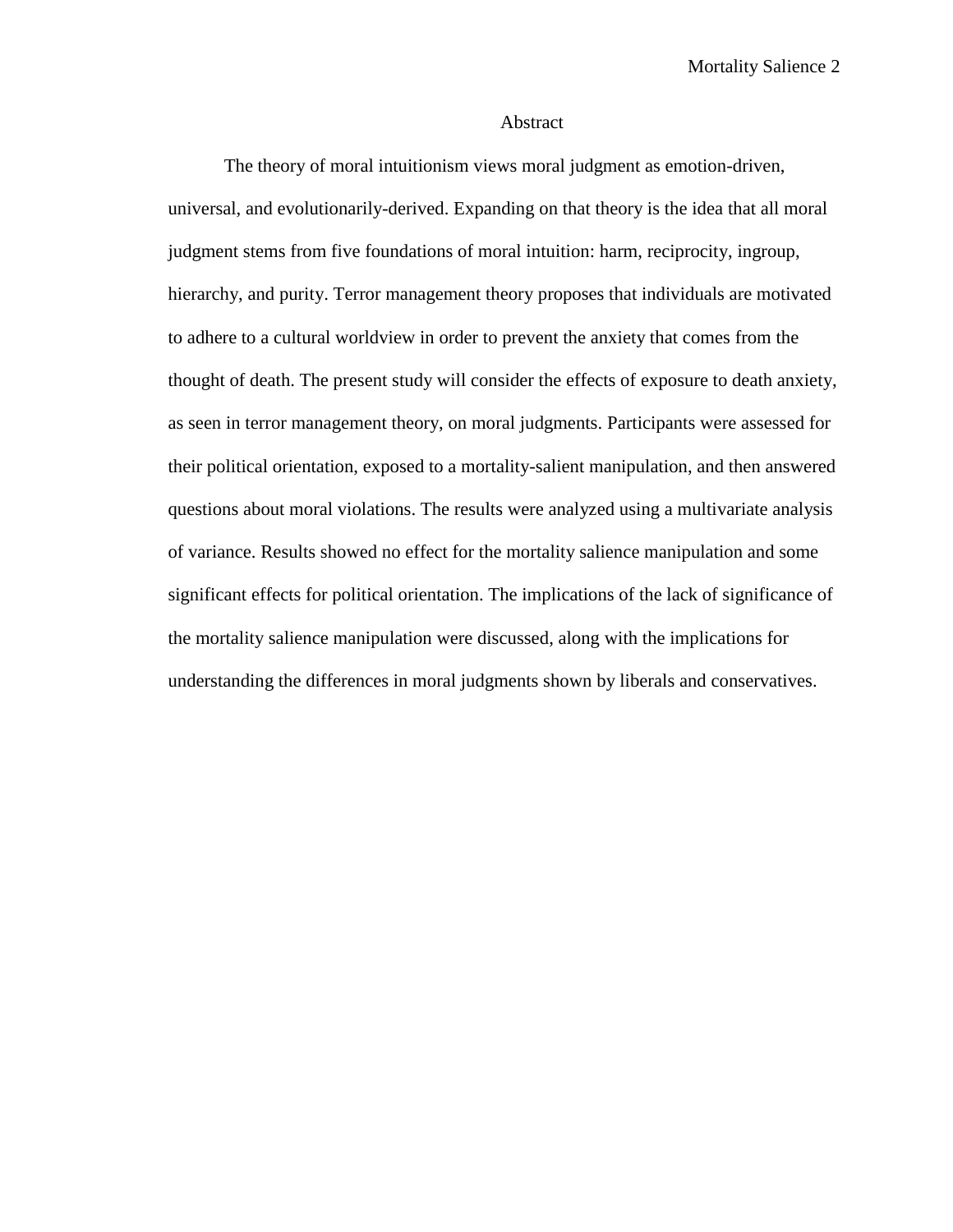# Abstract

The theory of moral intuitionism views moral judgment as emotion-driven, universal, and evolutionarily-derived. Expanding on that theory is the idea that all moral judgment stems from five foundations of moral intuition: harm, reciprocity, ingroup, hierarchy, and purity. Terror management theory proposes that individuals are motivated to adhere to a cultural worldview in order to prevent the anxiety that comes from the thought of death. The present study will consider the effects of exposure to death anxiety, as seen in terror management theory, on moral judgments. Participants were assessed for their political orientation, exposed to a mortality-salient manipulation, and then answered questions about moral violations. The results were analyzed using a multivariate analysis of variance. Results showed no effect for the mortality salience manipulation and some significant effects for political orientation. The implications of the lack of significance of the mortality salience manipulation were discussed, along with the implications for understanding the differences in moral judgments shown by liberals and conservatives.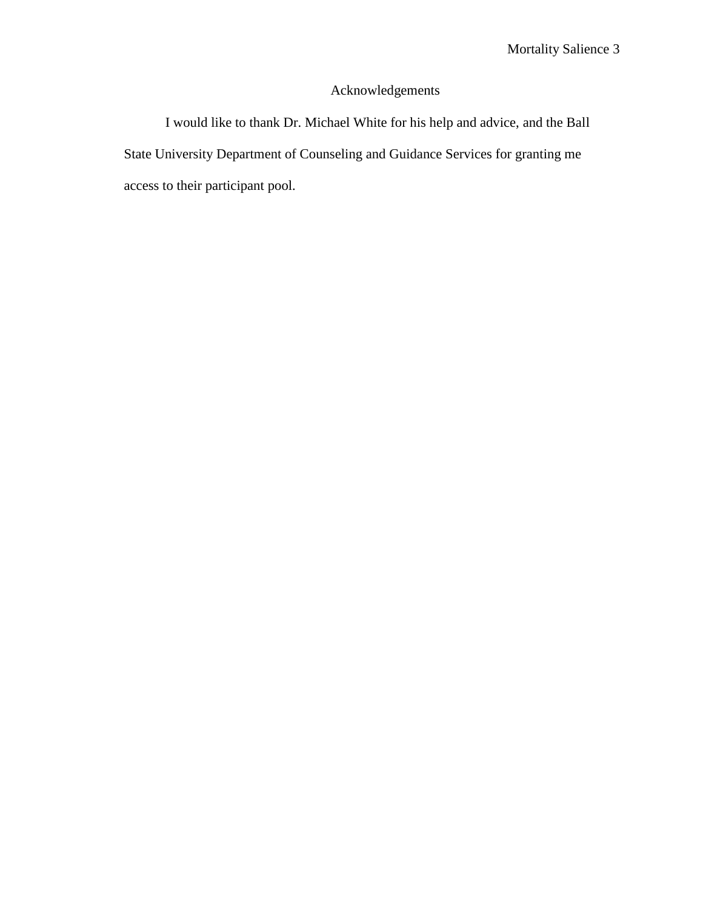# Acknowledgements

I would like to thank Dr. Michael White for his help and advice, and the Ball State University Department of Counseling and Guidance Services for granting me access to their participant pool.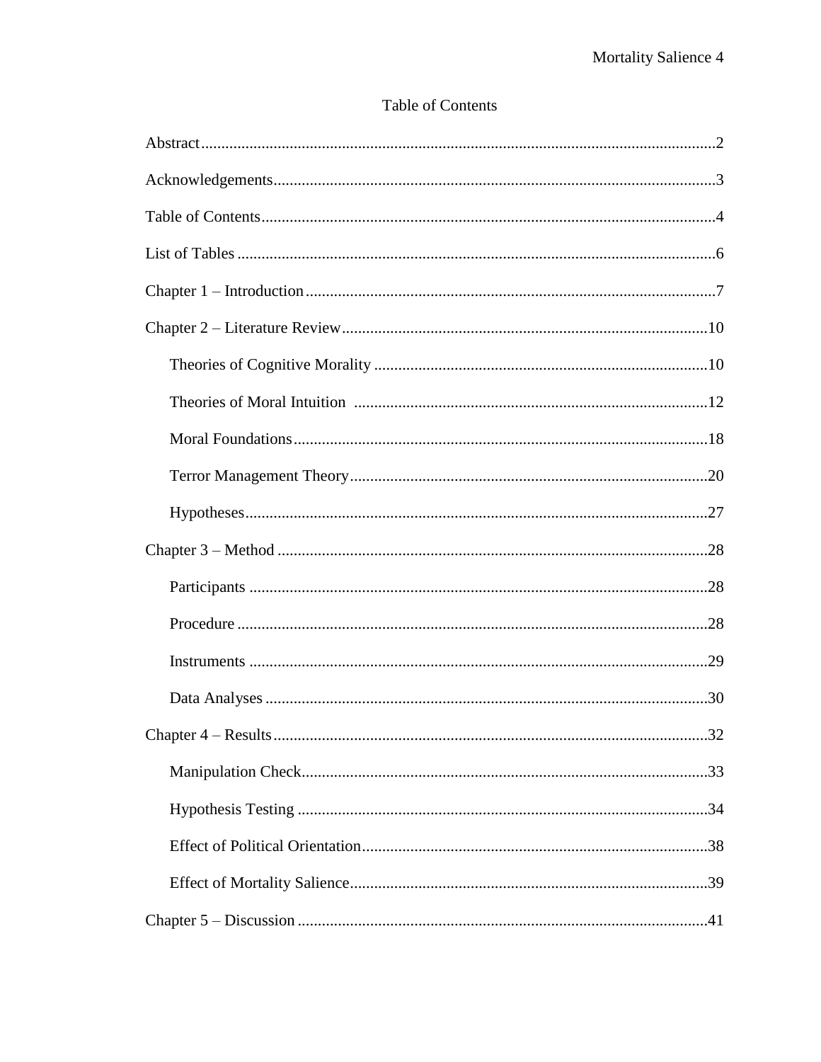# Table of Contents

Abstract...............................................................................................................................2

Acknowledgements............................................................................................................3

Table of Contents................................................................................................................4

List of Tables ......................................................................................................................6

Chapter 1 – Introduction.....................................................................................................7

Chapter 2 – Literature Review..........................................................................................10

- Theories of Cognitive Morality ..................................................................................10
- Theories of Moral Intuition ........................................................................................12
- Moral Foundations.......................................................................................................18
- Terror Management Theory........................................................................................20
- Hypotheses..................................................................................................................27

Chapter 3 – Method ..........................................................................................................28

- Participants .................................................................................................................28
- Procedure ....................................................................................................................28
- Instruments .................................................................................................................29
- Data Analyses .............................................................................................................30

Chapter 4 – Results...........................................................................................................32

- Manipulation Check....................................................................................................33
- Hypothesis Testing .....................................................................................................34
- Effect of Political Orientation......................................................................................38
- Effect of Mortality Salience........................................................................................39

Chapter 5 – Discussion .....................................................................................................41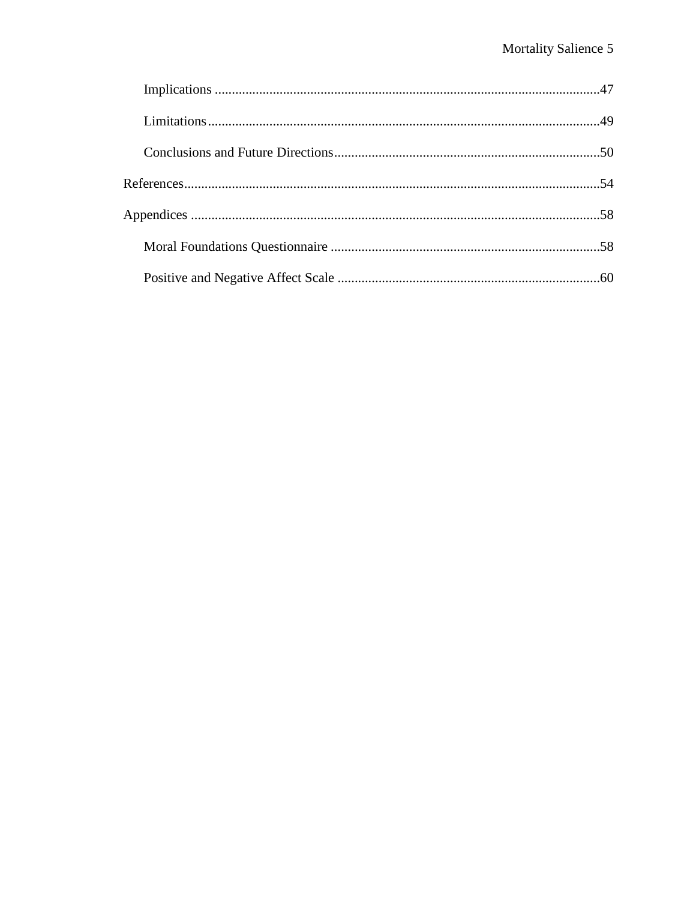Implications ........................................................................................................47

Limitations.........................................................................................................49

Conclusions and Future Directions.....................................................................50

References...............................................................................................................54

Appendices .............................................................................................................58

Moral Foundations Questionnaire .......................................................................58

Positive and Negative Affect Scale .....................................................................60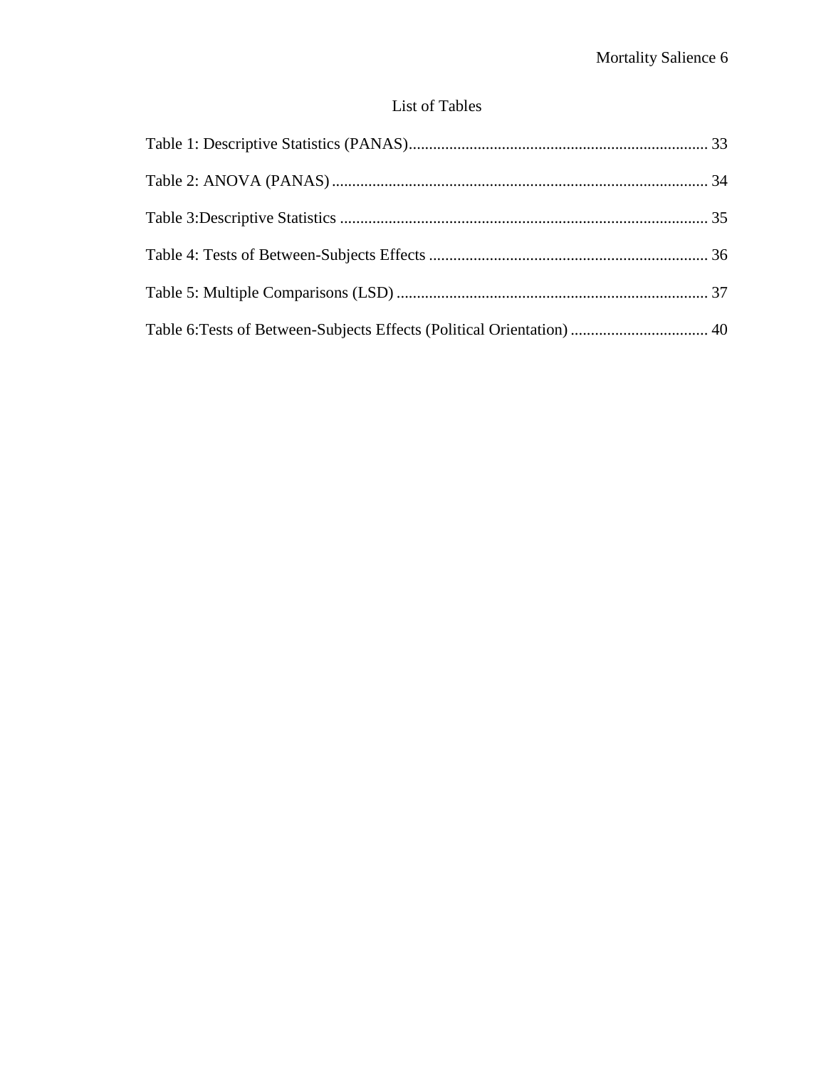# List of Tables

Table 1: Descriptive Statistics (PANAS)........................................................................ 33

Table 2: ANOVA (PANAS)............................................................................................ 34

Table 3:Descriptive Statistics .......................................................................................... 35

Table 4: Tests of Between-Subjects Effects .................................................................... 36

Table 5: Multiple Comparisons (LSD)............................................................................ 37

Table 6:Tests of Between-Subjects Effects (Political Orientation)................................. 40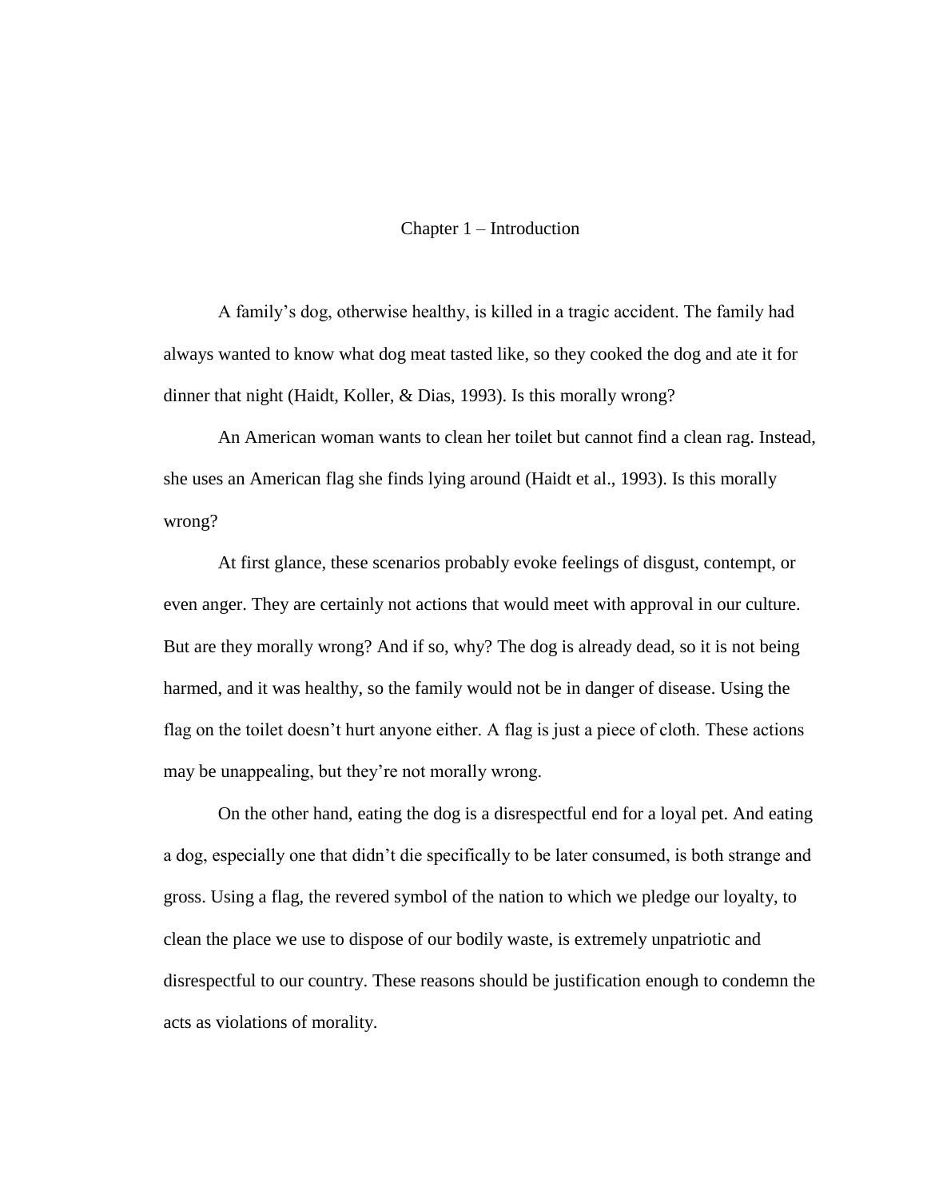# Chapter 1 – Introduction

A family's dog, otherwise healthy, is killed in a tragic accident. The family had always wanted to know what dog meat tasted like, so they cooked the dog and ate it for dinner that night (Haidt, Koller, & Dias, 1993). Is this morally wrong?

An American woman wants to clean her toilet but cannot find a clean rag. Instead, she uses an American flag she finds lying around (Haidt et al., 1993). Is this morally wrong?

At first glance, these scenarios probably evoke feelings of disgust, contempt, or even anger. They are certainly not actions that would meet with approval in our culture. But are they morally wrong? And if so, why? The dog is already dead, so it is not being harmed, and it was healthy, so the family would not be in danger of disease. Using the flag on the toilet doesn't hurt anyone either. A flag is just a piece of cloth. These actions may be unappealing, but they're not morally wrong.

On the other hand, eating the dog is a disrespectful end for a loyal pet. And eating a dog, especially one that didn't die specifically to be later consumed, is both strange and gross. Using a flag, the revered symbol of the nation to which we pledge our loyalty, to clean the place we use to dispose of our bodily waste, is extremely unpatriotic and disrespectful to our country. These reasons should be justification enough to condemn the acts as violations of morality.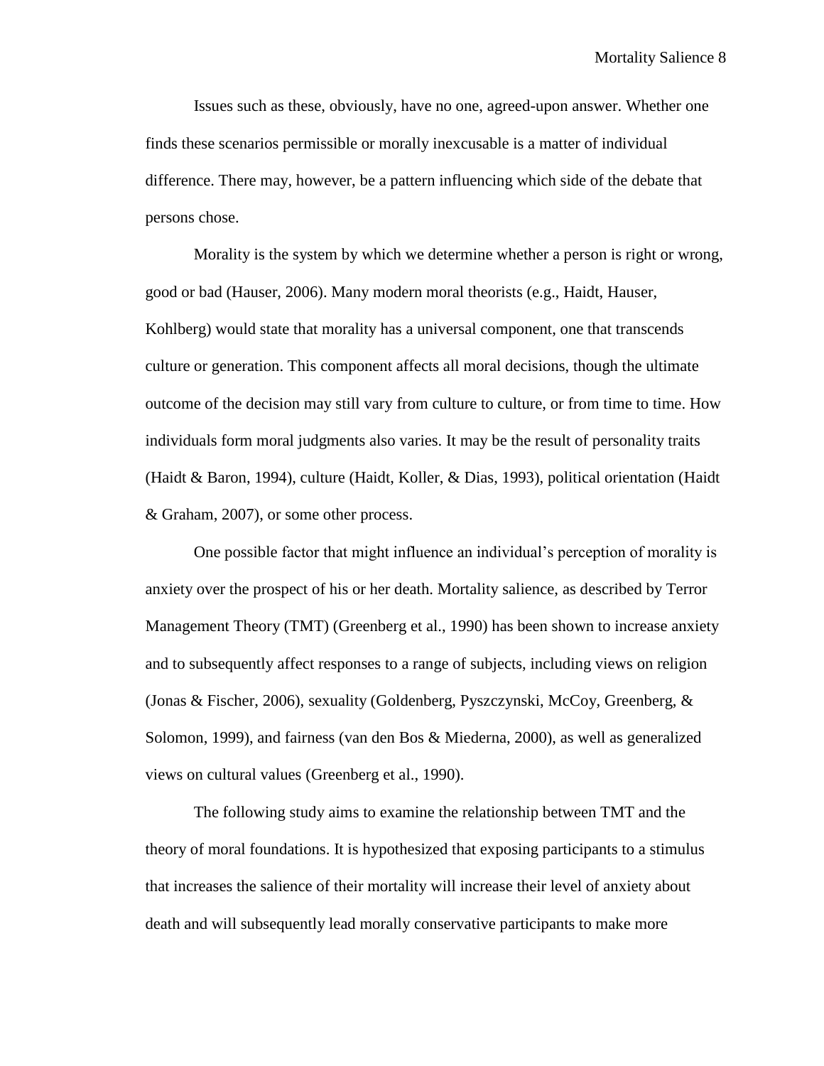Issues such as these, obviously, have no one, agreed-upon answer. Whether one finds these scenarios permissible or morally inexcusable is a matter of individual difference. There may, however, be a pattern influencing which side of the debate that persons chose.

Morality is the system by which we determine whether a person is right or wrong, good or bad (Hauser, 2006). Many modern moral theorists (e.g., Haidt, Hauser, Kohlberg) would state that morality has a universal component, one that transcends culture or generation. This component affects all moral decisions, though the ultimate outcome of the decision may still vary from culture to culture, or from time to time. How individuals form moral judgments also varies. It may be the result of personality traits (Haidt & Baron, 1994), culture (Haidt, Koller, & Dias, 1993), political orientation (Haidt & Graham, 2007), or some other process.

One possible factor that might influence an individual's perception of morality is anxiety over the prospect of his or her death. Mortality salience, as described by Terror Management Theory (TMT) (Greenberg et al., 1990) has been shown to increase anxiety and to subsequently affect responses to a range of subjects, including views on religion (Jonas & Fischer, 2006), sexuality (Goldenberg, Pyszczynski, McCoy, Greenberg, & Solomon, 1999), and fairness (van den Bos & Miederna, 2000), as well as generalized views on cultural values (Greenberg et al., 1990).

The following study aims to examine the relationship between TMT and the theory of moral foundations. It is hypothesized that exposing participants to a stimulus that increases the salience of their mortality will increase their level of anxiety about death and will subsequently lead morally conservative participants to make more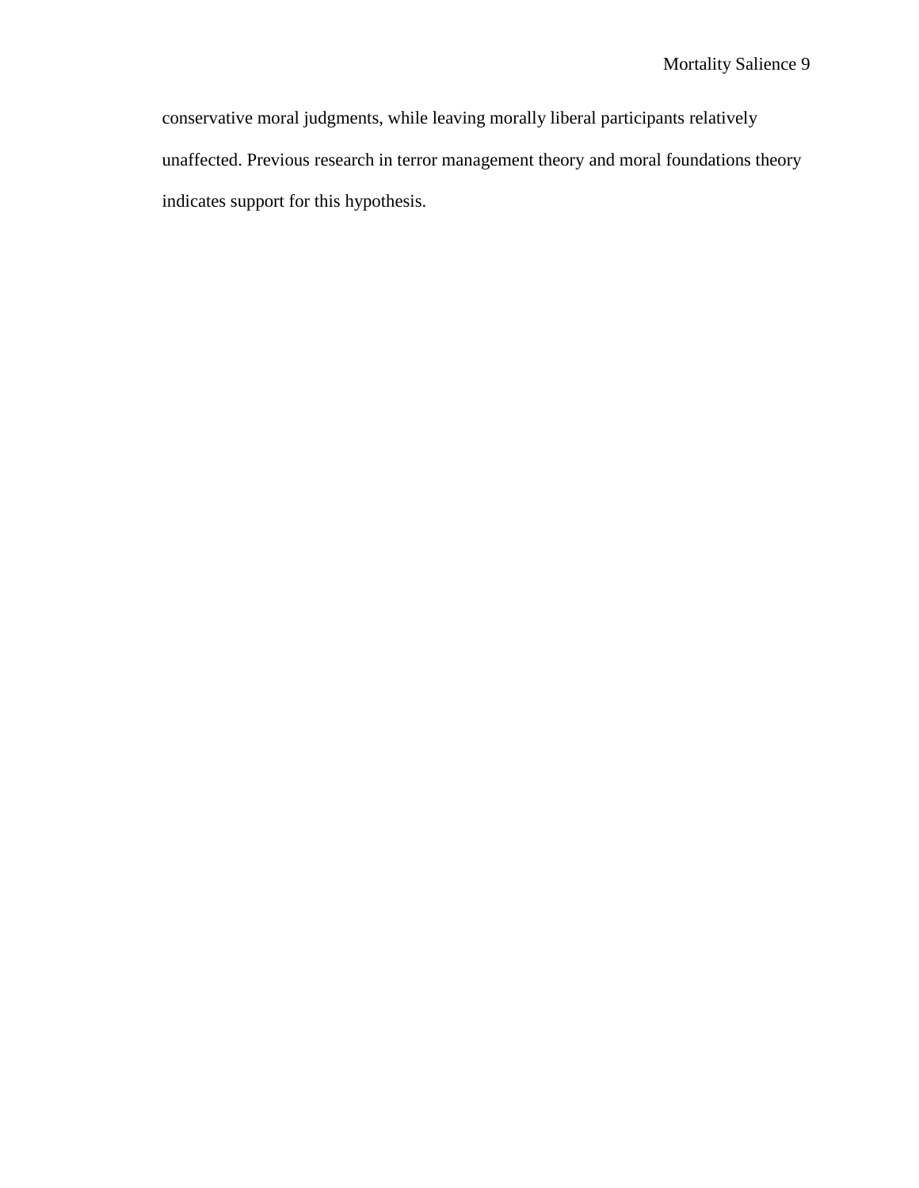conservative moral judgments, while leaving morally liberal participants relatively unaffected. Previous research in terror management theory and moral foundations theory indicates support for this hypothesis.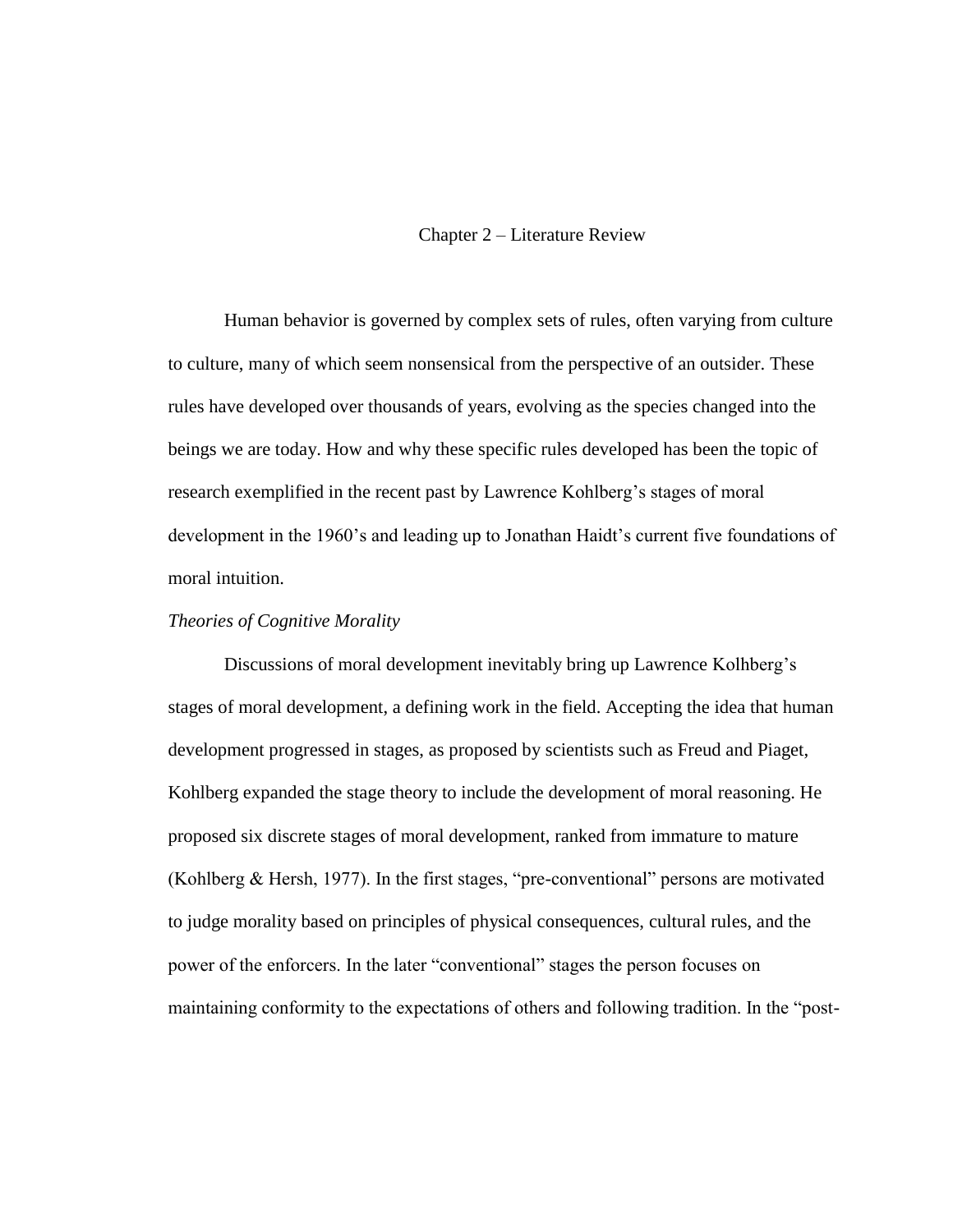## Chapter 2 – Literature Review

Human behavior is governed by complex sets of rules, often varying from culture to culture, many of which seem nonsensical from the perspective of an outsider. These rules have developed over thousands of years, evolving as the species changed into the beings we are today. How and why these specific rules developed has been the topic of research exemplified in the recent past by Lawrence Kohlberg's stages of moral development in the 1960's and leading up to Jonathan Haidt's current five foundations of moral intuition.

### *Theories of Cognitive Morality*

Discussions of moral development inevitably bring up Lawrence Kolhberg's stages of moral development, a defining work in the field. Accepting the idea that human development progressed in stages, as proposed by scientists such as Freud and Piaget, Kohlberg expanded the stage theory to include the development of moral reasoning. He proposed six discrete stages of moral development, ranked from immature to mature (Kohlberg & Hersh, 1977). In the first stages, "pre-conventional" persons are motivated to judge morality based on principles of physical consequences, cultural rules, and the power of the enforcers. In the later "conventional" stages the person focuses on maintaining conformity to the expectations of others and following tradition. In the "post-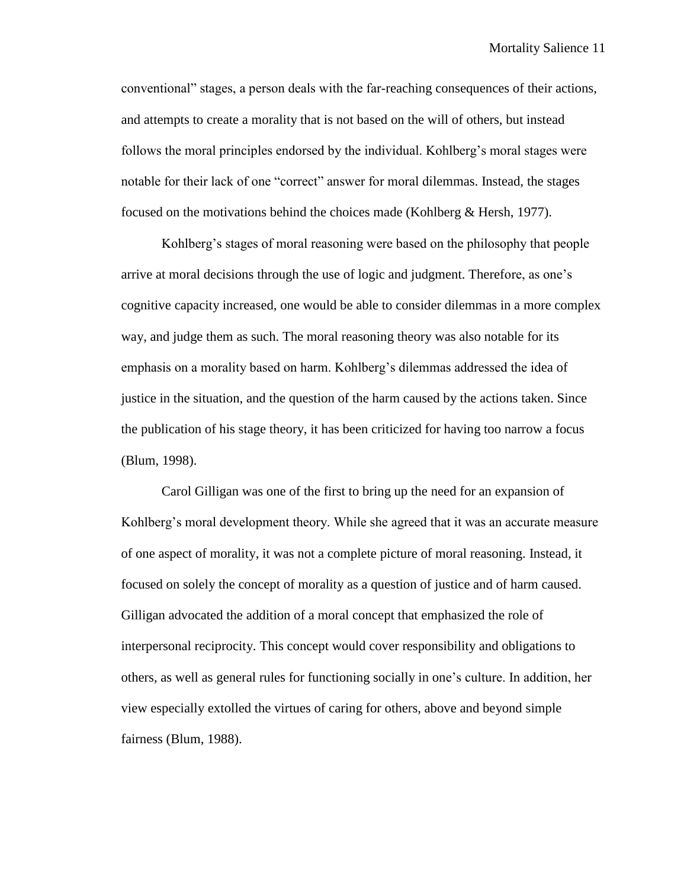conventional" stages, a person deals with the far-reaching consequences of their actions, and attempts to create a morality that is not based on the will of others, but instead follows the moral principles endorsed by the individual. Kohlberg's moral stages were notable for their lack of one "correct" answer for moral dilemmas. Instead, the stages focused on the motivations behind the choices made (Kohlberg & Hersh, 1977).

Kohlberg's stages of moral reasoning were based on the philosophy that people arrive at moral decisions through the use of logic and judgment. Therefore, as one's cognitive capacity increased, one would be able to consider dilemmas in a more complex way, and judge them as such. The moral reasoning theory was also notable for its emphasis on a morality based on harm. Kohlberg's dilemmas addressed the idea of justice in the situation, and the question of the harm caused by the actions taken. Since the publication of his stage theory, it has been criticized for having too narrow a focus (Blum, 1998).

Carol Gilligan was one of the first to bring up the need for an expansion of Kohlberg's moral development theory. While she agreed that it was an accurate measure of one aspect of morality, it was not a complete picture of moral reasoning. Instead, it focused on solely the concept of morality as a question of justice and of harm caused. Gilligan advocated the addition of a moral concept that emphasized the role of interpersonal reciprocity. This concept would cover responsibility and obligations to others, as well as general rules for functioning socially in one's culture. In addition, her view especially extolled the virtues of caring for others, above and beyond simple fairness (Blum, 1988).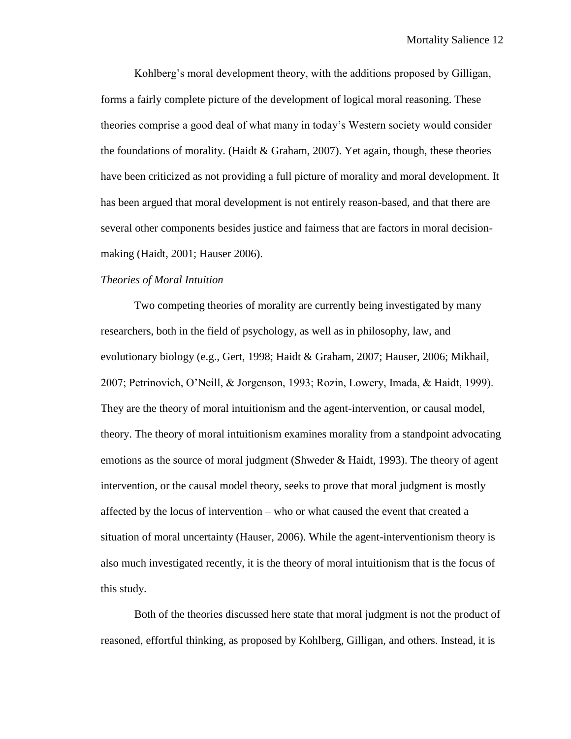Kohlberg's moral development theory, with the additions proposed by Gilligan, forms a fairly complete picture of the development of logical moral reasoning. These theories comprise a good deal of what many in today's Western society would consider the foundations of morality. (Haidt & Graham, 2007). Yet again, though, these theories have been criticized as not providing a full picture of morality and moral development. It has been argued that moral development is not entirely reason-based, and that there are several other components besides justice and fairness that are factors in moral decision-making (Haidt, 2001; Hauser 2006).

*Theories of Moral Intuition*

Two competing theories of morality are currently being investigated by many researchers, both in the field of psychology, as well as in philosophy, law, and evolutionary biology (e.g., Gert, 1998; Haidt & Graham, 2007; Hauser, 2006; Mikhail, 2007; Petrinovich, O'Neill, & Jorgenson, 1993; Rozin, Lowery, Imada, & Haidt, 1999). They are the theory of moral intuitionism and the agent-intervention, or causal model, theory. The theory of moral intuitionism examines morality from a standpoint advocating emotions as the source of moral judgment (Shweder & Haidt, 1993). The theory of agent intervention, or the causal model theory, seeks to prove that moral judgment is mostly affected by the locus of intervention – who or what caused the event that created a situation of moral uncertainty (Hauser, 2006). While the agent-interventionism theory is also much investigated recently, it is the theory of moral intuitionism that is the focus of this study.

Both of the theories discussed here state that moral judgment is not the product of reasoned, effortful thinking, as proposed by Kohlberg, Gilligan, and others. Instead, it is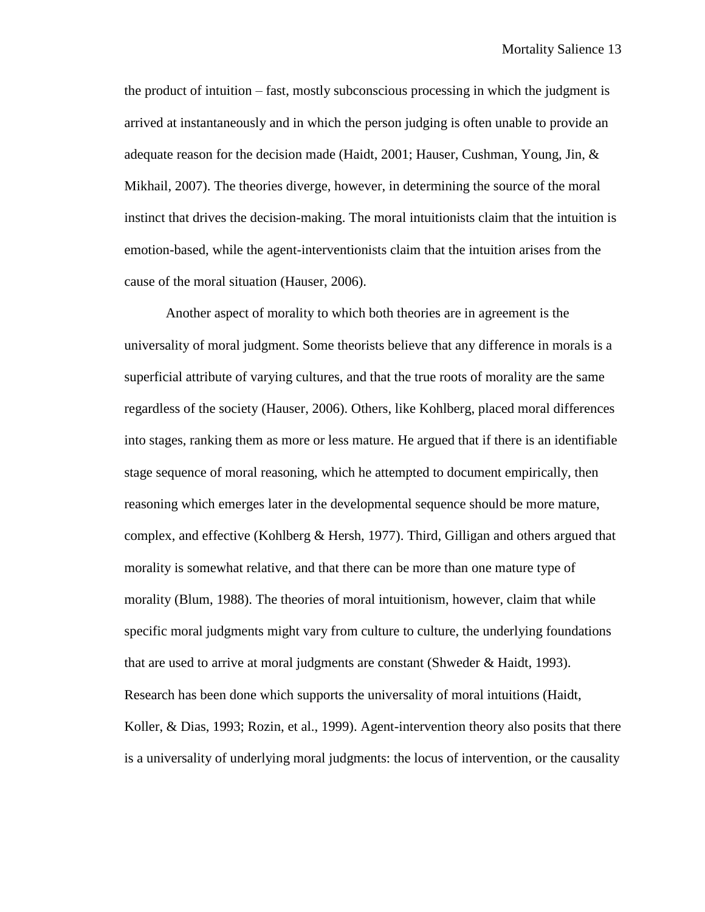the product of intuition – fast, mostly subconscious processing in which the judgment is arrived at instantaneously and in which the person judging is often unable to provide an adequate reason for the decision made (Haidt, 2001; Hauser, Cushman, Young, Jin, & Mikhail, 2007). The theories diverge, however, in determining the source of the moral instinct that drives the decision-making. The moral intuitionists claim that the intuition is emotion-based, while the agent-interventionists claim that the intuition arises from the cause of the moral situation (Hauser, 2006).

Another aspect of morality to which both theories are in agreement is the universality of moral judgment. Some theorists believe that any difference in morals is a superficial attribute of varying cultures, and that the true roots of morality are the same regardless of the society (Hauser, 2006). Others, like Kohlberg, placed moral differences into stages, ranking them as more or less mature. He argued that if there is an identifiable stage sequence of moral reasoning, which he attempted to document empirically, then reasoning which emerges later in the developmental sequence should be more mature, complex, and effective (Kohlberg & Hersh, 1977). Third, Gilligan and others argued that morality is somewhat relative, and that there can be more than one mature type of morality (Blum, 1988). The theories of moral intuitionism, however, claim that while specific moral judgments might vary from culture to culture, the underlying foundations that are used to arrive at moral judgments are constant (Shweder & Haidt, 1993). Research has been done which supports the universality of moral intuitions (Haidt, Koller, & Dias, 1993; Rozin, et al., 1999). Agent-intervention theory also posits that there is a universality of underlying moral judgments: the locus of intervention, or the causality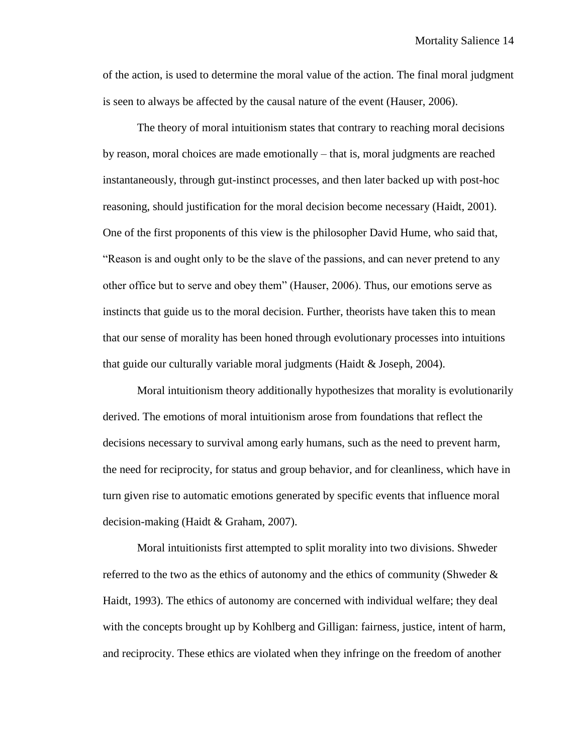of the action, is used to determine the moral value of the action. The final moral judgment is seen to always be affected by the causal nature of the event (Hauser, 2006).

The theory of moral intuitionism states that contrary to reaching moral decisions by reason, moral choices are made emotionally – that is, moral judgments are reached instantaneously, through gut-instinct processes, and then later backed up with post-hoc reasoning, should justification for the moral decision become necessary (Haidt, 2001). One of the first proponents of this view is the philosopher David Hume, who said that, "Reason is and ought only to be the slave of the passions, and can never pretend to any other office but to serve and obey them" (Hauser, 2006). Thus, our emotions serve as instincts that guide us to the moral decision. Further, theorists have taken this to mean that our sense of morality has been honed through evolutionary processes into intuitions that guide our culturally variable moral judgments (Haidt & Joseph, 2004).

Moral intuitionism theory additionally hypothesizes that morality is evolutionarily derived. The emotions of moral intuitionism arose from foundations that reflect the decisions necessary to survival among early humans, such as the need to prevent harm, the need for reciprocity, for status and group behavior, and for cleanliness, which have in turn given rise to automatic emotions generated by specific events that influence moral decision-making (Haidt & Graham, 2007).

Moral intuitionists first attempted to split morality into two divisions. Shweder referred to the two as the ethics of autonomy and the ethics of community (Shweder & Haidt, 1993). The ethics of autonomy are concerned with individual welfare; they deal with the concepts brought up by Kohlberg and Gilligan: fairness, justice, intent of harm, and reciprocity. These ethics are violated when they infringe on the freedom of another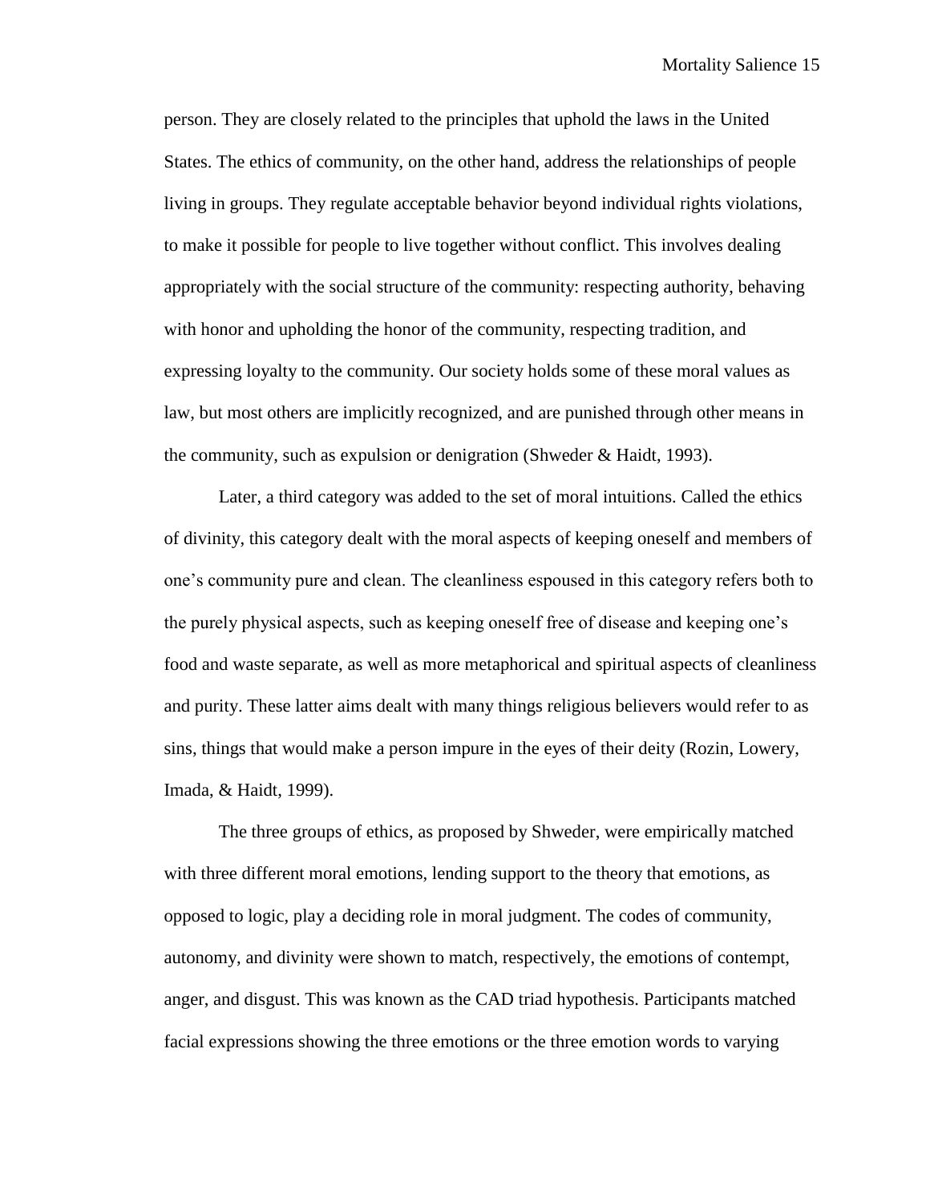person. They are closely related to the principles that uphold the laws in the United States. The ethics of community, on the other hand, address the relationships of people living in groups. They regulate acceptable behavior beyond individual rights violations, to make it possible for people to live together without conflict. This involves dealing appropriately with the social structure of the community: respecting authority, behaving with honor and upholding the honor of the community, respecting tradition, and expressing loyalty to the community. Our society holds some of these moral values as law, but most others are implicitly recognized, and are punished through other means in the community, such as expulsion or denigration (Shweder & Haidt, 1993).

Later, a third category was added to the set of moral intuitions. Called the ethics of divinity, this category dealt with the moral aspects of keeping oneself and members of one's community pure and clean. The cleanliness espoused in this category refers both to the purely physical aspects, such as keeping oneself free of disease and keeping one's food and waste separate, as well as more metaphorical and spiritual aspects of cleanliness and purity. These latter aims dealt with many things religious believers would refer to as sins, things that would make a person impure in the eyes of their deity (Rozin, Lowery, Imada, & Haidt, 1999).

The three groups of ethics, as proposed by Shweder, were empirically matched with three different moral emotions, lending support to the theory that emotions, as opposed to logic, play a deciding role in moral judgment. The codes of community, autonomy, and divinity were shown to match, respectively, the emotions of contempt, anger, and disgust. This was known as the CAD triad hypothesis. Participants matched facial expressions showing the three emotions or the three emotion words to varying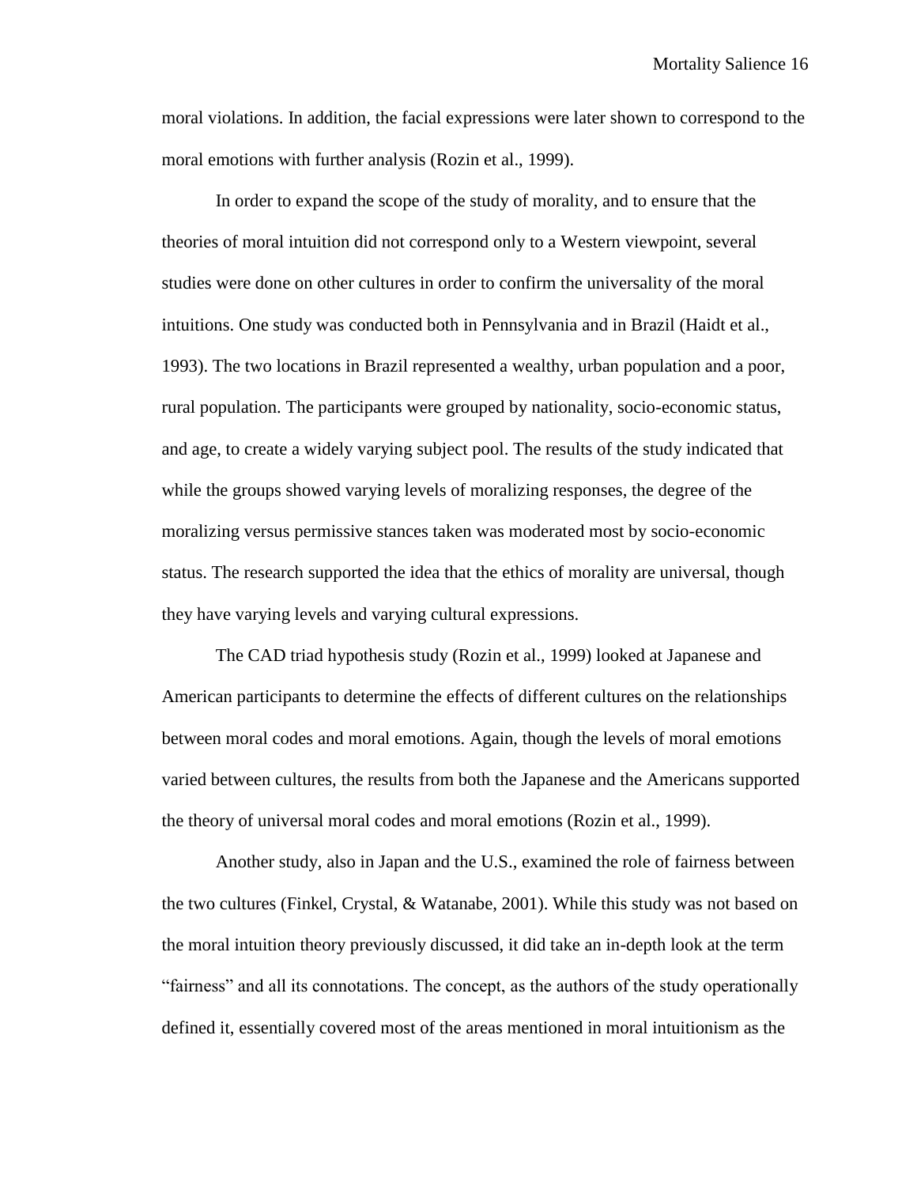moral violations. In addition, the facial expressions were later shown to correspond to the moral emotions with further analysis (Rozin et al., 1999).

In order to expand the scope of the study of morality, and to ensure that the theories of moral intuition did not correspond only to a Western viewpoint, several studies were done on other cultures in order to confirm the universality of the moral intuitions. One study was conducted both in Pennsylvania and in Brazil (Haidt et al., 1993). The two locations in Brazil represented a wealthy, urban population and a poor, rural population. The participants were grouped by nationality, socio-economic status, and age, to create a widely varying subject pool. The results of the study indicated that while the groups showed varying levels of moralizing responses, the degree of the moralizing versus permissive stances taken was moderated most by socio-economic status. The research supported the idea that the ethics of morality are universal, though they have varying levels and varying cultural expressions.

The CAD triad hypothesis study (Rozin et al., 1999) looked at Japanese and American participants to determine the effects of different cultures on the relationships between moral codes and moral emotions. Again, though the levels of moral emotions varied between cultures, the results from both the Japanese and the Americans supported the theory of universal moral codes and moral emotions (Rozin et al., 1999).

Another study, also in Japan and the U.S., examined the role of fairness between the two cultures (Finkel, Crystal, & Watanabe, 2001). While this study was not based on the moral intuition theory previously discussed, it did take an in-depth look at the term "fairness" and all its connotations. The concept, as the authors of the study operationally defined it, essentially covered most of the areas mentioned in moral intuitionism as the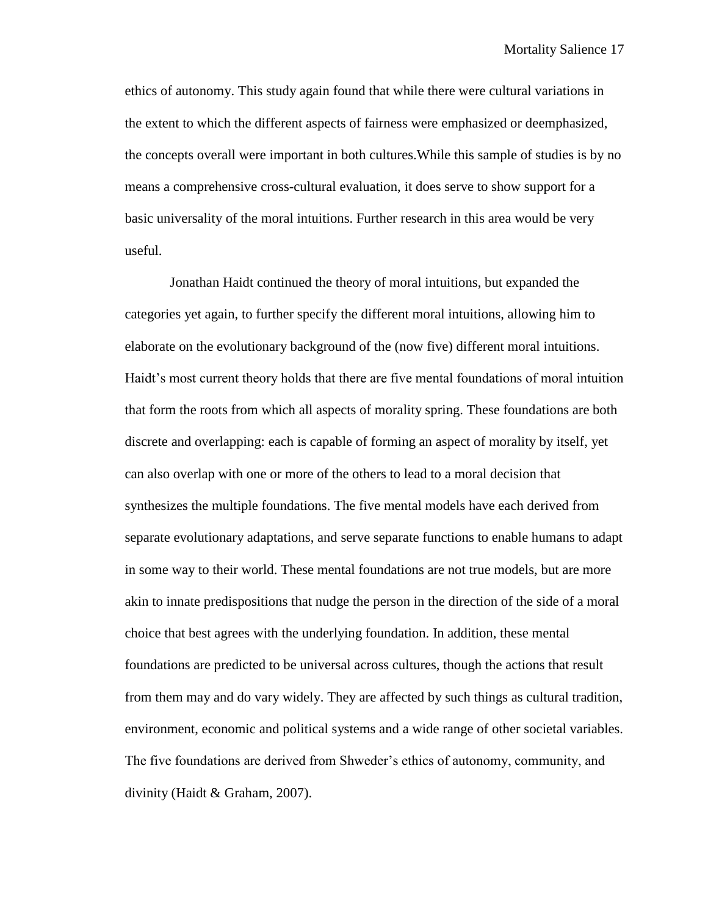ethics of autonomy. This study again found that while there were cultural variations in the extent to which the different aspects of fairness were emphasized or deemphasized, the concepts overall were important in both cultures.While this sample of studies is by no means a comprehensive cross-cultural evaluation, it does serve to show support for a basic universality of the moral intuitions. Further research in this area would be very useful.

Jonathan Haidt continued the theory of moral intuitions, but expanded the categories yet again, to further specify the different moral intuitions, allowing him to elaborate on the evolutionary background of the (now five) different moral intuitions. Haidt's most current theory holds that there are five mental foundations of moral intuition that form the roots from which all aspects of morality spring. These foundations are both discrete and overlapping: each is capable of forming an aspect of morality by itself, yet can also overlap with one or more of the others to lead to a moral decision that synthesizes the multiple foundations. The five mental models have each derived from separate evolutionary adaptations, and serve separate functions to enable humans to adapt in some way to their world. These mental foundations are not true models, but are more akin to innate predispositions that nudge the person in the direction of the side of a moral choice that best agrees with the underlying foundation. In addition, these mental foundations are predicted to be universal across cultures, though the actions that result from them may and do vary widely. They are affected by such things as cultural tradition, environment, economic and political systems and a wide range of other societal variables. The five foundations are derived from Shweder's ethics of autonomy, community, and divinity (Haidt & Graham, 2007).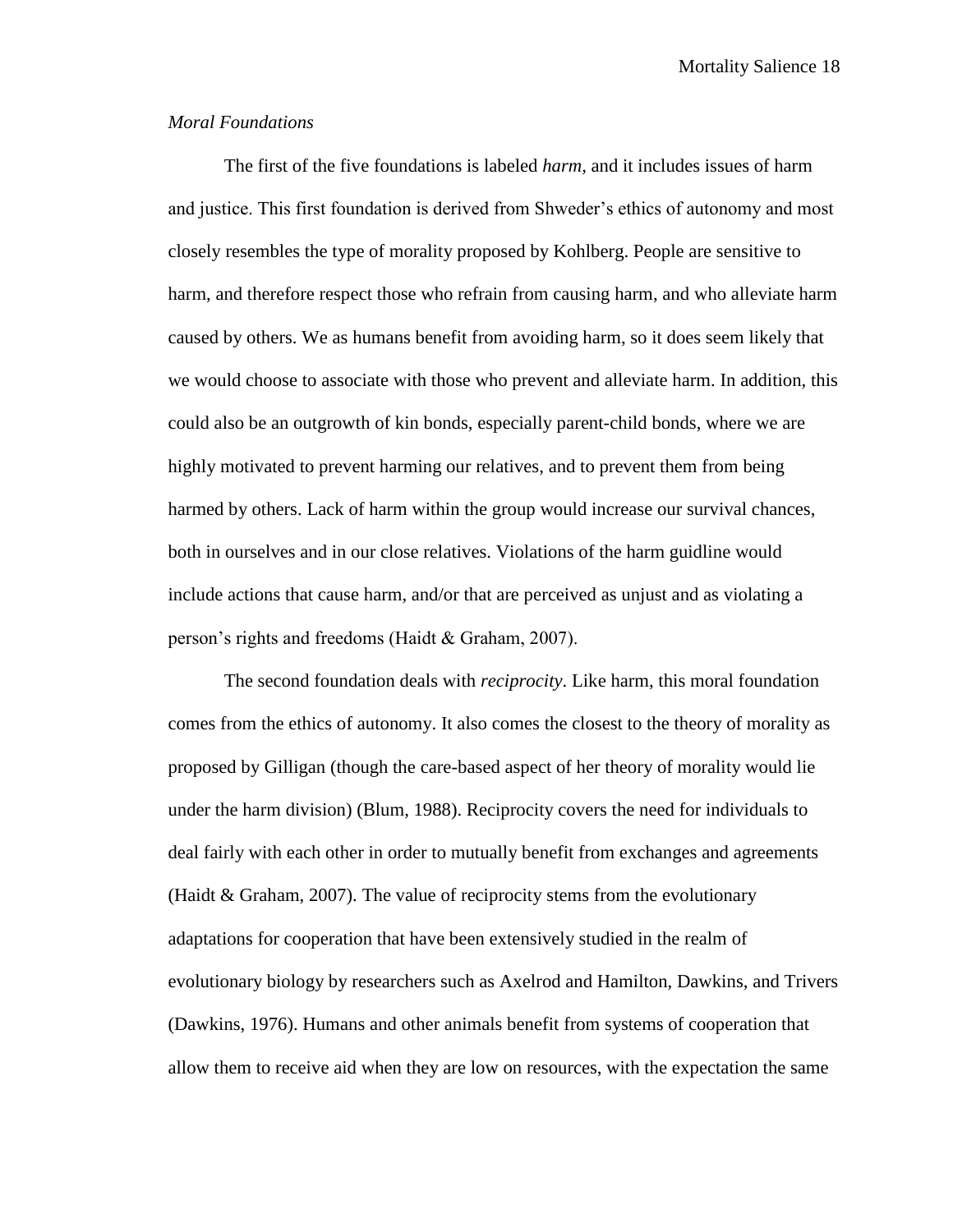*Moral Foundations*

The first of the five foundations is labeled *harm*, and it includes issues of harm and justice. This first foundation is derived from Shweder's ethics of autonomy and most closely resembles the type of morality proposed by Kohlberg. People are sensitive to harm, and therefore respect those who refrain from causing harm, and who alleviate harm caused by others. We as humans benefit from avoiding harm, so it does seem likely that we would choose to associate with those who prevent and alleviate harm. In addition, this could also be an outgrowth of kin bonds, especially parent-child bonds, where we are highly motivated to prevent harming our relatives, and to prevent them from being harmed by others. Lack of harm within the group would increase our survival chances, both in ourselves and in our close relatives. Violations of the harm guidline would include actions that cause harm, and/or that are perceived as unjust and as violating a person's rights and freedoms (Haidt & Graham, 2007).

The second foundation deals with *reciprocity*. Like harm, this moral foundation comes from the ethics of autonomy. It also comes the closest to the theory of morality as proposed by Gilligan (though the care-based aspect of her theory of morality would lie under the harm division) (Blum, 1988). Reciprocity covers the need for individuals to deal fairly with each other in order to mutually benefit from exchanges and agreements (Haidt & Graham, 2007). The value of reciprocity stems from the evolutionary adaptations for cooperation that have been extensively studied in the realm of evolutionary biology by researchers such as Axelrod and Hamilton, Dawkins, and Trivers (Dawkins, 1976). Humans and other animals benefit from systems of cooperation that allow them to receive aid when they are low on resources, with the expectation the same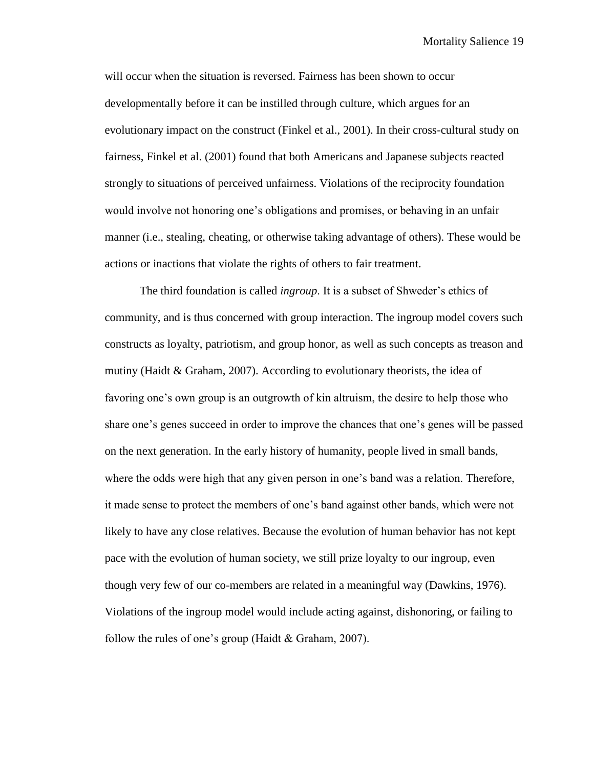will occur when the situation is reversed. Fairness has been shown to occur developmentally before it can be instilled through culture, which argues for an evolutionary impact on the construct (Finkel et al., 2001). In their cross-cultural study on fairness, Finkel et al. (2001) found that both Americans and Japanese subjects reacted strongly to situations of perceived unfairness. Violations of the reciprocity foundation would involve not honoring one's obligations and promises, or behaving in an unfair manner (i.e., stealing, cheating, or otherwise taking advantage of others). These would be actions or inactions that violate the rights of others to fair treatment.

The third foundation is called *ingroup*. It is a subset of Shweder's ethics of community, and is thus concerned with group interaction. The ingroup model covers such constructs as loyalty, patriotism, and group honor, as well as such concepts as treason and mutiny (Haidt & Graham, 2007). According to evolutionary theorists, the idea of favoring one's own group is an outgrowth of kin altruism, the desire to help those who share one's genes succeed in order to improve the chances that one's genes will be passed on the next generation. In the early history of humanity, people lived in small bands, where the odds were high that any given person in one's band was a relation. Therefore, it made sense to protect the members of one's band against other bands, which were not likely to have any close relatives. Because the evolution of human behavior has not kept pace with the evolution of human society, we still prize loyalty to our ingroup, even though very few of our co-members are related in a meaningful way (Dawkins, 1976). Violations of the ingroup model would include acting against, dishonoring, or failing to follow the rules of one's group (Haidt & Graham, 2007).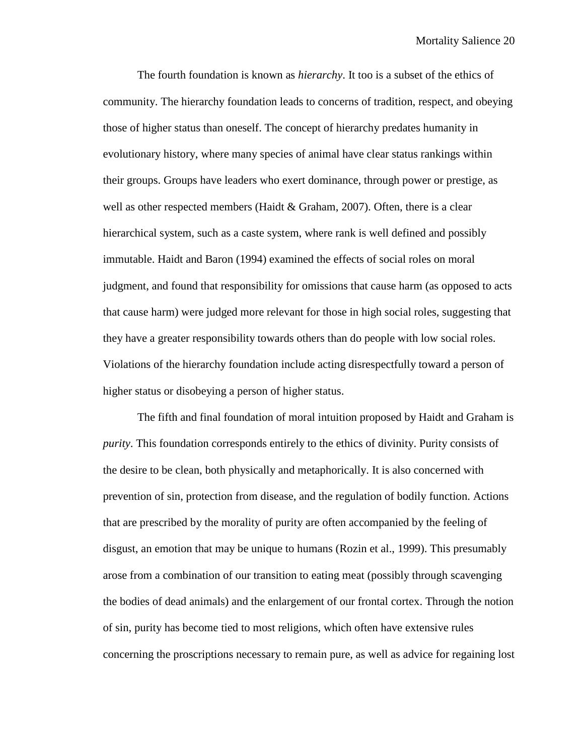The fourth foundation is known as *hierarchy*. It too is a subset of the ethics of community. The hierarchy foundation leads to concerns of tradition, respect, and obeying those of higher status than oneself. The concept of hierarchy predates humanity in evolutionary history, where many species of animal have clear status rankings within their groups. Groups have leaders who exert dominance, through power or prestige, as well as other respected members (Haidt & Graham, 2007). Often, there is a clear hierarchical system, such as a caste system, where rank is well defined and possibly immutable. Haidt and Baron (1994) examined the effects of social roles on moral judgment, and found that responsibility for omissions that cause harm (as opposed to acts that cause harm) were judged more relevant for those in high social roles, suggesting that they have a greater responsibility towards others than do people with low social roles. Violations of the hierarchy foundation include acting disrespectfully toward a person of higher status or disobeying a person of higher status.

The fifth and final foundation of moral intuition proposed by Haidt and Graham is *purity*. This foundation corresponds entirely to the ethics of divinity. Purity consists of the desire to be clean, both physically and metaphorically. It is also concerned with prevention of sin, protection from disease, and the regulation of bodily function. Actions that are prescribed by the morality of purity are often accompanied by the feeling of disgust, an emotion that may be unique to humans (Rozin et al., 1999). This presumably arose from a combination of our transition to eating meat (possibly through scavenging the bodies of dead animals) and the enlargement of our frontal cortex. Through the notion of sin, purity has become tied to most religions, which often have extensive rules concerning the proscriptions necessary to remain pure, as well as advice for regaining lost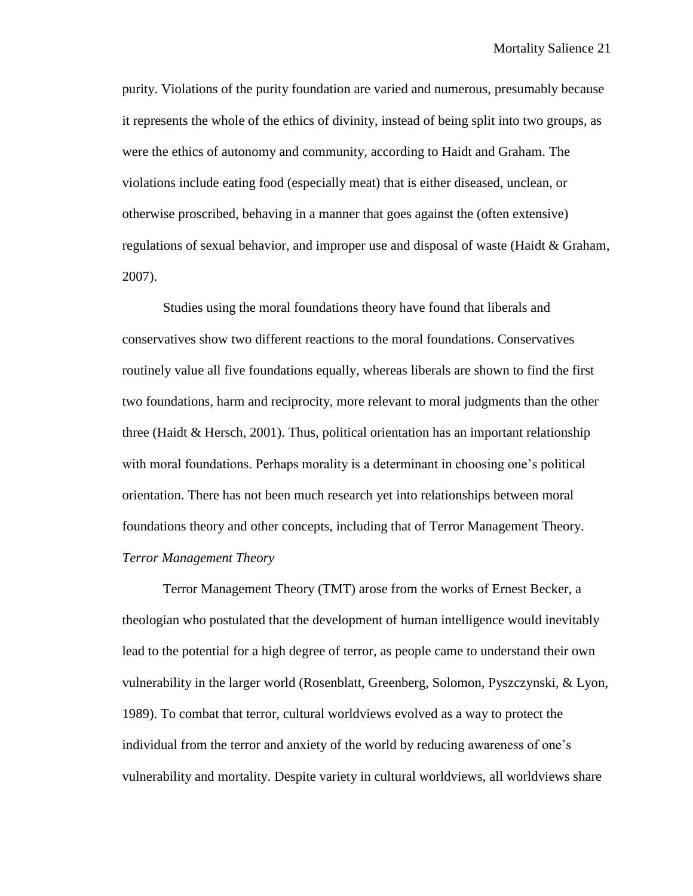purity. Violations of the purity foundation are varied and numerous, presumably because it represents the whole of the ethics of divinity, instead of being split into two groups, as were the ethics of autonomy and community, according to Haidt and Graham. The violations include eating food (especially meat) that is either diseased, unclean, or otherwise proscribed, behaving in a manner that goes against the (often extensive) regulations of sexual behavior, and improper use and disposal of waste (Haidt & Graham, 2007).

Studies using the moral foundations theory have found that liberals and conservatives show two different reactions to the moral foundations. Conservatives routinely value all five foundations equally, whereas liberals are shown to find the first two foundations, harm and reciprocity, more relevant to moral judgments than the other three (Haidt & Hersch, 2001). Thus, political orientation has an important relationship with moral foundations. Perhaps morality is a determinant in choosing one's political orientation. There has not been much research yet into relationships between moral foundations theory and other concepts, including that of Terror Management Theory.

### *Terror Management Theory*

Terror Management Theory (TMT) arose from the works of Ernest Becker, a theologian who postulated that the development of human intelligence would inevitably lead to the potential for a high degree of terror, as people came to understand their own vulnerability in the larger world (Rosenblatt, Greenberg, Solomon, Pyszczynski, & Lyon, 1989). To combat that terror, cultural worldviews evolved as a way to protect the individual from the terror and anxiety of the world by reducing awareness of one's vulnerability and mortality. Despite variety in cultural worldviews, all worldviews share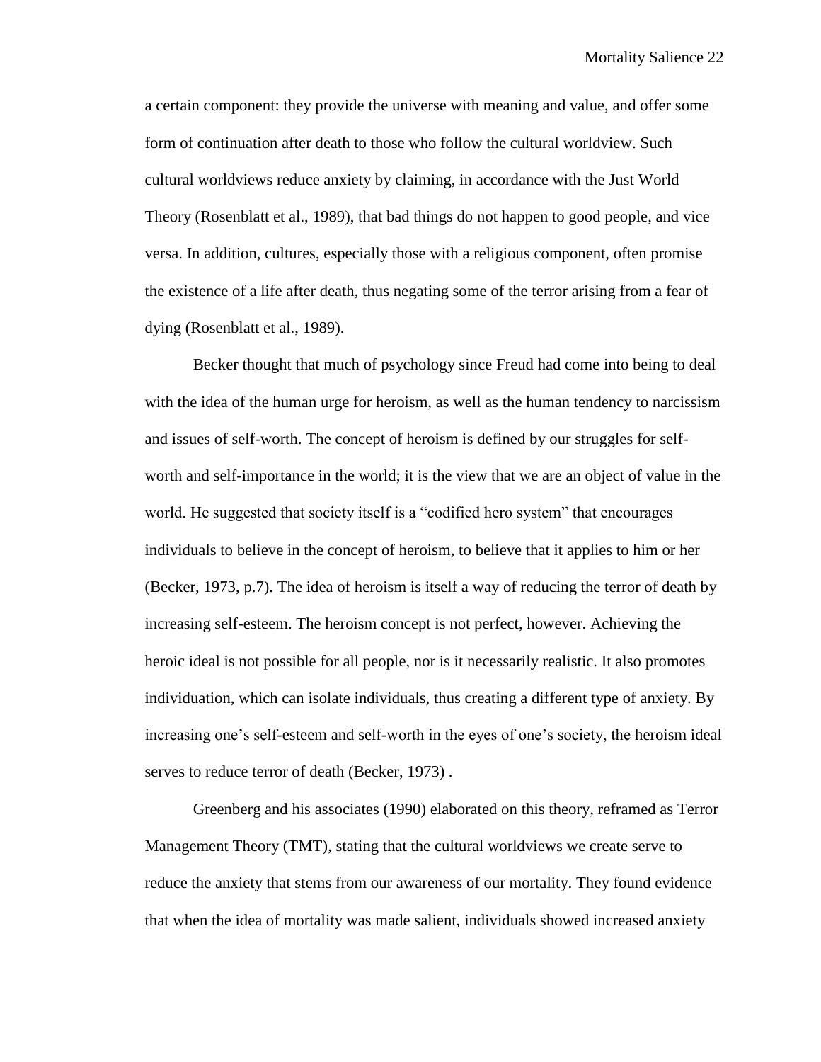a certain component: they provide the universe with meaning and value, and offer some form of continuation after death to those who follow the cultural worldview. Such cultural worldviews reduce anxiety by claiming, in accordance with the Just World Theory (Rosenblatt et al., 1989), that bad things do not happen to good people, and vice versa. In addition, cultures, especially those with a religious component, often promise the existence of a life after death, thus negating some of the terror arising from a fear of dying (Rosenblatt et al., 1989).

Becker thought that much of psychology since Freud had come into being to deal with the idea of the human urge for heroism, as well as the human tendency to narcissism and issues of self-worth. The concept of heroism is defined by our struggles for self-worth and self-importance in the world; it is the view that we are an object of value in the world. He suggested that society itself is a "codified hero system" that encourages individuals to believe in the concept of heroism, to believe that it applies to him or her (Becker, 1973, p.7). The idea of heroism is itself a way of reducing the terror of death by increasing self-esteem. The heroism concept is not perfect, however. Achieving the heroic ideal is not possible for all people, nor is it necessarily realistic. It also promotes individuation, which can isolate individuals, thus creating a different type of anxiety. By increasing one's self-esteem and self-worth in the eyes of one's society, the heroism ideal serves to reduce terror of death (Becker, 1973) .

Greenberg and his associates (1990) elaborated on this theory, reframed as Terror Management Theory (TMT), stating that the cultural worldviews we create serve to reduce the anxiety that stems from our awareness of our mortality. They found evidence that when the idea of mortality was made salient, individuals showed increased anxiety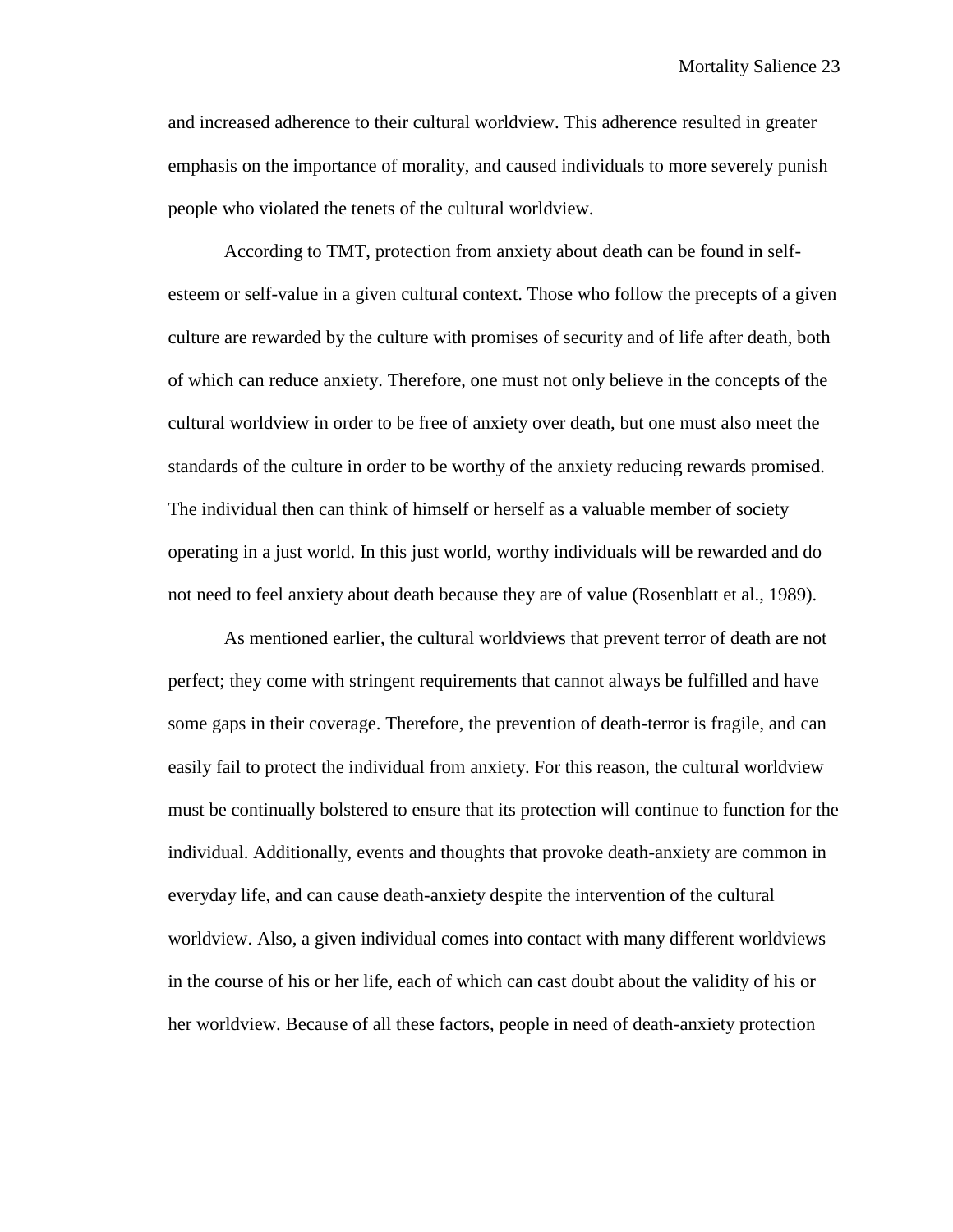and increased adherence to their cultural worldview. This adherence resulted in greater emphasis on the importance of morality, and caused individuals to more severely punish people who violated the tenets of the cultural worldview.

According to TMT, protection from anxiety about death can be found in self-esteem or self-value in a given cultural context. Those who follow the precepts of a given culture are rewarded by the culture with promises of security and of life after death, both of which can reduce anxiety. Therefore, one must not only believe in the concepts of the cultural worldview in order to be free of anxiety over death, but one must also meet the standards of the culture in order to be worthy of the anxiety reducing rewards promised. The individual then can think of himself or herself as a valuable member of society operating in a just world. In this just world, worthy individuals will be rewarded and do not need to feel anxiety about death because they are of value (Rosenblatt et al., 1989).

As mentioned earlier, the cultural worldviews that prevent terror of death are not perfect; they come with stringent requirements that cannot always be fulfilled and have some gaps in their coverage. Therefore, the prevention of death-terror is fragile, and can easily fail to protect the individual from anxiety. For this reason, the cultural worldview must be continually bolstered to ensure that its protection will continue to function for the individual. Additionally, events and thoughts that provoke death-anxiety are common in everyday life, and can cause death-anxiety despite the intervention of the cultural worldview. Also, a given individual comes into contact with many different worldviews in the course of his or her life, each of which can cast doubt about the validity of his or her worldview. Because of all these factors, people in need of death-anxiety protection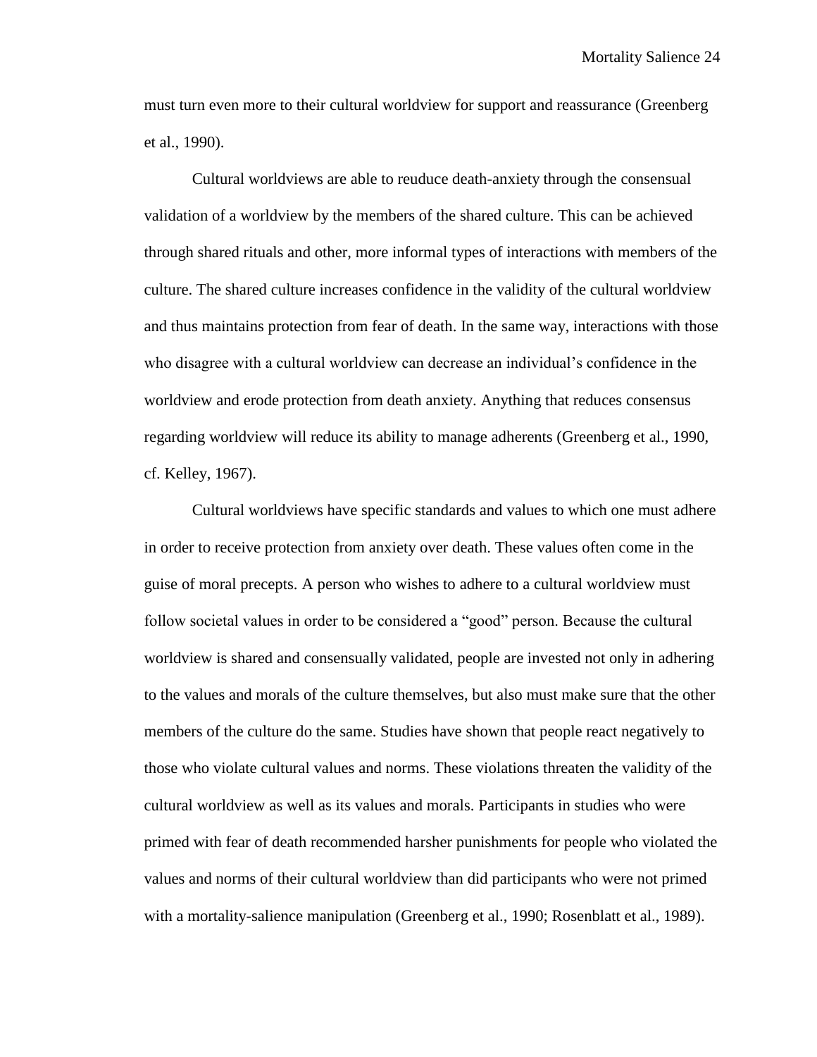must turn even more to their cultural worldview for support and reassurance (Greenberg et al., 1990).

Cultural worldviews are able to reuduce death-anxiety through the consensual validation of a worldview by the members of the shared culture. This can be achieved through shared rituals and other, more informal types of interactions with members of the culture. The shared culture increases confidence in the validity of the cultural worldview and thus maintains protection from fear of death. In the same way, interactions with those who disagree with a cultural worldview can decrease an individual's confidence in the worldview and erode protection from death anxiety. Anything that reduces consensus regarding worldview will reduce its ability to manage adherents (Greenberg et al., 1990, cf. Kelley, 1967).

Cultural worldviews have specific standards and values to which one must adhere in order to receive protection from anxiety over death. These values often come in the guise of moral precepts. A person who wishes to adhere to a cultural worldview must follow societal values in order to be considered a "good" person. Because the cultural worldview is shared and consensually validated, people are invested not only in adhering to the values and morals of the culture themselves, but also must make sure that the other members of the culture do the same. Studies have shown that people react negatively to those who violate cultural values and norms. These violations threaten the validity of the cultural worldview as well as its values and morals. Participants in studies who were primed with fear of death recommended harsher punishments for people who violated the values and norms of their cultural worldview than did participants who were not primed with a mortality-salience manipulation (Greenberg et al., 1990; Rosenblatt et al., 1989).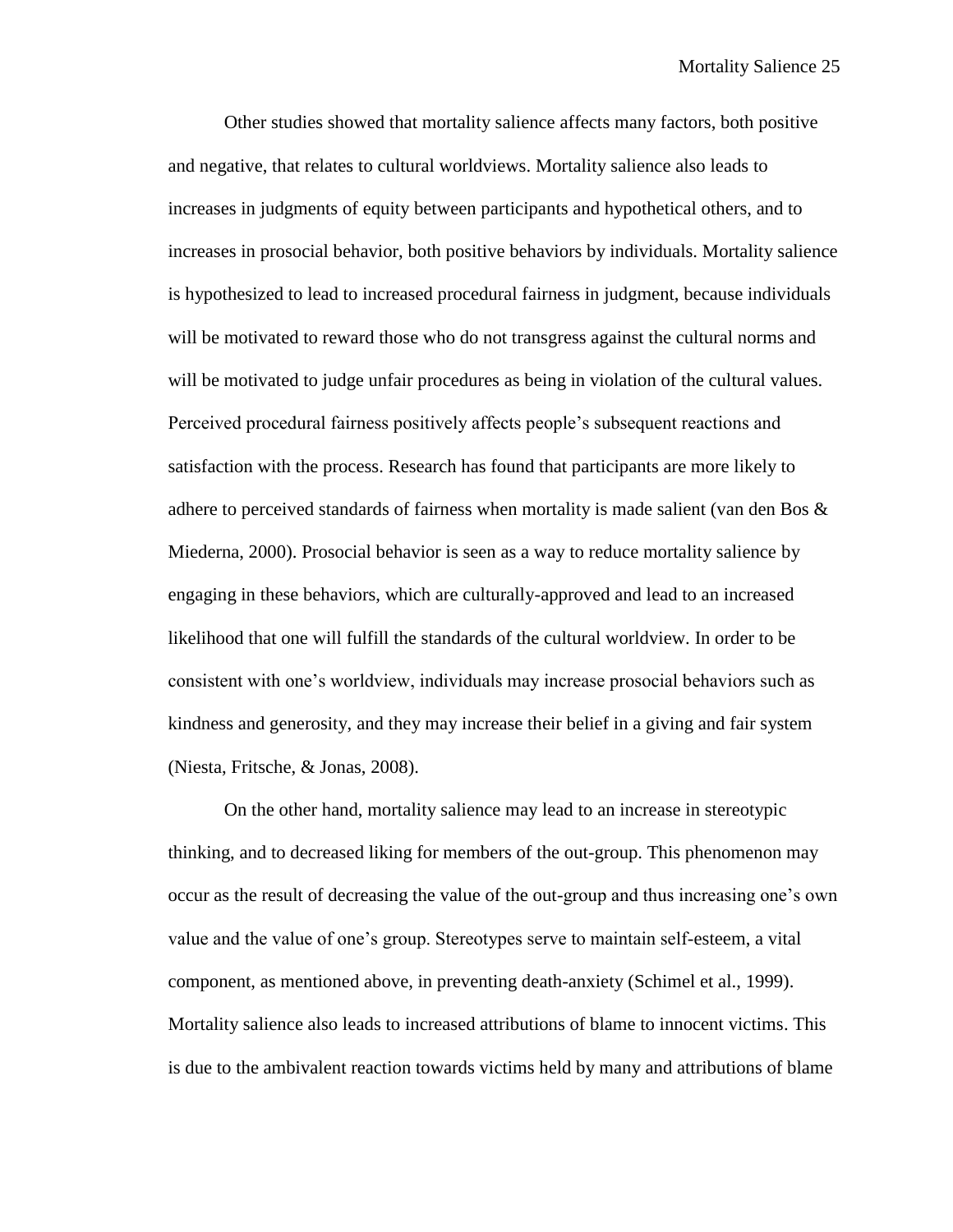Other studies showed that mortality salience affects many factors, both positive and negative, that relates to cultural worldviews. Mortality salience also leads to increases in judgments of equity between participants and hypothetical others, and to increases in prosocial behavior, both positive behaviors by individuals. Mortality salience is hypothesized to lead to increased procedural fairness in judgment, because individuals will be motivated to reward those who do not transgress against the cultural norms and will be motivated to judge unfair procedures as being in violation of the cultural values. Perceived procedural fairness positively affects people's subsequent reactions and satisfaction with the process. Research has found that participants are more likely to adhere to perceived standards of fairness when mortality is made salient (van den Bos & Miederna, 2000). Prosocial behavior is seen as a way to reduce mortality salience by engaging in these behaviors, which are culturally-approved and lead to an increased likelihood that one will fulfill the standards of the cultural worldview. In order to be consistent with one's worldview, individuals may increase prosocial behaviors such as kindness and generosity, and they may increase their belief in a giving and fair system (Niesta, Fritsche, & Jonas, 2008).

On the other hand, mortality salience may lead to an increase in stereotypic thinking, and to decreased liking for members of the out-group. This phenomenon may occur as the result of decreasing the value of the out-group and thus increasing one's own value and the value of one's group. Stereotypes serve to maintain self-esteem, a vital component, as mentioned above, in preventing death-anxiety (Schimel et al., 1999). Mortality salience also leads to increased attributions of blame to innocent victims. This is due to the ambivalent reaction towards victims held by many and attributions of blame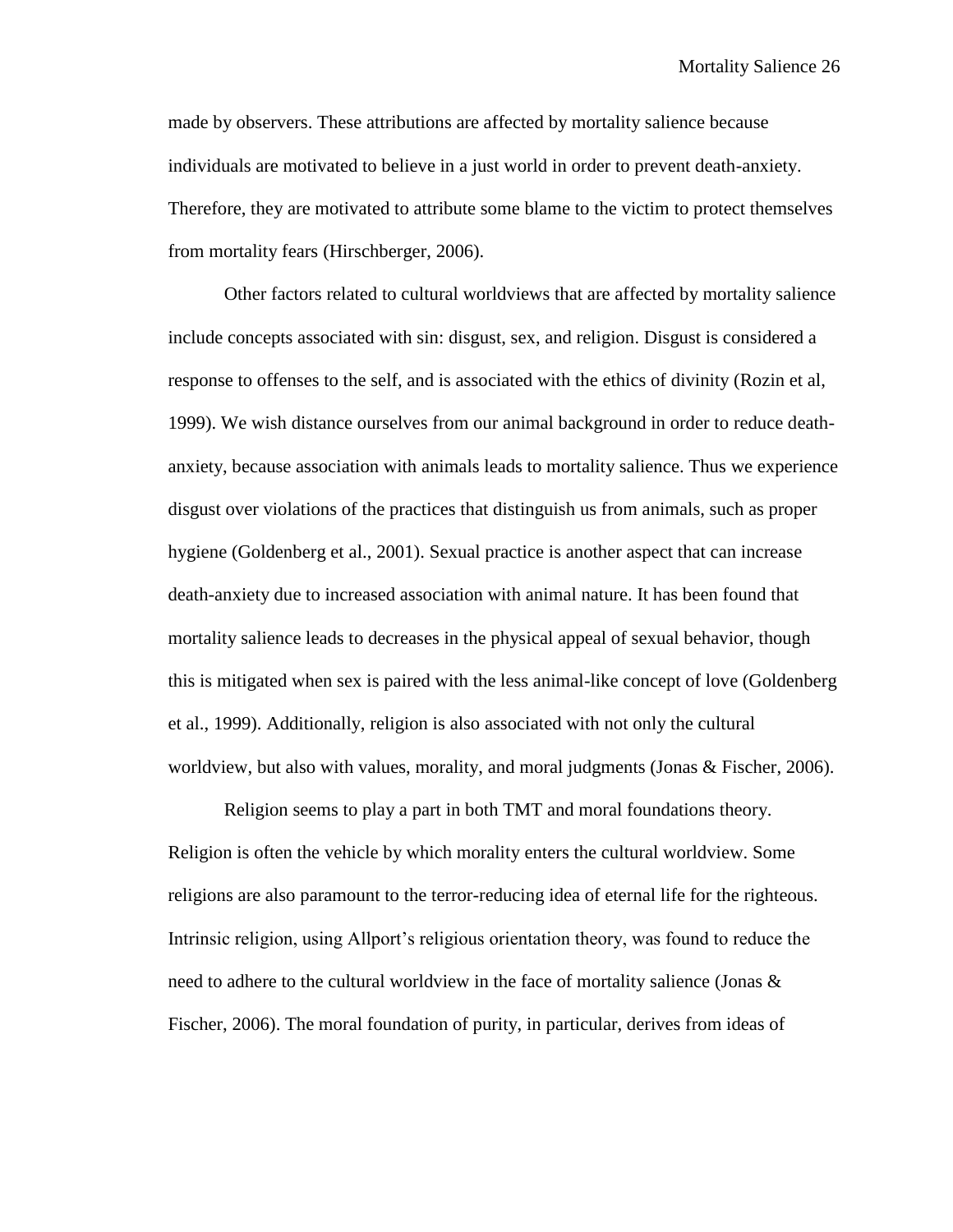made by observers. These attributions are affected by mortality salience because individuals are motivated to believe in a just world in order to prevent death-anxiety. Therefore, they are motivated to attribute some blame to the victim to protect themselves from mortality fears (Hirschberger, 2006).

Other factors related to cultural worldviews that are affected by mortality salience include concepts associated with sin: disgust, sex, and religion. Disgust is considered a response to offenses to the self, and is associated with the ethics of divinity (Rozin et al, 1999). We wish distance ourselves from our animal background in order to reduce death-anxiety, because association with animals leads to mortality salience. Thus we experience disgust over violations of the practices that distinguish us from animals, such as proper hygiene (Goldenberg et al., 2001). Sexual practice is another aspect that can increase death-anxiety due to increased association with animal nature. It has been found that mortality salience leads to decreases in the physical appeal of sexual behavior, though this is mitigated when sex is paired with the less animal-like concept of love (Goldenberg et al., 1999). Additionally, religion is also associated with not only the cultural worldview, but also with values, morality, and moral judgments (Jonas & Fischer, 2006).

Religion seems to play a part in both TMT and moral foundations theory. Religion is often the vehicle by which morality enters the cultural worldview. Some religions are also paramount to the terror-reducing idea of eternal life for the righteous. Intrinsic religion, using Allport's religious orientation theory, was found to reduce the need to adhere to the cultural worldview in the face of mortality salience (Jonas & Fischer, 2006). The moral foundation of purity, in particular, derives from ideas of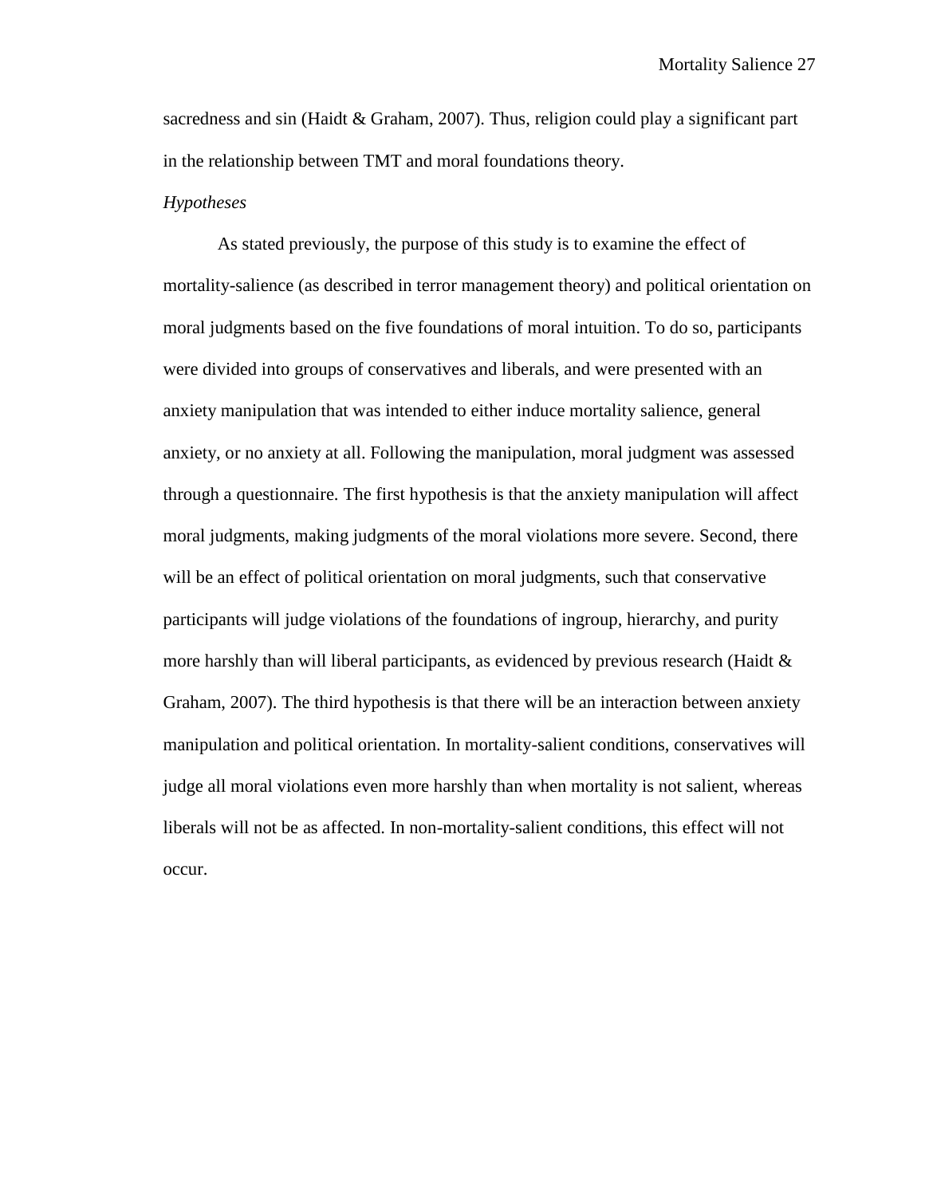sacredness and sin (Haidt & Graham, 2007). Thus, religion could play a significant part in the relationship between TMT and moral foundations theory.

*Hypotheses*

As stated previously, the purpose of this study is to examine the effect of mortality-salience (as described in terror management theory) and political orientation on moral judgments based on the five foundations of moral intuition. To do so, participants were divided into groups of conservatives and liberals, and were presented with an anxiety manipulation that was intended to either induce mortality salience, general anxiety, or no anxiety at all. Following the manipulation, moral judgment was assessed through a questionnaire. The first hypothesis is that the anxiety manipulation will affect moral judgments, making judgments of the moral violations more severe. Second, there will be an effect of political orientation on moral judgments, such that conservative participants will judge violations of the foundations of ingroup, hierarchy, and purity more harshly than will liberal participants, as evidenced by previous research (Haidt & Graham, 2007). The third hypothesis is that there will be an interaction between anxiety manipulation and political orientation. In mortality-salient conditions, conservatives will judge all moral violations even more harshly than when mortality is not salient, whereas liberals will not be as affected. In non-mortality-salient conditions, this effect will not occur.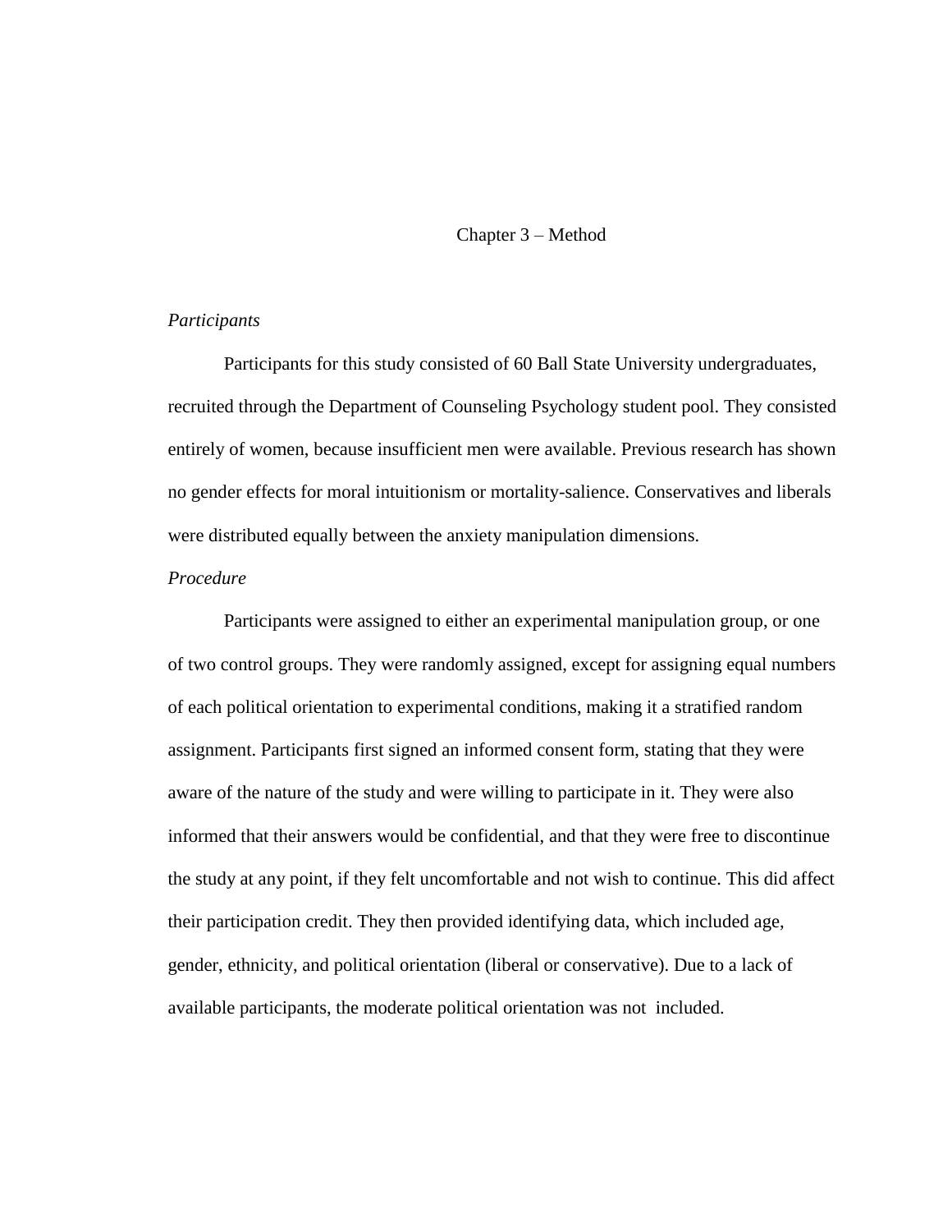# Chapter 3 – Method

*Participants*

Participants for this study consisted of 60 Ball State University undergraduates, recruited through the Department of Counseling Psychology student pool. They consisted entirely of women, because insufficient men were available. Previous research has shown no gender effects for moral intuitionism or mortality-salience. Conservatives and liberals were distributed equally between the anxiety manipulation dimensions.

*Procedure*

Participants were assigned to either an experimental manipulation group, or one of two control groups. They were randomly assigned, except for assigning equal numbers of each political orientation to experimental conditions, making it a stratified random assignment. Participants first signed an informed consent form, stating that they were aware of the nature of the study and were willing to participate in it. They were also informed that their answers would be confidential, and that they were free to discontinue the study at any point, if they felt uncomfortable and not wish to continue. This did affect their participation credit. They then provided identifying data, which included age, gender, ethnicity, and political orientation (liberal or conservative). Due to a lack of available participants, the moderate political orientation was not included.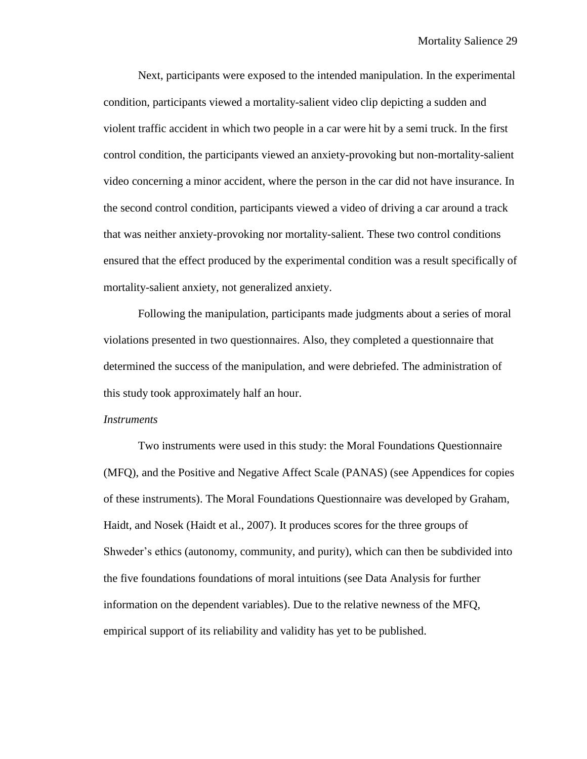Next, participants were exposed to the intended manipulation. In the experimental condition, participants viewed a mortality-salient video clip depicting a sudden and violent traffic accident in which two people in a car were hit by a semi truck. In the first control condition, the participants viewed an anxiety-provoking but non-mortality-salient video concerning a minor accident, where the person in the car did not have insurance. In the second control condition, participants viewed a video of driving a car around a track that was neither anxiety-provoking nor mortality-salient. These two control conditions ensured that the effect produced by the experimental condition was a result specifically of mortality-salient anxiety, not generalized anxiety.

Following the manipulation, participants made judgments about a series of moral violations presented in two questionnaires. Also, they completed a questionnaire that determined the success of the manipulation, and were debriefed. The administration of this study took approximately half an hour.

*Instruments*

Two instruments were used in this study: the Moral Foundations Questionnaire (MFQ), and the Positive and Negative Affect Scale (PANAS) (see Appendices for copies of these instruments). The Moral Foundations Questionnaire was developed by Graham, Haidt, and Nosek (Haidt et al., 2007). It produces scores for the three groups of Shweder's ethics (autonomy, community, and purity), which can then be subdivided into the five foundations foundations of moral intuitions (see Data Analysis for further information on the dependent variables). Due to the relative newness of the MFQ, empirical support of its reliability and validity has yet to be published.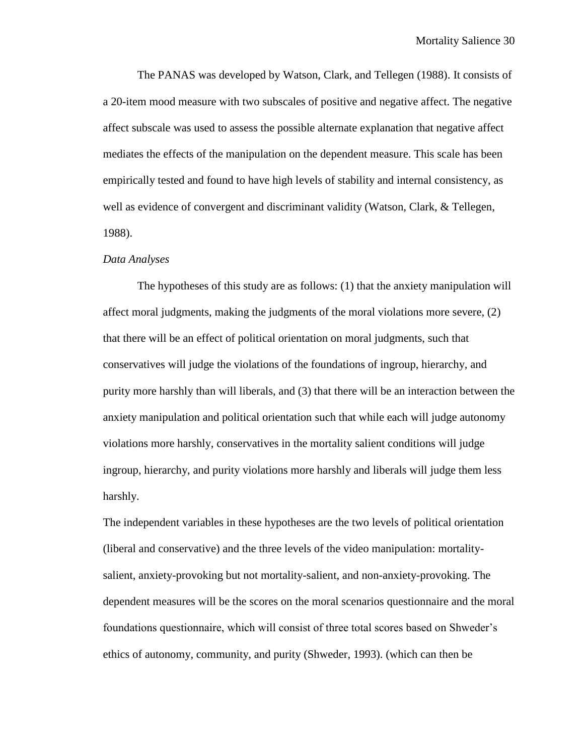The PANAS was developed by Watson, Clark, and Tellegen (1988). It consists of a 20-item mood measure with two subscales of positive and negative affect. The negative affect subscale was used to assess the possible alternate explanation that negative affect mediates the effects of the manipulation on the dependent measure. This scale has been empirically tested and found to have high levels of stability and internal consistency, as well as evidence of convergent and discriminant validity (Watson, Clark, & Tellegen, 1988).

*Data Analyses*

The hypotheses of this study are as follows: (1) that the anxiety manipulation will affect moral judgments, making the judgments of the moral violations more severe, (2) that there will be an effect of political orientation on moral judgments, such that conservatives will judge the violations of the foundations of ingroup, hierarchy, and purity more harshly than will liberals, and (3) that there will be an interaction between the anxiety manipulation and political orientation such that while each will judge autonomy violations more harshly, conservatives in the mortality salient conditions will judge ingroup, hierarchy, and purity violations more harshly and liberals will judge them less harshly.

The independent variables in these hypotheses are the two levels of political orientation (liberal and conservative) and the three levels of the video manipulation: mortality-salient, anxiety-provoking but not mortality-salient, and non-anxiety-provoking. The dependent measures will be the scores on the moral scenarios questionnaire and the moral foundations questionnaire, which will consist of three total scores based on Shweder's ethics of autonomy, community, and purity (Shweder, 1993). (which can then be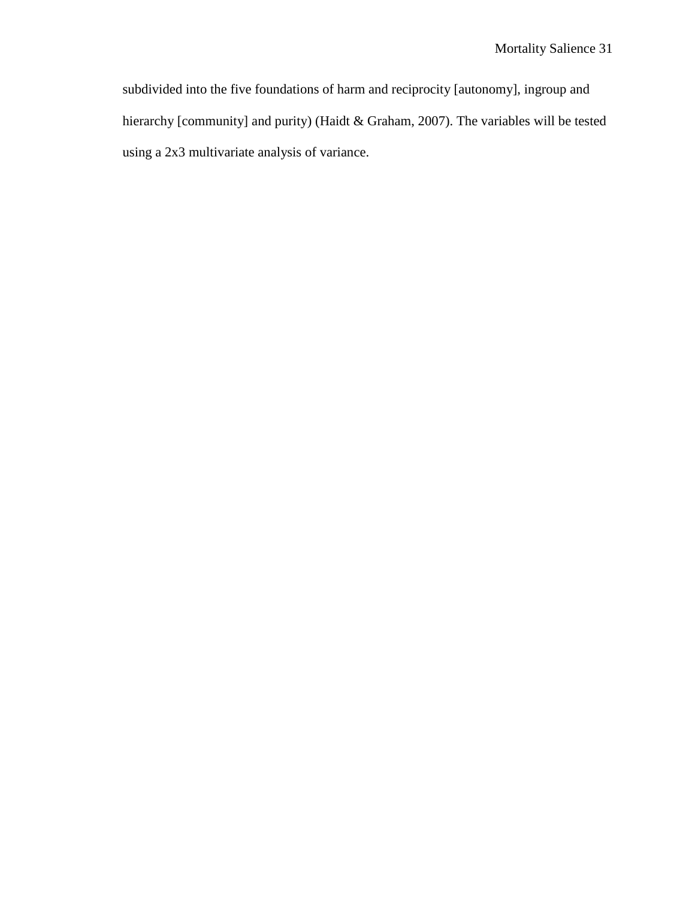subdivided into the five foundations of harm and reciprocity [autonomy], ingroup and hierarchy [community] and purity) (Haidt & Graham, 2007). The variables will be tested using a 2x3 multivariate analysis of variance.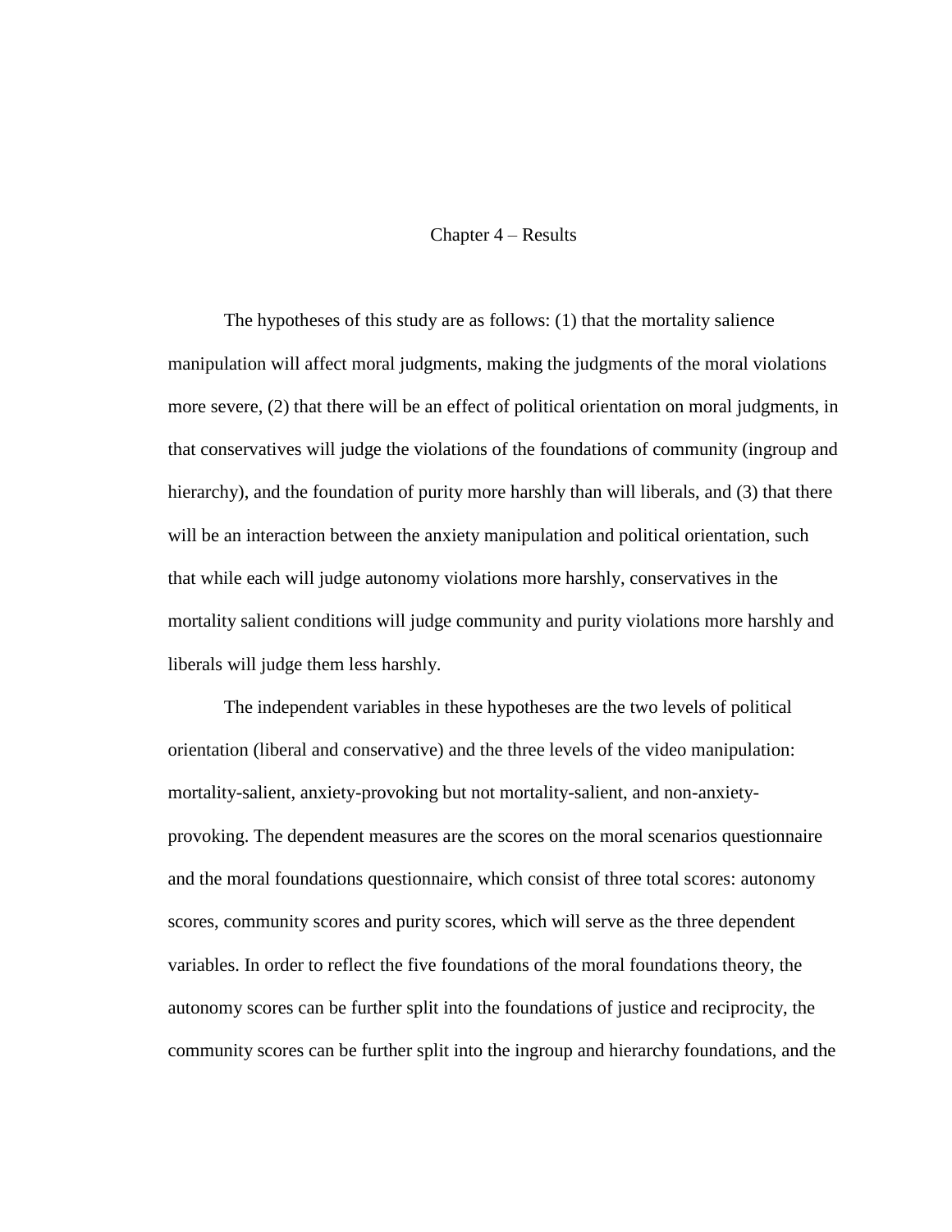# Chapter 4 – Results

The hypotheses of this study are as follows: (1) that the mortality salience manipulation will affect moral judgments, making the judgments of the moral violations more severe, (2) that there will be an effect of political orientation on moral judgments, in that conservatives will judge the violations of the foundations of community (ingroup and hierarchy), and the foundation of purity more harshly than will liberals, and (3) that there will be an interaction between the anxiety manipulation and political orientation, such that while each will judge autonomy violations more harshly, conservatives in the mortality salient conditions will judge community and purity violations more harshly and liberals will judge them less harshly.

The independent variables in these hypotheses are the two levels of political orientation (liberal and conservative) and the three levels of the video manipulation: mortality-salient, anxiety-provoking but not mortality-salient, and non-anxiety-provoking. The dependent measures are the scores on the moral scenarios questionnaire and the moral foundations questionnaire, which consist of three total scores: autonomy scores, community scores and purity scores, which will serve as the three dependent variables. In order to reflect the five foundations of the moral foundations theory, the autonomy scores can be further split into the foundations of justice and reciprocity, the community scores can be further split into the ingroup and hierarchy foundations, and the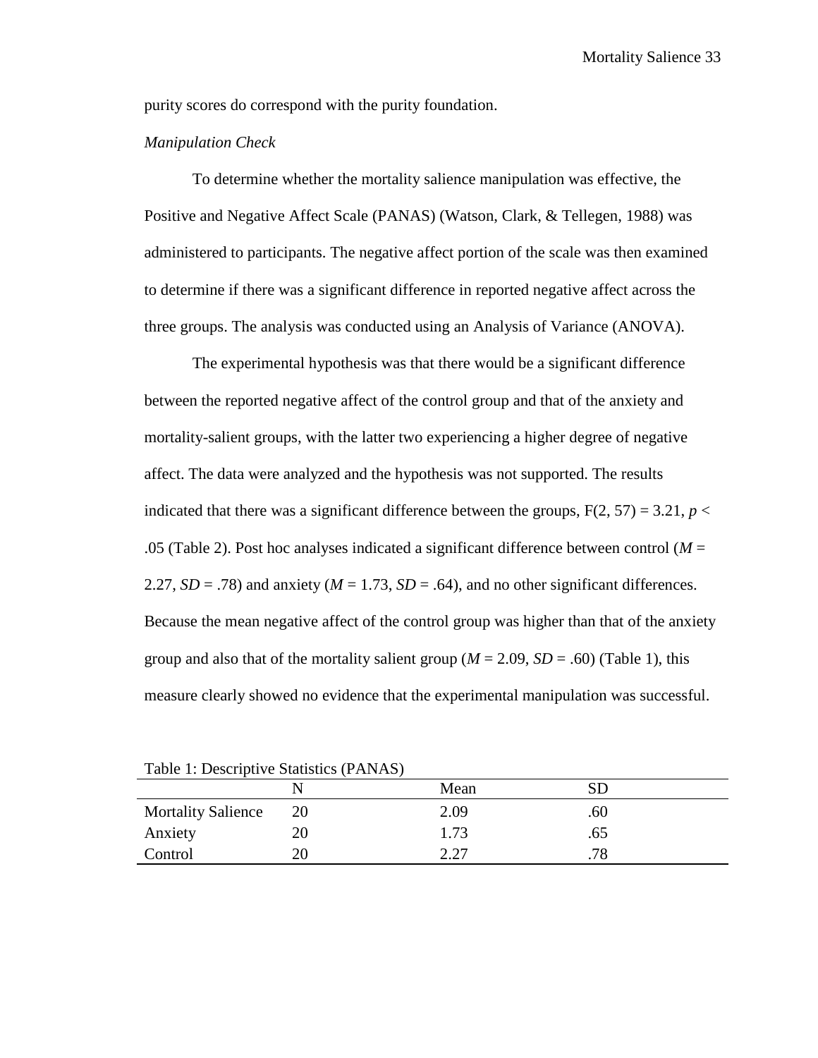purity scores do correspond with the purity foundation.

*Manipulation Check*

To determine whether the mortality salience manipulation was effective, the Positive and Negative Affect Scale (PANAS) (Watson, Clark, & Tellegen, 1988) was administered to participants. The negative affect portion of the scale was then examined to determine if there was a significant difference in reported negative affect across the three groups. The analysis was conducted using an Analysis of Variance (ANOVA).

The experimental hypothesis was that there would be a significant difference between the reported negative affect of the control group and that of the anxiety and mortality-salient groups, with the latter two experiencing a higher degree of negative affect. The data were analyzed and the hypothesis was not supported. The results indicated that there was a significant difference between the groups, $F(2, 57) = 3.21$, $p < .05$ (Table 2). Post hoc analyses indicated a significant difference between control ($M = 2.27$, $SD = .78$) and anxiety ($M = 1.73$, $SD = .64$), and no other significant differences. Because the mean negative affect of the control group was higher than that of the anxiety group and also that of the mortality salient group ($M = 2.09$, $SD = .60$) (Table 1), this measure clearly showed no evidence that the experimental manipulation was successful.

Table 1: Descriptive Statistics (PANAS)

| | N | Mean | SD |
|---|---|---|---|
| Mortality Salience | 20 | 2.09 | .60 |
| Anxiety | 20 | 1.73 | .65 |
| Control | 20 | 2.27 | .78 |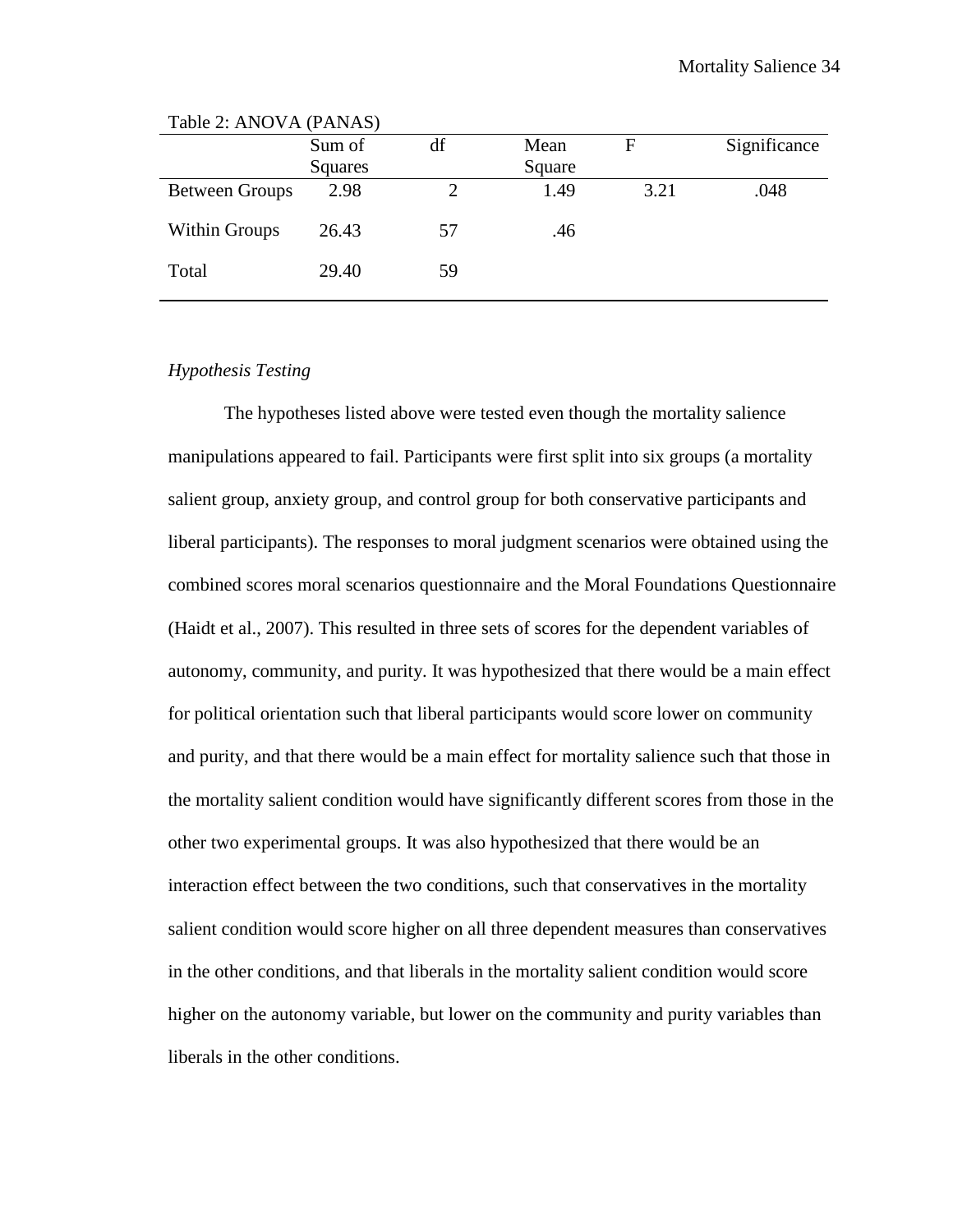Table 2: ANOVA (PANAS)

| | Sum of Squares | df | Mean Square | F | Significance |
|---|---|---|---|---|---|
| Between Groups | 2.98 | 2 | 1.49 | 3.21 | .048 |
| Within Groups | 26.43 | 57 | .46 | | |
| Total | 29.40 | 59 | | | |

*Hypothesis Testing*

The hypotheses listed above were tested even though the mortality salience manipulations appeared to fail. Participants were first split into six groups (a mortality salient group, anxiety group, and control group for both conservative participants and liberal participants). The responses to moral judgment scenarios were obtained using the combined scores moral scenarios questionnaire and the Moral Foundations Questionnaire (Haidt et al., 2007). This resulted in three sets of scores for the dependent variables of autonomy, community, and purity. It was hypothesized that there would be a main effect for political orientation such that liberal participants would score lower on community and purity, and that there would be a main effect for mortality salience such that those in the mortality salient condition would have significantly different scores from those in the other two experimental groups. It was also hypothesized that there would be an interaction effect between the two conditions, such that conservatives in the mortality salient condition would score higher on all three dependent measures than conservatives in the other conditions, and that liberals in the mortality salient condition would score higher on the autonomy variable, but lower on the community and purity variables than liberals in the other conditions.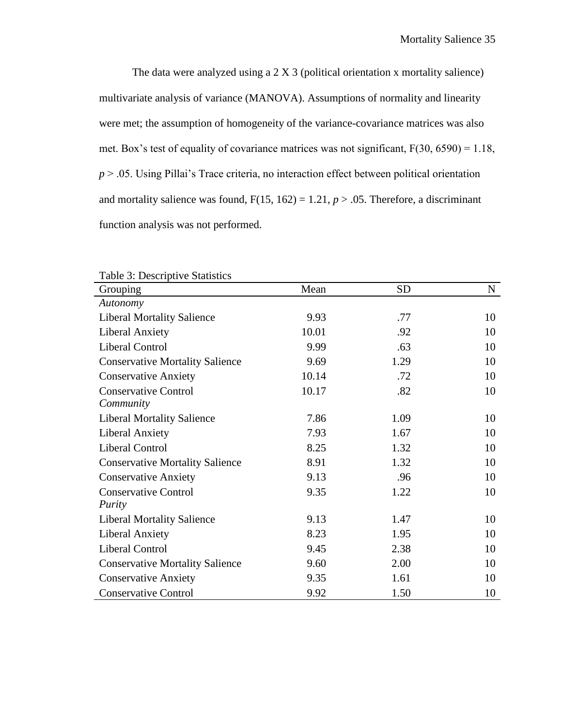The data were analyzed using a 2 X 3 (political orientation x mortality salience) multivariate analysis of variance (MANOVA). Assumptions of normality and linearity were met; the assumption of homogeneity of the variance-covariance matrices was also met. Box's test of equality of covariance matrices was not significant, $F(30, 6590) = 1.18$, $p > .05$. Using Pillai's Trace criteria, no interaction effect between political orientation and mortality salience was found, $F(15, 162) = 1.21$, $p > .05$. Therefore, a discriminant function analysis was not performed.

Table 3: Descriptive Statistics

| Grouping | Mean | SD | N |
|---|---|---|---|
| *Autonomy* | | | |
| Liberal Mortality Salience | 9.93 | .77 | 10 |
| Liberal Anxiety | 10.01 | .92 | 10 |
| Liberal Control | 9.99 | .63 | 10 |
| Conservative Mortality Salience | 9.69 | 1.29 | 10 |
| Conservative Anxiety | 10.14 | .72 | 10 |
| Conservative Control | 10.17 | .82 | 10 |
| *Community* | | | |
| Liberal Mortality Salience | 7.86 | 1.09 | 10 |
| Liberal Anxiety | 7.93 | 1.67 | 10 |
| Liberal Control | 8.25 | 1.32 | 10 |
| Conservative Mortality Salience | 8.91 | 1.32 | 10 |
| Conservative Anxiety | 9.13 | .96 | 10 |
| Conservative Control | 9.35 | 1.22 | 10 |
| *Purity* | | | |
| Liberal Mortality Salience | 9.13 | 1.47 | 10 |
| Liberal Anxiety | 8.23 | 1.95 | 10 |
| Liberal Control | 9.45 | 2.38 | 10 |
| Conservative Mortality Salience | 9.60 | 2.00 | 10 |
| Conservative Anxiety | 9.35 | 1.61 | 10 |
| Conservative Control | 9.92 | 1.50 | 10 |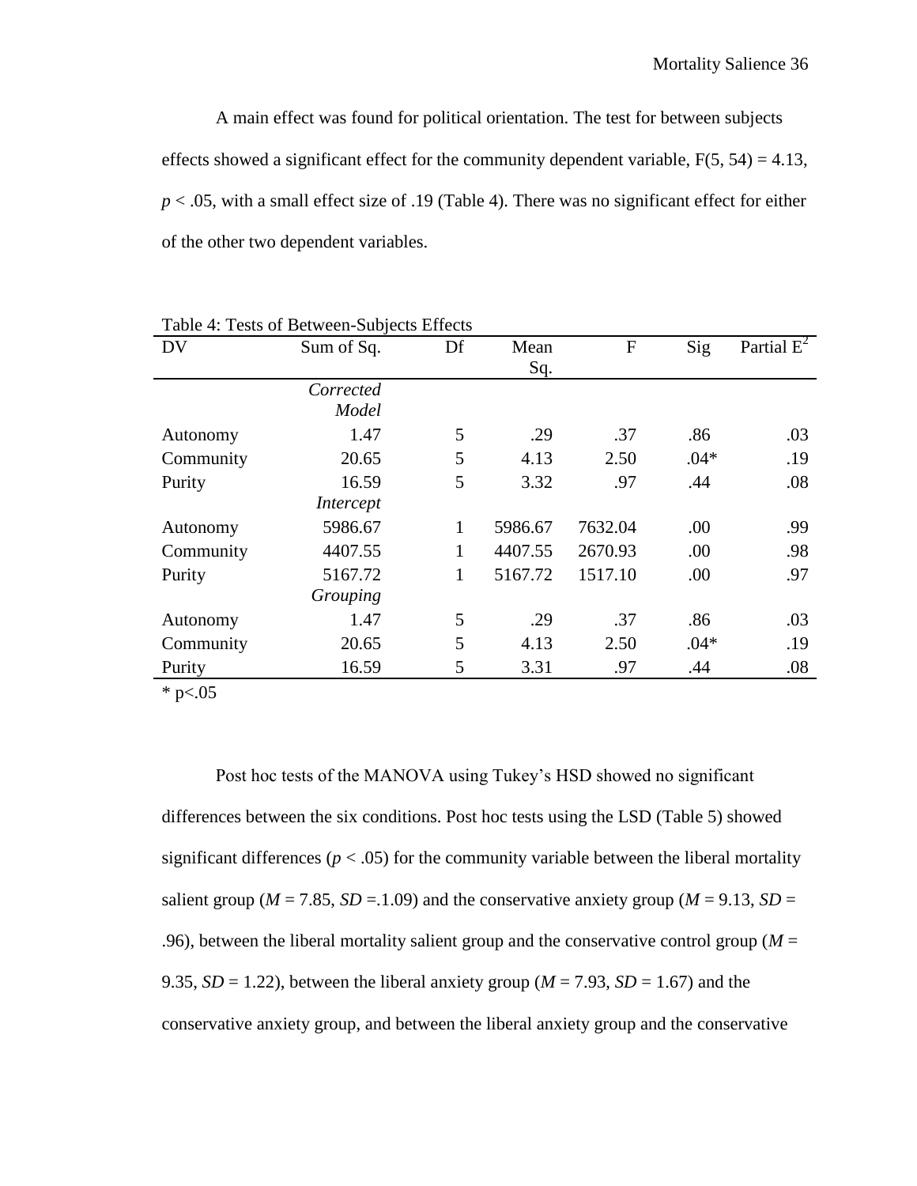A main effect was found for political orientation. The test for between subjects effects showed a significant effect for the community dependent variable, $F(5, 54) = 4.13$, $p < .05$, with a small effect size of .19 (Table 4). There was no significant effect for either of the other two dependent variables.

Table 4: Tests of Between-Subjects Effects

| DV | Sum of Sq. | Df | Mean Sq. | F | Sig | Partial $E^2$ |
|---|---|---|---|---|---|---|
| | *Corrected Model* | | | | | |
| Autonomy | 1.47 | 5 | .29 | .37 | .86 | .03 |
| Community | 20.65 | 5 | 4.13 | 2.50 | .04* | .19 |
| Purity | 16.59 | 5 | 3.32 | .97 | .44 | .08 |
| | *Intercept* | | | | | |
| Autonomy | 5986.67 | 1 | 5986.67 | 7632.04 | .00 | .99 |
| Community | 4407.55 | 1 | 4407.55 | 2670.93 | .00 | .98 |
| Purity | 5167.72 | 1 | 5167.72 | 1517.10 | .00 | .97 |
| | *Grouping* | | | | | |
| Autonomy | 1.47 | 5 | .29 | .37 | .86 | .03 |
| Community | 20.65 | 5 | 4.13 | 2.50 | .04* | .19 |
| Purity | 16.59 | 5 | 3.31 | .97 | .44 | .08 |

\* p<.05

Post hoc tests of the MANOVA using Tukey's HSD showed no significant differences between the six conditions. Post hoc tests using the LSD (Table 5) showed significant differences ($p < .05$) for the community variable between the liberal mortality salient group ($M = 7.85$, $SD = .1.09$) and the conservative anxiety group ($M = 9.13$, $SD = .96$), between the liberal mortality salient group and the conservative control group ($M = 9.35$, $SD = 1.22$), between the liberal anxiety group ($M = 7.93$, $SD = 1.67$) and the conservative anxiety group, and between the liberal anxiety group and the conservative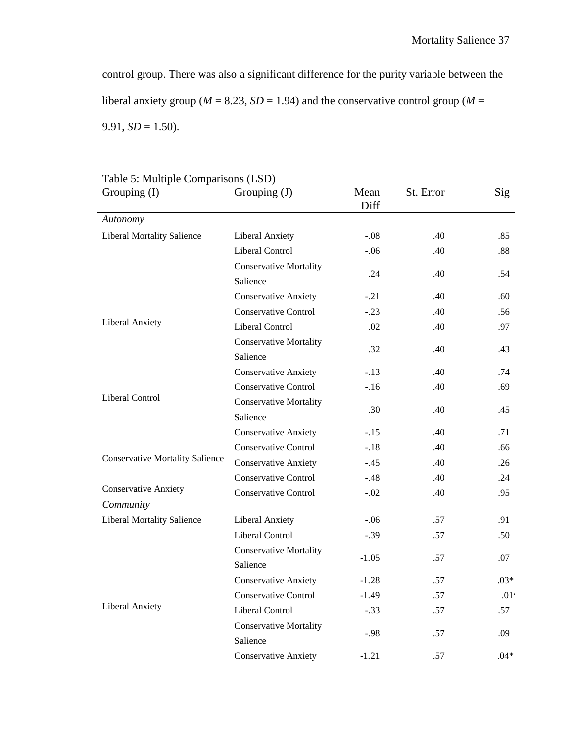control group. There was also a significant difference for the purity variable between the liberal anxiety group ($M$ = 8.23, $SD$ = 1.94) and the conservative control group ($M$ = 9.91, $SD$ = 1.50).

Table 5: Multiple Comparisons (LSD)

| Grouping (I) | Grouping (J) | Mean Diff | St. Error | Sig |
|---|---|---|---|---|
| *Autonomy* | | | | |
| Liberal Mortality Salience | Liberal Anxiety | -.08 | .40 | .85 |
| | Liberal Control | -.06 | .40 | .88 |
| | Conservative Mortality Salience | .24 | .40 | .54 |
| | Conservative Anxiety | -.21 | .40 | .60 |
| | Conservative Control | -.23 | .40 | .56 |
| Liberal Anxiety | Liberal Control | .02 | .40 | .97 |
| | Conservative Mortality Salience | .32 | .40 | .43 |
| | Conservative Anxiety | -.13 | .40 | .74 |
| | Conservative Control | -.16 | .40 | .69 |
| Liberal Control | Conservative Mortality Salience | .30 | .40 | .45 |
| | Conservative Anxiety | -.15 | .40 | .71 |
| | Conservative Control | -.18 | .40 | .66 |
| Conservative Mortality Salience | Conservative Anxiety | -.45 | .40 | .26 |
| | Conservative Control | -.48 | .40 | .24 |
| Conservative Anxiety | Conservative Control | -.02 | .40 | .95 |
| *Community* | | | | |
| Liberal Mortality Salience | Liberal Anxiety | -.06 | .57 | .91 |
| | Liberal Control | -.39 | .57 | .50 |
| | Conservative Mortality Salience | -1.05 | .57 | .07 |
| | Conservative Anxiety | -1.28 | .57 | .03* |
| | Conservative Control | -1.49 | .57 | .01* |
| Liberal Anxiety | Liberal Control | -.33 | .57 | .57 |
| | Conservative Mortality Salience | -.98 | .57 | .09 |
| | Conservative Anxiety | -1.21 | .57 | .04* |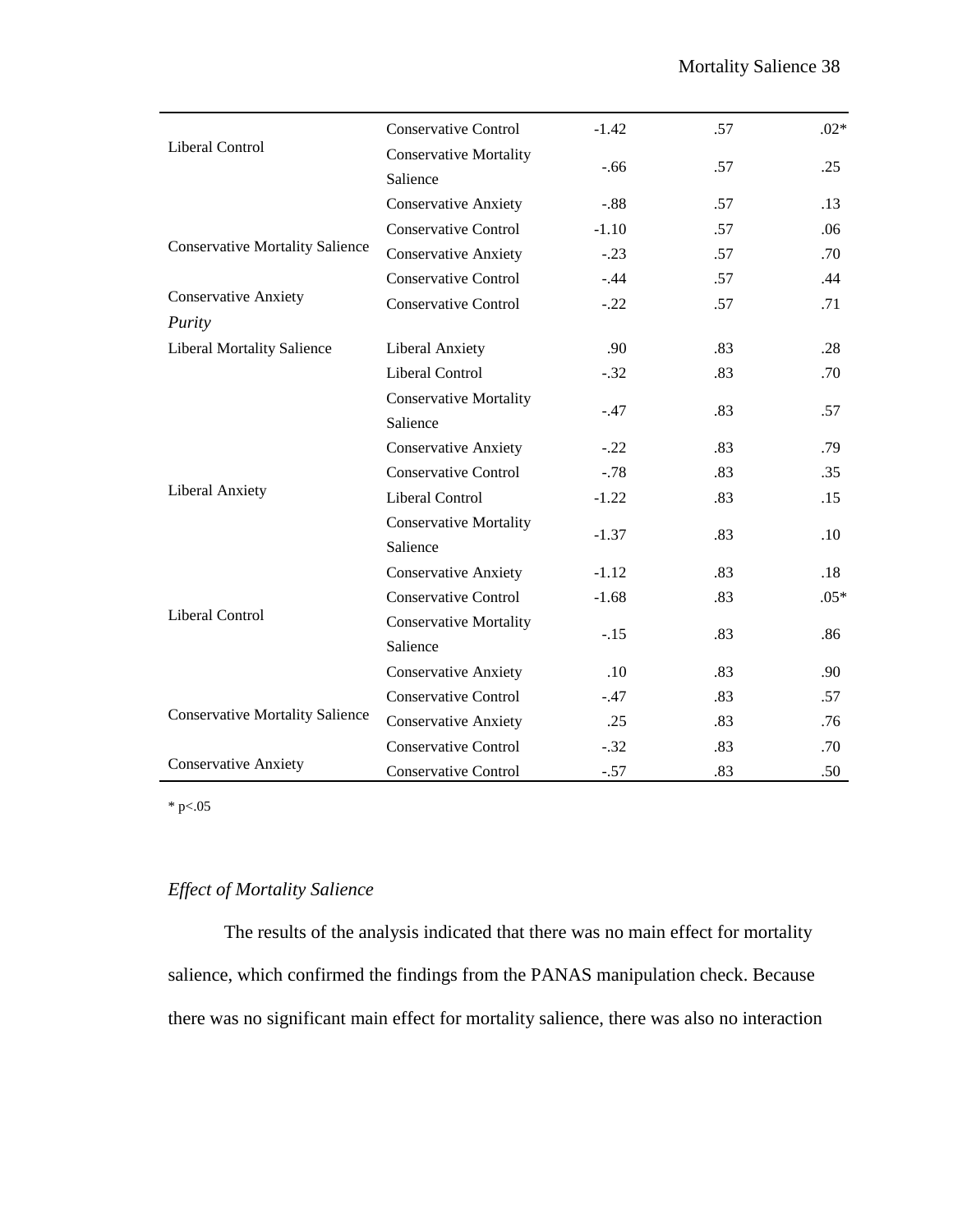| | | | | |
|---|---|---|---|---|
| Liberal Control | Conservative Control | -1.42 | .57 | .02* |
| | Conservative Mortality Salience | -.66 | .57 | .25 |
| | Conservative Anxiety | -.88 | .57 | .13 |
| Conservative Mortality Salience | Conservative Control | -1.10 | .57 | .06 |
| | Conservative Anxiety | -.23 | .57 | .70 |
| | Conservative Control | -.44 | .57 | .44 |
| Conservative Anxiety | Conservative Control | -.22 | .57 | .71 |
| *Purity* | | | | |
| Liberal Mortality Salience | Liberal Anxiety | .90 | .83 | .28 |
| | Liberal Control | -.32 | .83 | .70 |
| | Conservative Mortality Salience | -.47 | .83 | .57 |
| | Conservative Anxiety | -.22 | .83 | .79 |
| | Conservative Control | -.78 | .83 | .35 |
| Liberal Anxiety | Liberal Control | -1.22 | .83 | .15 |
| | Conservative Mortality Salience | -1.37 | .83 | .10 |
| | Conservative Anxiety | -1.12 | .83 | .18 |
| | Conservative Control | -1.68 | .83 | .05* |
| Liberal Control | Conservative Mortality Salience | -.15 | .83 | .86 |
| | Conservative Anxiety | .10 | .83 | .90 |
| | Conservative Control | -.47 | .83 | .57 |
| Conservative Mortality Salience | Conservative Anxiety | .25 | .83 | .76 |
| | Conservative Control | -.32 | .83 | .70 |
| Conservative Anxiety | Conservative Control | -.57 | .83 | .50 |

* $p<.05$

### *Effect of Mortality Salience*

The results of the analysis indicated that there was no main effect for mortality salience, which confirmed the findings from the PANAS manipulation check. Because there was no significant main effect for mortality salience, there was also no interaction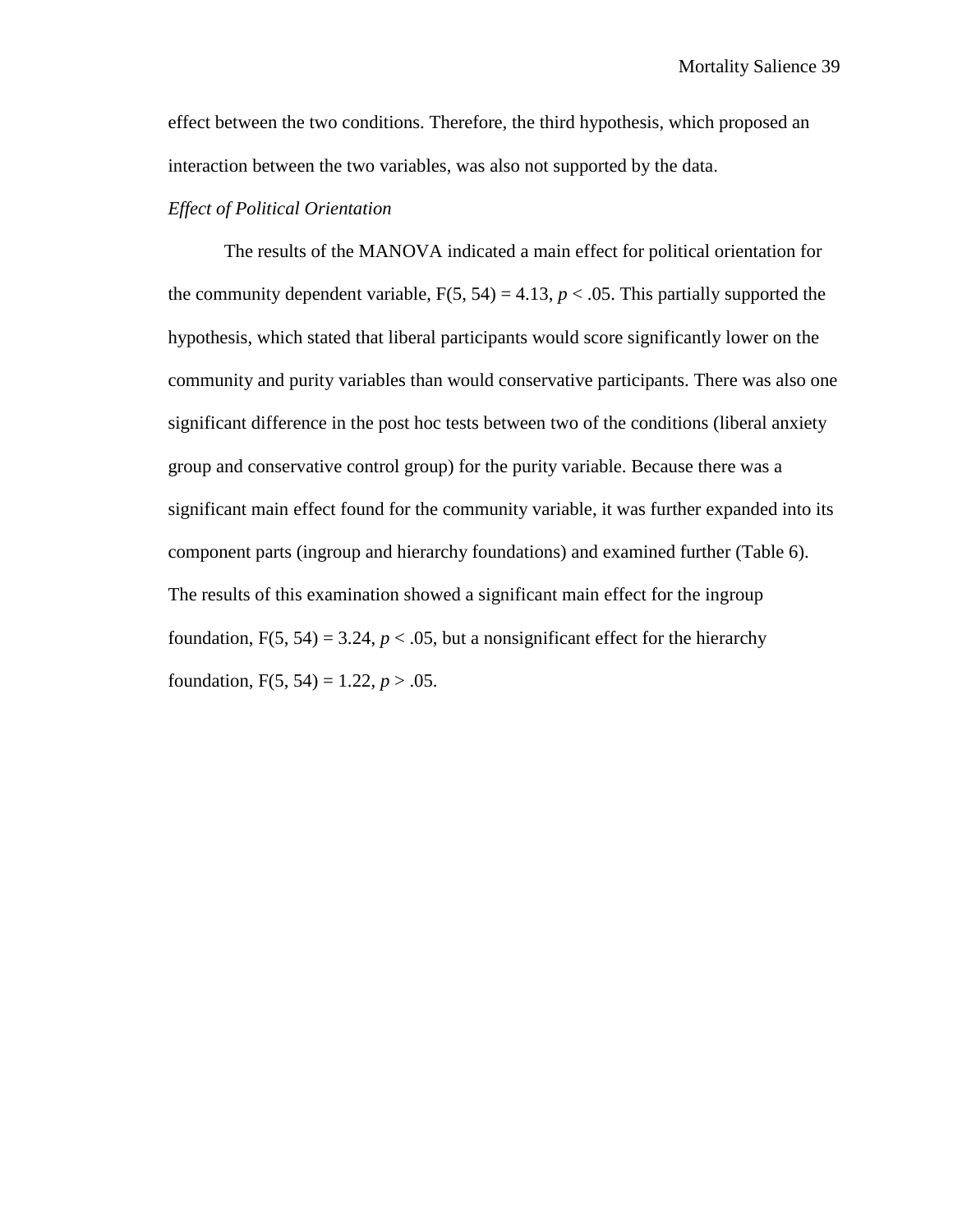effect between the two conditions. Therefore, the third hypothesis, which proposed an interaction between the two variables, was also not supported by the data.

*Effect of Political Orientation*

The results of the MANOVA indicated a main effect for political orientation for the community dependent variable, $F(5, 54) = 4.13$, $p < .05$. This partially supported the hypothesis, which stated that liberal participants would score significantly lower on the community and purity variables than would conservative participants. There was also one significant difference in the post hoc tests between two of the conditions (liberal anxiety group and conservative control group) for the purity variable. Because there was a significant main effect found for the community variable, it was further expanded into its component parts (ingroup and hierarchy foundations) and examined further (Table 6). The results of this examination showed a significant main effect for the ingroup foundation, $F(5, 54) = 3.24$, $p < .05$, but a nonsignificant effect for the hierarchy foundation, $F(5, 54) = 1.22$, $p > .05$.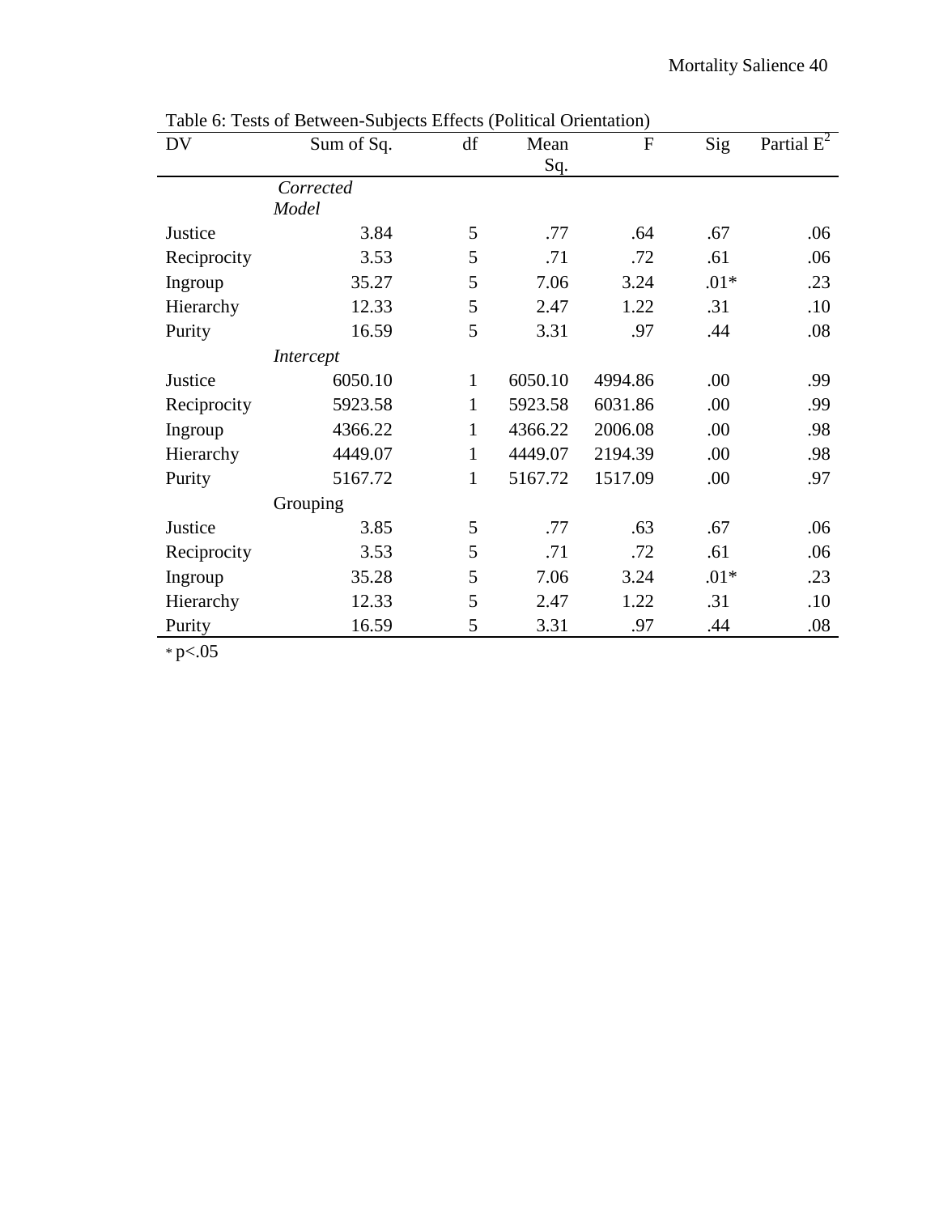Table 6: Tests of Between-Subjects Effects (Political Orientation)

| DV | Sum of Sq. | df | Mean Sq. | F | Sig | Partial $E^2$ |
|---|---|---|---|---|---|---|
| | *Corrected Model* | | | | | |
| Justice | 3.84 | 5 | .77 | .64 | .67 | .06 |
| Reciprocity | 3.53 | 5 | .71 | .72 | .61 | .06 |
| Ingroup | 35.27 | 5 | 7.06 | 3.24 | .01* | .23 |
| Hierarchy | 12.33 | 5 | 2.47 | 1.22 | .31 | .10 |
| Purity | 16.59 | 5 | 3.31 | .97 | .44 | .08 |
| | *Intercept* | | | | | |
| Justice | 6050.10 | 1 | 6050.10 | 4994.86 | .00 | .99 |
| Reciprocity | 5923.58 | 1 | 5923.58 | 6031.86 | .00 | .99 |
| Ingroup | 4366.22 | 1 | 4366.22 | 2006.08 | .00 | .98 |
| Hierarchy | 4449.07 | 1 | 4449.07 | 2194.39 | .00 | .98 |
| Purity | 5167.72 | 1 | 5167.72 | 1517.09 | .00 | .97 |
| | Grouping | | | | | |
| Justice | 3.85 | 5 | .77 | .63 | .67 | .06 |
| Reciprocity | 3.53 | 5 | .71 | .72 | .61 | .06 |
| Ingroup | 35.28 | 5 | 7.06 | 3.24 | .01* | .23 |
| Hierarchy | 12.33 | 5 | 2.47 | 1.22 | .31 | .10 |
| Purity | 16.59 | 5 | 3.31 | .97 | .44 | .08 |

* $p<.05$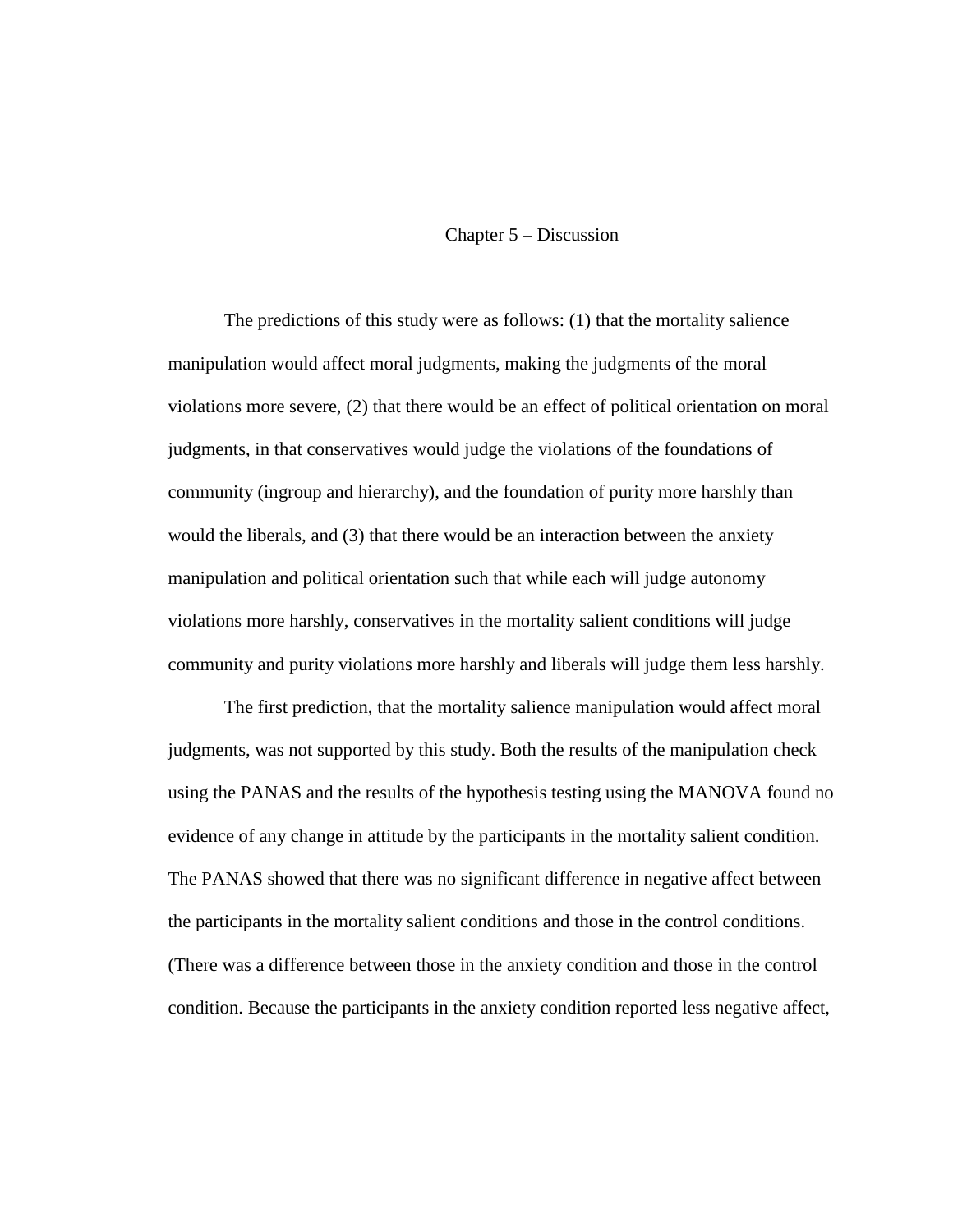# Chapter 5 – Discussion

The predictions of this study were as follows: (1) that the mortality salience manipulation would affect moral judgments, making the judgments of the moral violations more severe, (2) that there would be an effect of political orientation on moral judgments, in that conservatives would judge the violations of the foundations of community (ingroup and hierarchy), and the foundation of purity more harshly than would the liberals, and (3) that there would be an interaction between the anxiety manipulation and political orientation such that while each will judge autonomy violations more harshly, conservatives in the mortality salient conditions will judge community and purity violations more harshly and liberals will judge them less harshly.

The first prediction, that the mortality salience manipulation would affect moral judgments, was not supported by this study. Both the results of the manipulation check using the PANAS and the results of the hypothesis testing using the MANOVA found no evidence of any change in attitude by the participants in the mortality salient condition. The PANAS showed that there was no significant difference in negative affect between the participants in the mortality salient conditions and those in the control conditions. (There was a difference between those in the anxiety condition and those in the control condition. Because the participants in the anxiety condition reported less negative affect,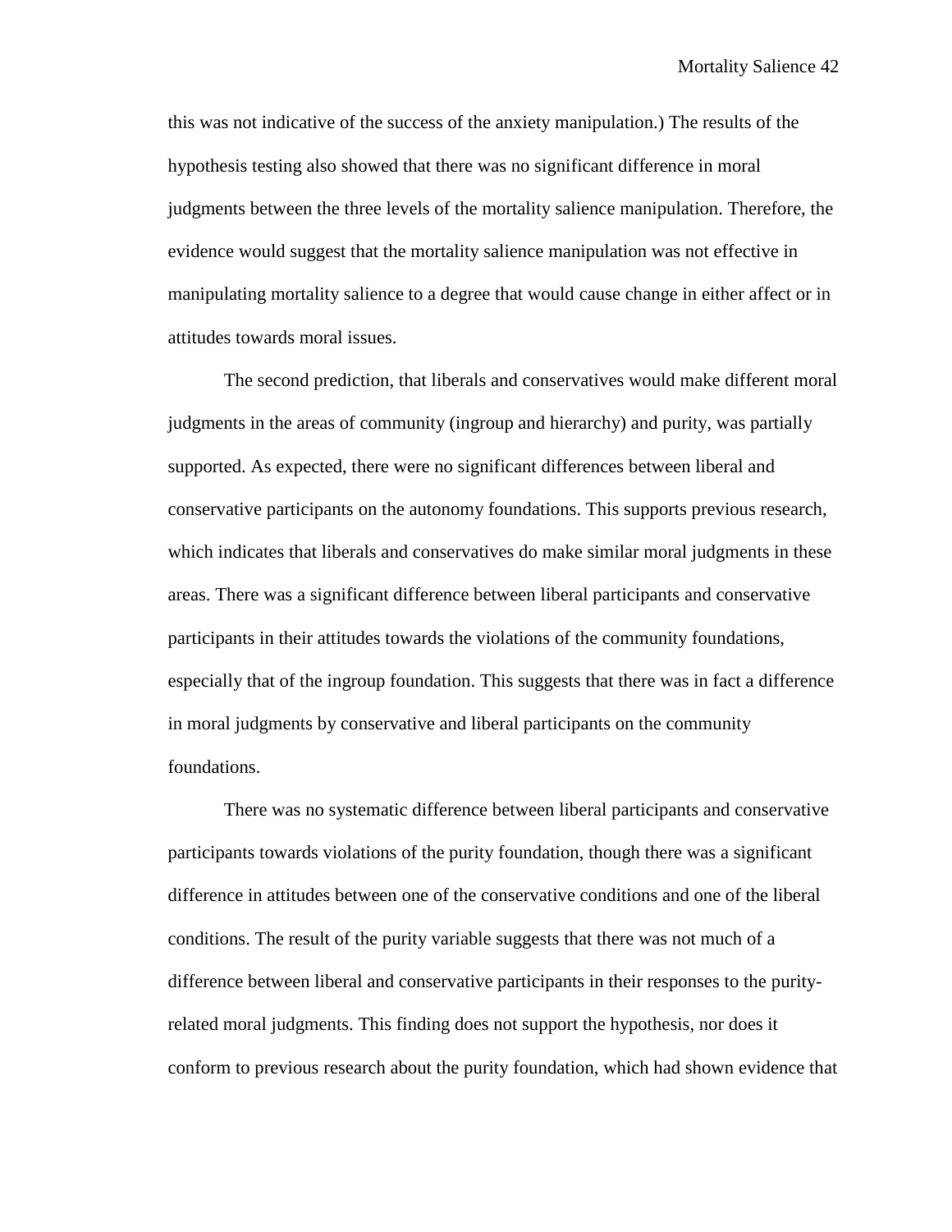this was not indicative of the success of the anxiety manipulation.) The results of the hypothesis testing also showed that there was no significant difference in moral judgments between the three levels of the mortality salience manipulation. Therefore, the evidence would suggest that the mortality salience manipulation was not effective in manipulating mortality salience to a degree that would cause change in either affect or in attitudes towards moral issues.

The second prediction, that liberals and conservatives would make different moral judgments in the areas of community (ingroup and hierarchy) and purity, was partially supported. As expected, there were no significant differences between liberal and conservative participants on the autonomy foundations. This supports previous research, which indicates that liberals and conservatives do make similar moral judgments in these areas. There was a significant difference between liberal participants and conservative participants in their attitudes towards the violations of the community foundations, especially that of the ingroup foundation. This suggests that there was in fact a difference in moral judgments by conservative and liberal participants on the community foundations.

There was no systematic difference between liberal participants and conservative participants towards violations of the purity foundation, though there was a significant difference in attitudes between one of the conservative conditions and one of the liberal conditions. The result of the purity variable suggests that there was not much of a difference between liberal and conservative participants in their responses to the purity-related moral judgments. This finding does not support the hypothesis, nor does it conform to previous research about the purity foundation, which had shown evidence that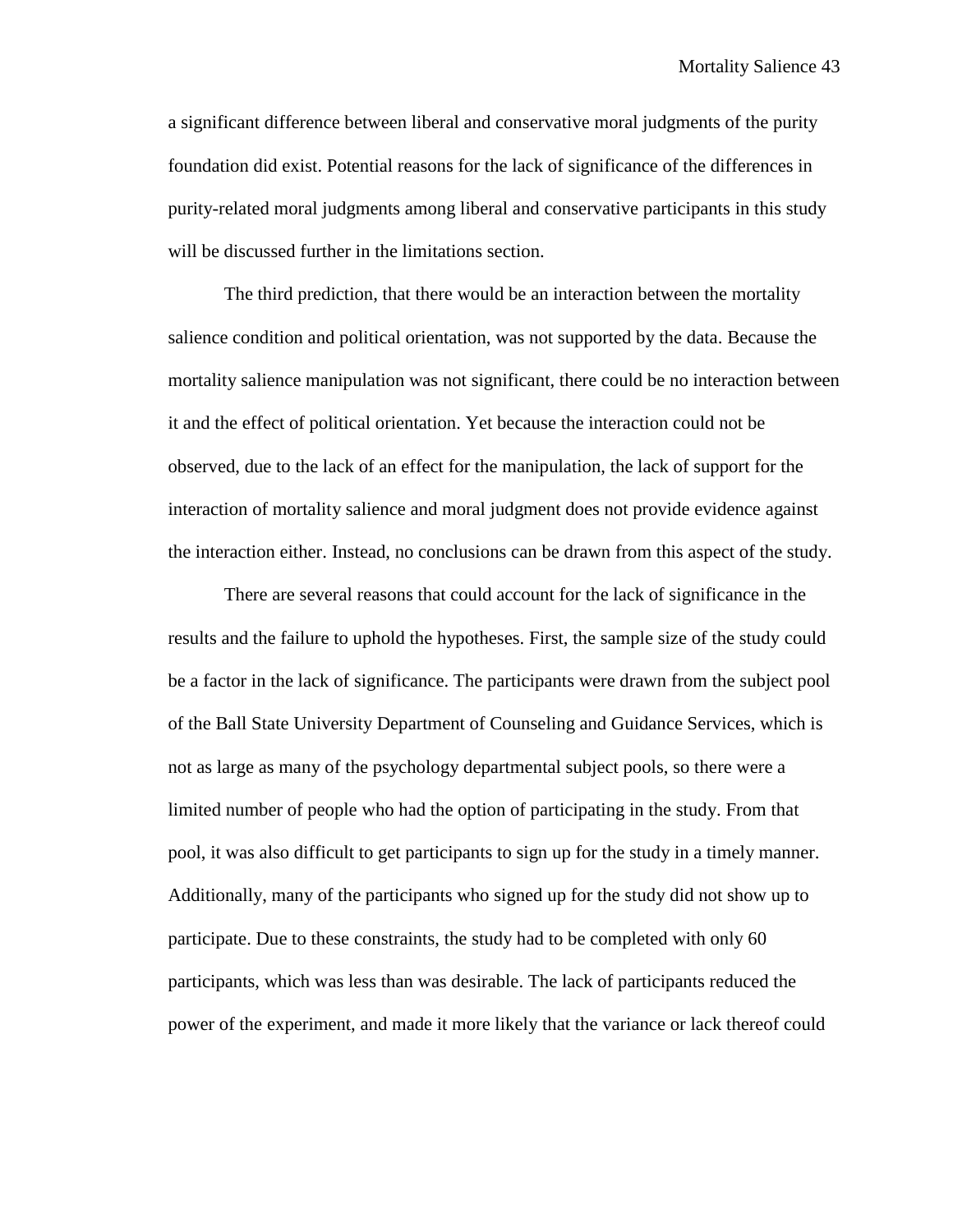a significant difference between liberal and conservative moral judgments of the purity foundation did exist. Potential reasons for the lack of significance of the differences in purity-related moral judgments among liberal and conservative participants in this study will be discussed further in the limitations section.

The third prediction, that there would be an interaction between the mortality salience condition and political orientation, was not supported by the data. Because the mortality salience manipulation was not significant, there could be no interaction between it and the effect of political orientation. Yet because the interaction could not be observed, due to the lack of an effect for the manipulation, the lack of support for the interaction of mortality salience and moral judgment does not provide evidence against the interaction either. Instead, no conclusions can be drawn from this aspect of the study.

There are several reasons that could account for the lack of significance in the results and the failure to uphold the hypotheses. First, the sample size of the study could be a factor in the lack of significance. The participants were drawn from the subject pool of the Ball State University Department of Counseling and Guidance Services, which is not as large as many of the psychology departmental subject pools, so there were a limited number of people who had the option of participating in the study. From that pool, it was also difficult to get participants to sign up for the study in a timely manner. Additionally, many of the participants who signed up for the study did not show up to participate. Due to these constraints, the study had to be completed with only 60 participants, which was less than was desirable. The lack of participants reduced the power of the experiment, and made it more likely that the variance or lack thereof could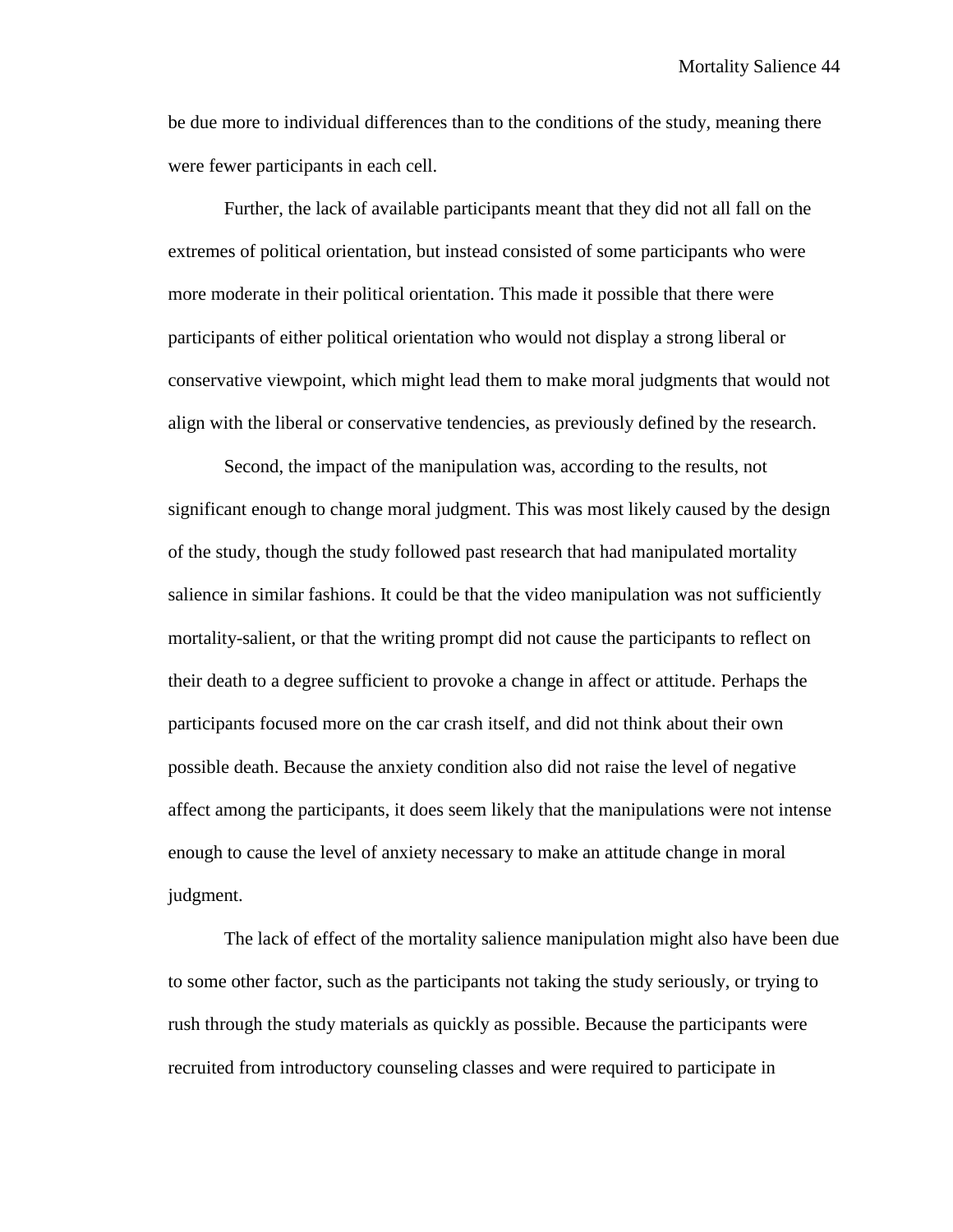be due more to individual differences than to the conditions of the study, meaning there were fewer participants in each cell.

Further, the lack of available participants meant that they did not all fall on the extremes of political orientation, but instead consisted of some participants who were more moderate in their political orientation. This made it possible that there were participants of either political orientation who would not display a strong liberal or conservative viewpoint, which might lead them to make moral judgments that would not align with the liberal or conservative tendencies, as previously defined by the research.

Second, the impact of the manipulation was, according to the results, not significant enough to change moral judgment. This was most likely caused by the design of the study, though the study followed past research that had manipulated mortality salience in similar fashions. It could be that the video manipulation was not sufficiently mortality-salient, or that the writing prompt did not cause the participants to reflect on their death to a degree sufficient to provoke a change in affect or attitude. Perhaps the participants focused more on the car crash itself, and did not think about their own possible death. Because the anxiety condition also did not raise the level of negative affect among the participants, it does seem likely that the manipulations were not intense enough to cause the level of anxiety necessary to make an attitude change in moral judgment.

The lack of effect of the mortality salience manipulation might also have been due to some other factor, such as the participants not taking the study seriously, or trying to rush through the study materials as quickly as possible. Because the participants were recruited from introductory counseling classes and were required to participate in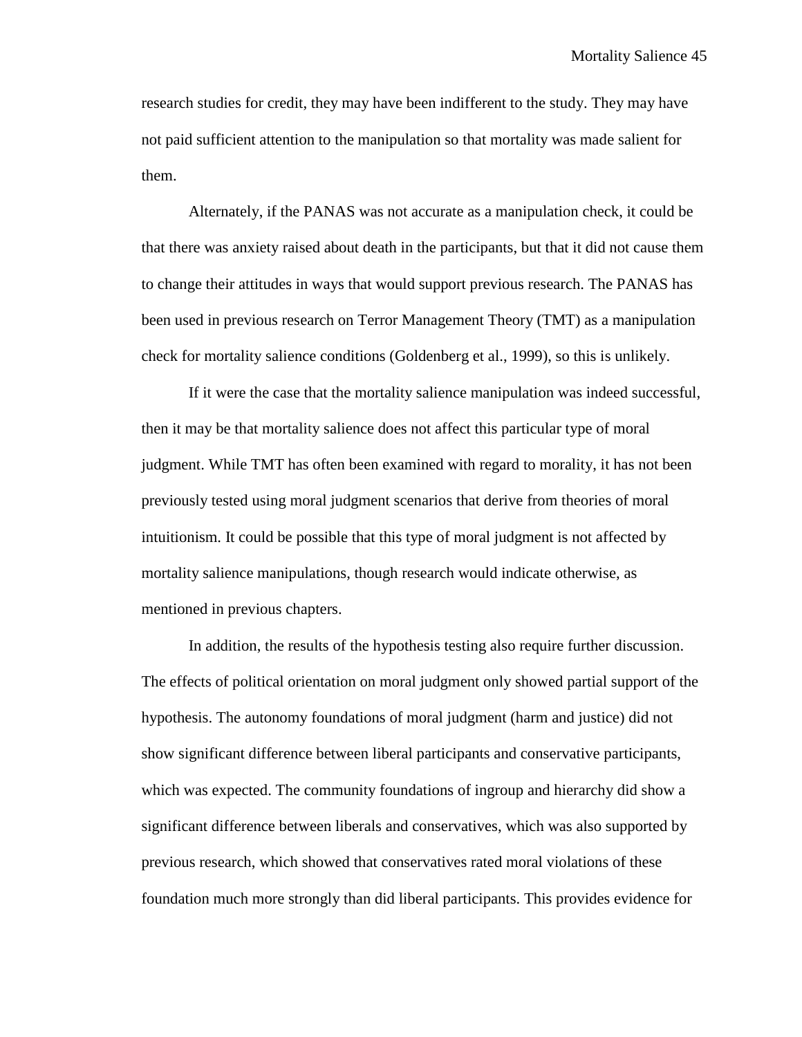research studies for credit, they may have been indifferent to the study. They may have not paid sufficient attention to the manipulation so that mortality was made salient for them.

Alternately, if the PANAS was not accurate as a manipulation check, it could be that there was anxiety raised about death in the participants, but that it did not cause them to change their attitudes in ways that would support previous research. The PANAS has been used in previous research on Terror Management Theory (TMT) as a manipulation check for mortality salience conditions (Goldenberg et al., 1999), so this is unlikely.

If it were the case that the mortality salience manipulation was indeed successful, then it may be that mortality salience does not affect this particular type of moral judgment. While TMT has often been examined with regard to morality, it has not been previously tested using moral judgment scenarios that derive from theories of moral intuitionism. It could be possible that this type of moral judgment is not affected by mortality salience manipulations, though research would indicate otherwise, as mentioned in previous chapters.

In addition, the results of the hypothesis testing also require further discussion. The effects of political orientation on moral judgment only showed partial support of the hypothesis. The autonomy foundations of moral judgment (harm and justice) did not show significant difference between liberal participants and conservative participants, which was expected. The community foundations of ingroup and hierarchy did show a significant difference between liberals and conservatives, which was also supported by previous research, which showed that conservatives rated moral violations of these foundation much more strongly than did liberal participants. This provides evidence for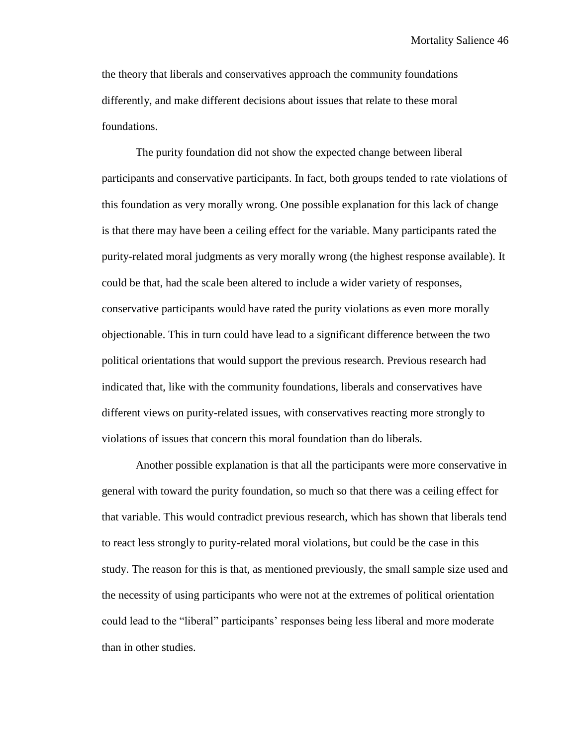the theory that liberals and conservatives approach the community foundations differently, and make different decisions about issues that relate to these moral foundations.

The purity foundation did not show the expected change between liberal participants and conservative participants. In fact, both groups tended to rate violations of this foundation as very morally wrong. One possible explanation for this lack of change is that there may have been a ceiling effect for the variable. Many participants rated the purity-related moral judgments as very morally wrong (the highest response available). It could be that, had the scale been altered to include a wider variety of responses, conservative participants would have rated the purity violations as even more morally objectionable. This in turn could have lead to a significant difference between the two political orientations that would support the previous research. Previous research had indicated that, like with the community foundations, liberals and conservatives have different views on purity-related issues, with conservatives reacting more strongly to violations of issues that concern this moral foundation than do liberals.

Another possible explanation is that all the participants were more conservative in general with toward the purity foundation, so much so that there was a ceiling effect for that variable. This would contradict previous research, which has shown that liberals tend to react less strongly to purity-related moral violations, but could be the case in this study. The reason for this is that, as mentioned previously, the small sample size used and the necessity of using participants who were not at the extremes of political orientation could lead to the "liberal" participants' responses being less liberal and more moderate than in other studies.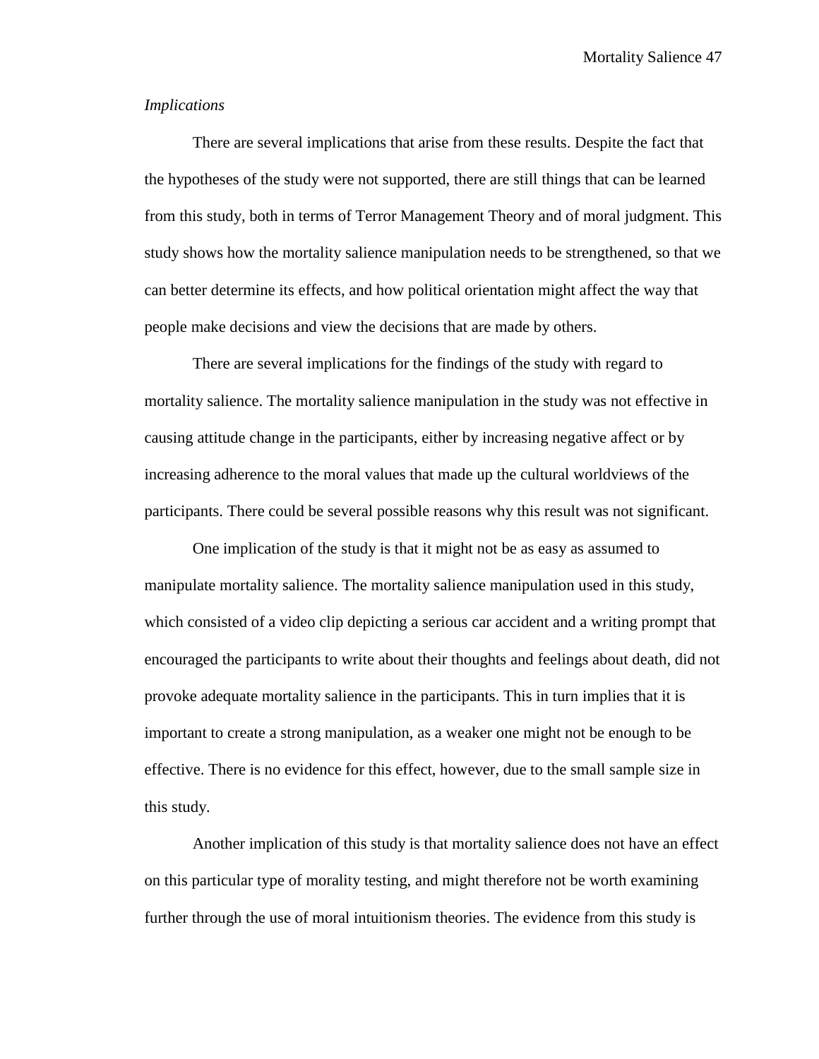*Implications*

There are several implications that arise from these results. Despite the fact that the hypotheses of the study were not supported, there are still things that can be learned from this study, both in terms of Terror Management Theory and of moral judgment. This study shows how the mortality salience manipulation needs to be strengthened, so that we can better determine its effects, and how political orientation might affect the way that people make decisions and view the decisions that are made by others.

There are several implications for the findings of the study with regard to mortality salience. The mortality salience manipulation in the study was not effective in causing attitude change in the participants, either by increasing negative affect or by increasing adherence to the moral values that made up the cultural worldviews of the participants. There could be several possible reasons why this result was not significant.

One implication of the study is that it might not be as easy as assumed to manipulate mortality salience. The mortality salience manipulation used in this study, which consisted of a video clip depicting a serious car accident and a writing prompt that encouraged the participants to write about their thoughts and feelings about death, did not provoke adequate mortality salience in the participants. This in turn implies that it is important to create a strong manipulation, as a weaker one might not be enough to be effective. There is no evidence for this effect, however, due to the small sample size in this study.

Another implication of this study is that mortality salience does not have an effect on this particular type of morality testing, and might therefore not be worth examining further through the use of moral intuitionism theories. The evidence from this study is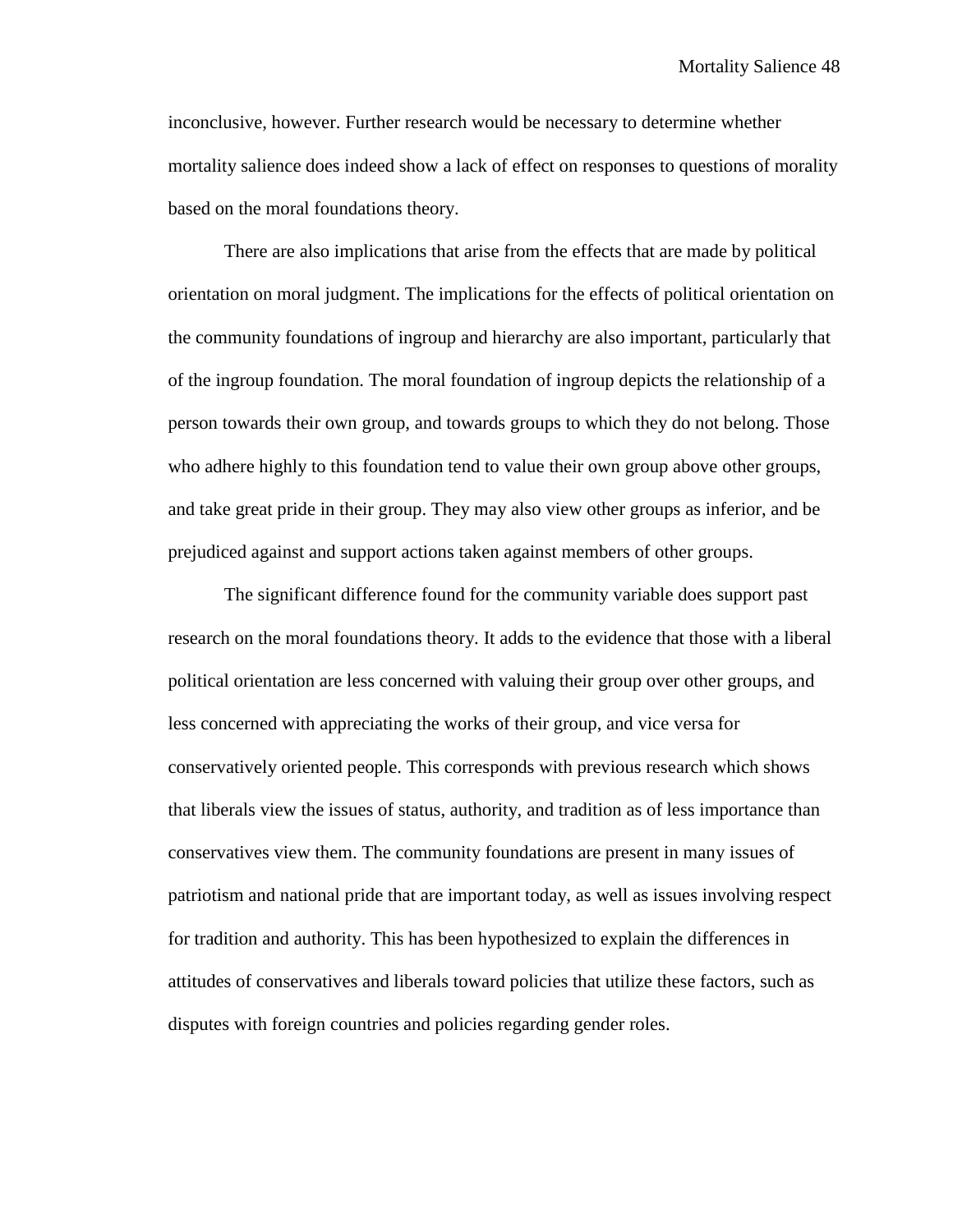inconclusive, however. Further research would be necessary to determine whether mortality salience does indeed show a lack of effect on responses to questions of morality based on the moral foundations theory.

There are also implications that arise from the effects that are made by political orientation on moral judgment. The implications for the effects of political orientation on the community foundations of ingroup and hierarchy are also important, particularly that of the ingroup foundation. The moral foundation of ingroup depicts the relationship of a person towards their own group, and towards groups to which they do not belong. Those who adhere highly to this foundation tend to value their own group above other groups, and take great pride in their group. They may also view other groups as inferior, and be prejudiced against and support actions taken against members of other groups.

The significant difference found for the community variable does support past research on the moral foundations theory. It adds to the evidence that those with a liberal political orientation are less concerned with valuing their group over other groups, and less concerned with appreciating the works of their group, and vice versa for conservatively oriented people. This corresponds with previous research which shows that liberals view the issues of status, authority, and tradition as of less importance than conservatives view them. The community foundations are present in many issues of patriotism and national pride that are important today, as well as issues involving respect for tradition and authority. This has been hypothesized to explain the differences in attitudes of conservatives and liberals toward policies that utilize these factors, such as disputes with foreign countries and policies regarding gender roles.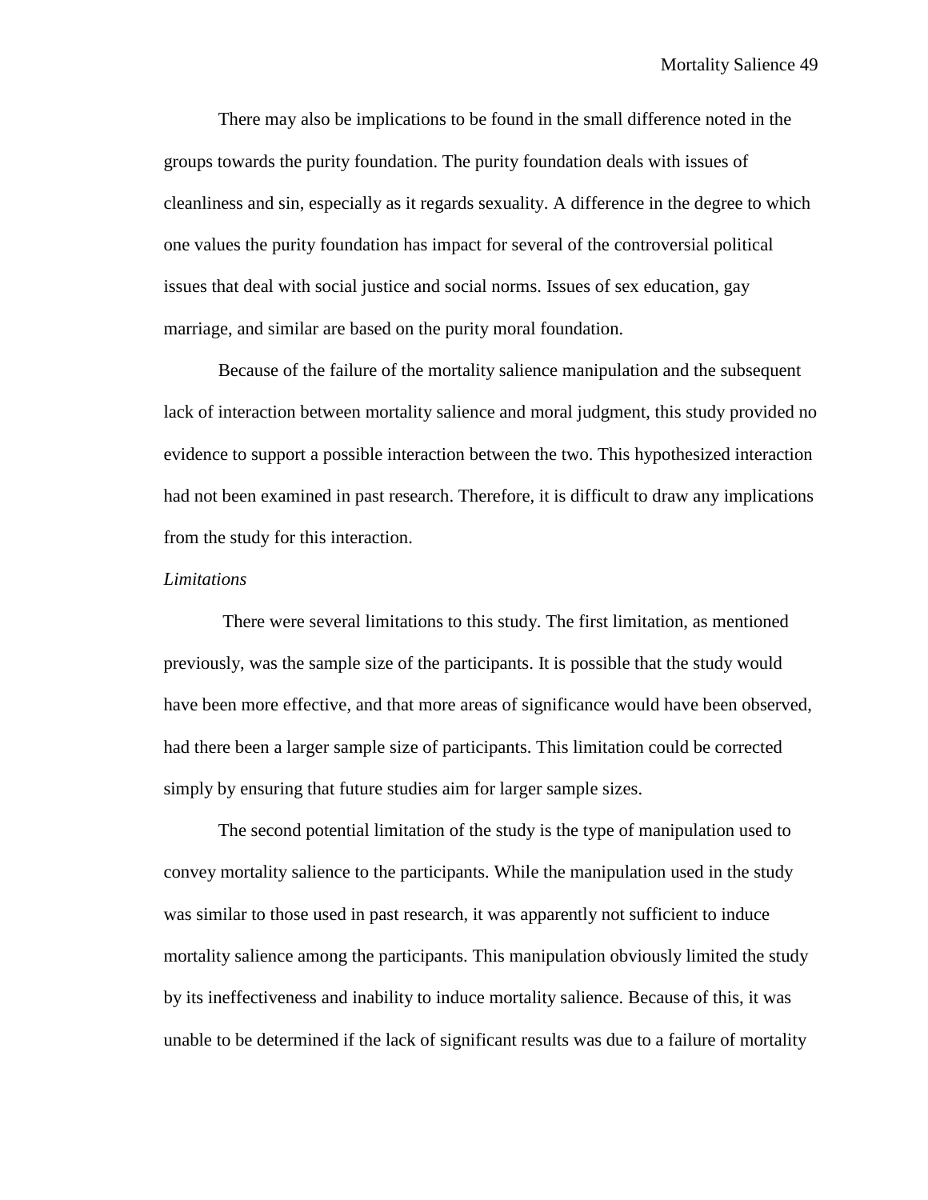There may also be implications to be found in the small difference noted in the groups towards the purity foundation. The purity foundation deals with issues of cleanliness and sin, especially as it regards sexuality. A difference in the degree to which one values the purity foundation has impact for several of the controversial political issues that deal with social justice and social norms. Issues of sex education, gay marriage, and similar are based on the purity moral foundation.

Because of the failure of the mortality salience manipulation and the subsequent lack of interaction between mortality salience and moral judgment, this study provided no evidence to support a possible interaction between the two. This hypothesized interaction had not been examined in past research. Therefore, it is difficult to draw any implications from the study for this interaction.

*Limitations*

There were several limitations to this study. The first limitation, as mentioned previously, was the sample size of the participants. It is possible that the study would have been more effective, and that more areas of significance would have been observed, had there been a larger sample size of participants. This limitation could be corrected simply by ensuring that future studies aim for larger sample sizes.

The second potential limitation of the study is the type of manipulation used to convey mortality salience to the participants. While the manipulation used in the study was similar to those used in past research, it was apparently not sufficient to induce mortality salience among the participants. This manipulation obviously limited the study by its ineffectiveness and inability to induce mortality salience. Because of this, it was unable to be determined if the lack of significant results was due to a failure of mortality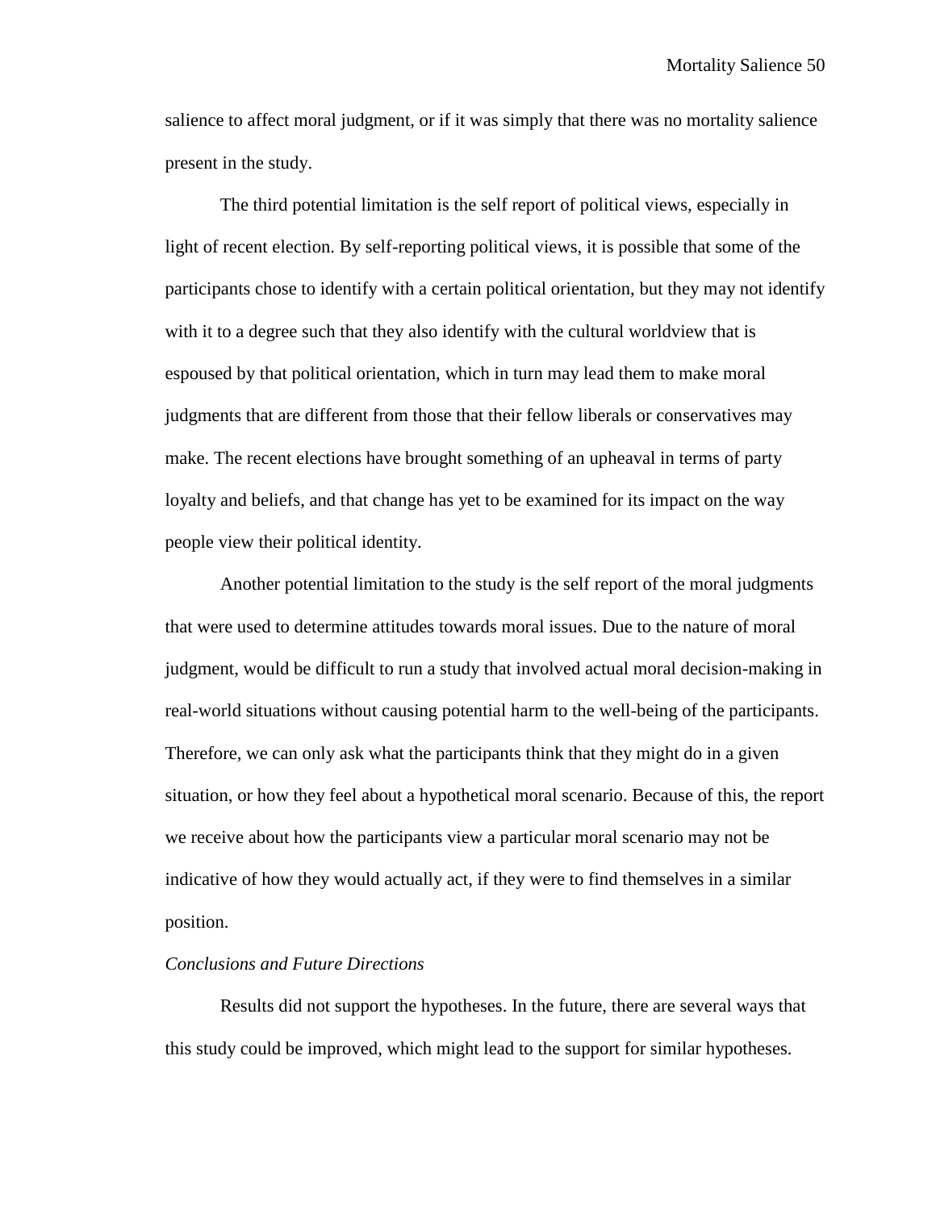salience to affect moral judgment, or if it was simply that there was no mortality salience present in the study.

The third potential limitation is the self report of political views, especially in light of recent election. By self-reporting political views, it is possible that some of the participants chose to identify with a certain political orientation, but they may not identify with it to a degree such that they also identify with the cultural worldview that is espoused by that political orientation, which in turn may lead them to make moral judgments that are different from those that their fellow liberals or conservatives may make. The recent elections have brought something of an upheaval in terms of party loyalty and beliefs, and that change has yet to be examined for its impact on the way people view their political identity.

Another potential limitation to the study is the self report of the moral judgments that were used to determine attitudes towards moral issues. Due to the nature of moral judgment, would be difficult to run a study that involved actual moral decision-making in real-world situations without causing potential harm to the well-being of the participants. Therefore, we can only ask what the participants think that they might do in a given situation, or how they feel about a hypothetical moral scenario. Because of this, the report we receive about how the participants view a particular moral scenario may not be indicative of how they would actually act, if they were to find themselves in a similar position.

*Conclusions and Future Directions*

Results did not support the hypotheses. In the future, there are several ways that this study could be improved, which might lead to the support for similar hypotheses.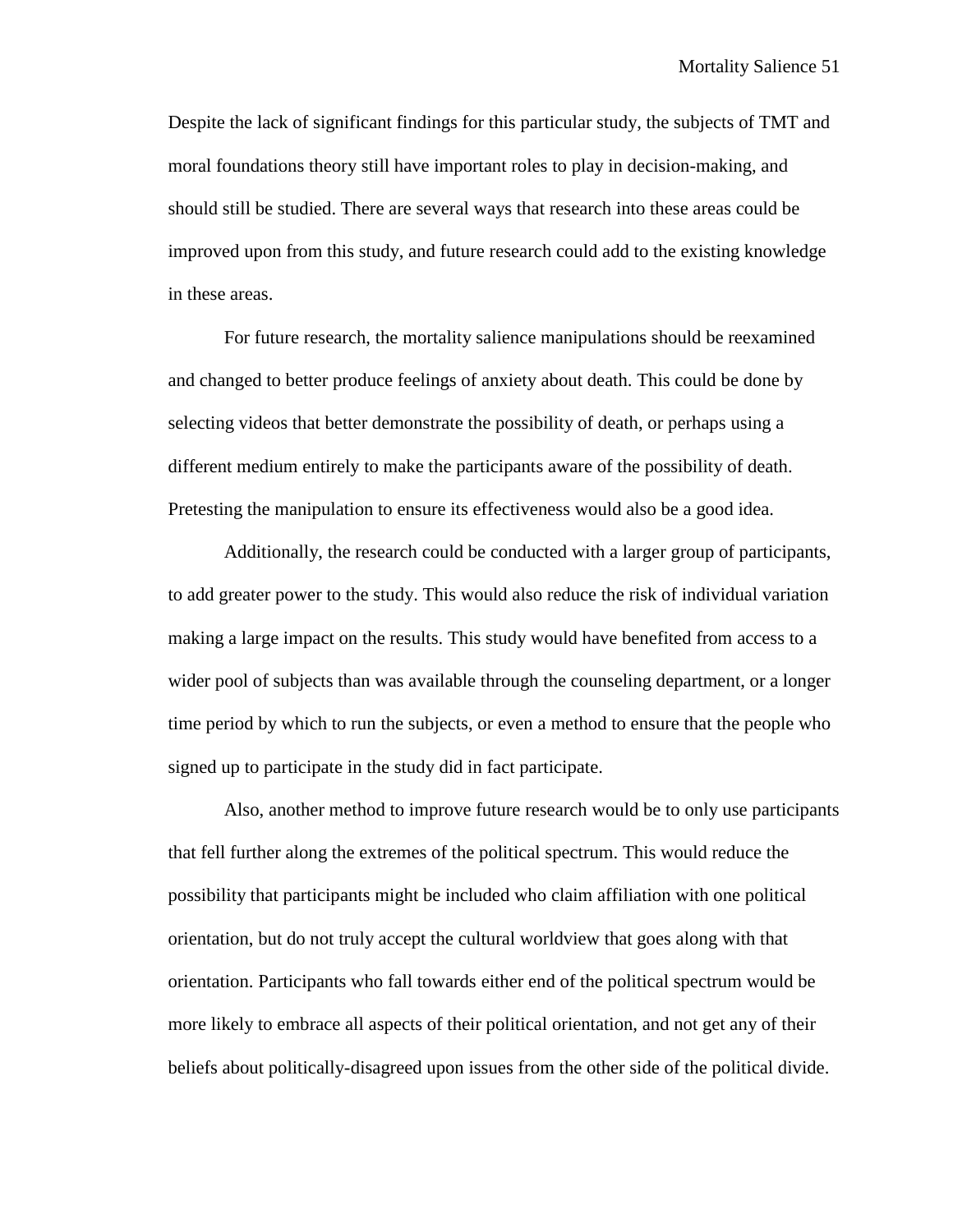Despite the lack of significant findings for this particular study, the subjects of TMT and moral foundations theory still have important roles to play in decision-making, and should still be studied. There are several ways that research into these areas could be improved upon from this study, and future research could add to the existing knowledge in these areas.

For future research, the mortality salience manipulations should be reexamined and changed to better produce feelings of anxiety about death. This could be done by selecting videos that better demonstrate the possibility of death, or perhaps using a different medium entirely to make the participants aware of the possibility of death. Pretesting the manipulation to ensure its effectiveness would also be a good idea.

Additionally, the research could be conducted with a larger group of participants, to add greater power to the study. This would also reduce the risk of individual variation making a large impact on the results. This study would have benefited from access to a wider pool of subjects than was available through the counseling department, or a longer time period by which to run the subjects, or even a method to ensure that the people who signed up to participate in the study did in fact participate.

Also, another method to improve future research would be to only use participants that fell further along the extremes of the political spectrum. This would reduce the possibility that participants might be included who claim affiliation with one political orientation, but do not truly accept the cultural worldview that goes along with that orientation. Participants who fall towards either end of the political spectrum would be more likely to embrace all aspects of their political orientation, and not get any of their beliefs about politically-disagreed upon issues from the other side of the political divide.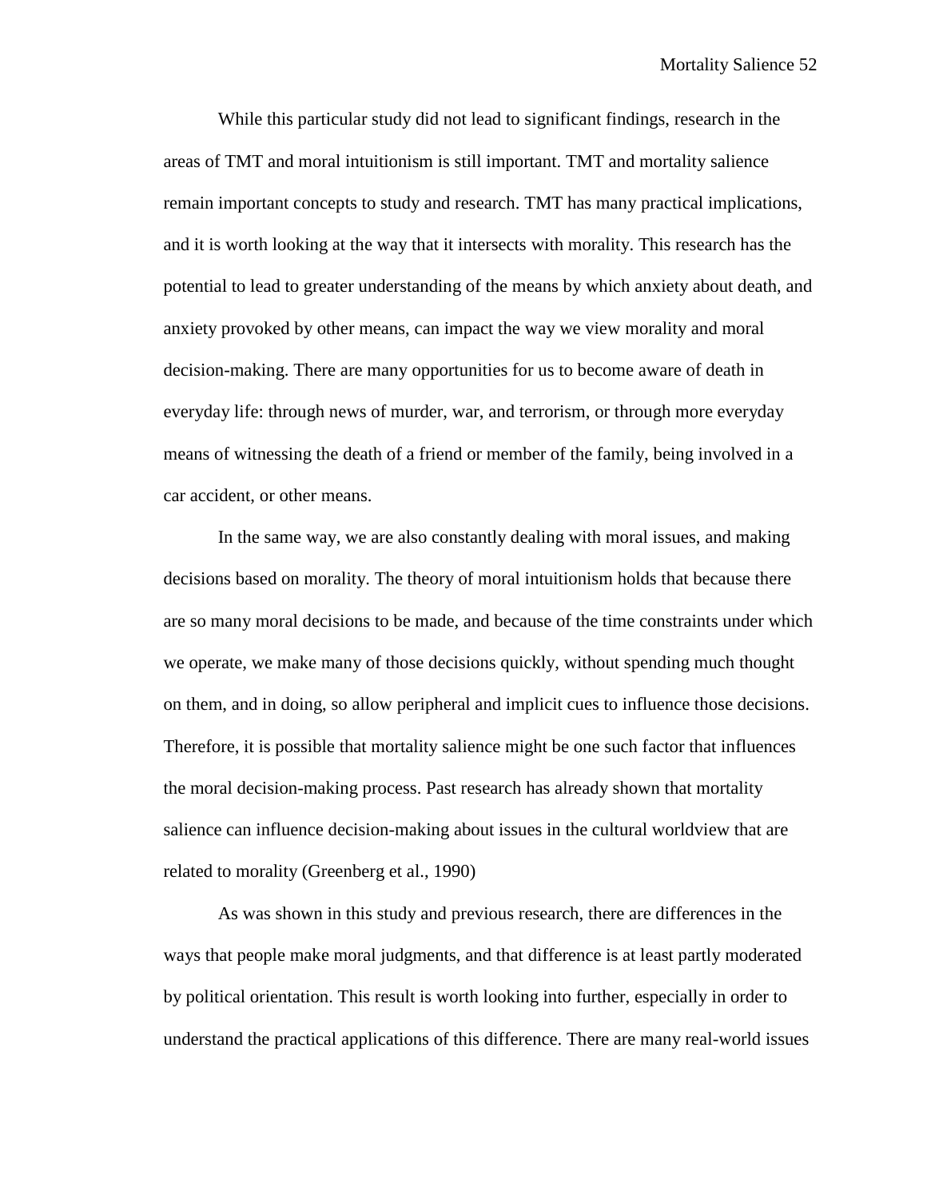While this particular study did not lead to significant findings, research in the areas of TMT and moral intuitionism is still important. TMT and mortality salience remain important concepts to study and research. TMT has many practical implications, and it is worth looking at the way that it intersects with morality. This research has the potential to lead to greater understanding of the means by which anxiety about death, and anxiety provoked by other means, can impact the way we view morality and moral decision-making. There are many opportunities for us to become aware of death in everyday life: through news of murder, war, and terrorism, or through more everyday means of witnessing the death of a friend or member of the family, being involved in a car accident, or other means.

In the same way, we are also constantly dealing with moral issues, and making decisions based on morality. The theory of moral intuitionism holds that because there are so many moral decisions to be made, and because of the time constraints under which we operate, we make many of those decisions quickly, without spending much thought on them, and in doing, so allow peripheral and implicit cues to influence those decisions. Therefore, it is possible that mortality salience might be one such factor that influences the moral decision-making process. Past research has already shown that mortality salience can influence decision-making about issues in the cultural worldview that are related to morality (Greenberg et al., 1990)

As was shown in this study and previous research, there are differences in the ways that people make moral judgments, and that difference is at least partly moderated by political orientation. This result is worth looking into further, especially in order to understand the practical applications of this difference. There are many real-world issues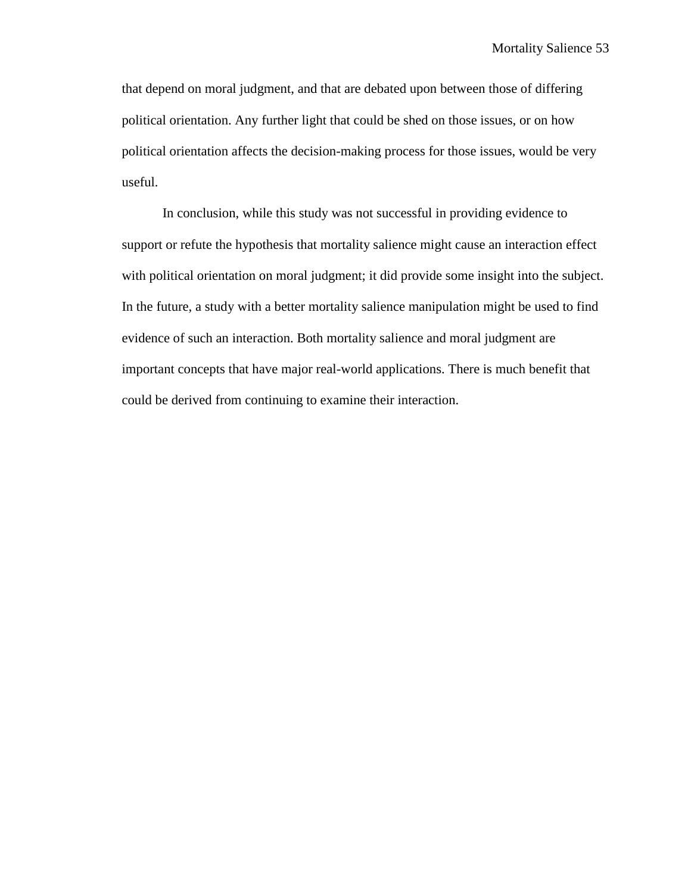that depend on moral judgment, and that are debated upon between those of differing political orientation. Any further light that could be shed on those issues, or on how political orientation affects the decision-making process for those issues, would be very useful.

In conclusion, while this study was not successful in providing evidence to support or refute the hypothesis that mortality salience might cause an interaction effect with political orientation on moral judgment; it did provide some insight into the subject. In the future, a study with a better mortality salience manipulation might be used to find evidence of such an interaction. Both mortality salience and moral judgment are important concepts that have major real-world applications. There is much benefit that could be derived from continuing to examine their interaction.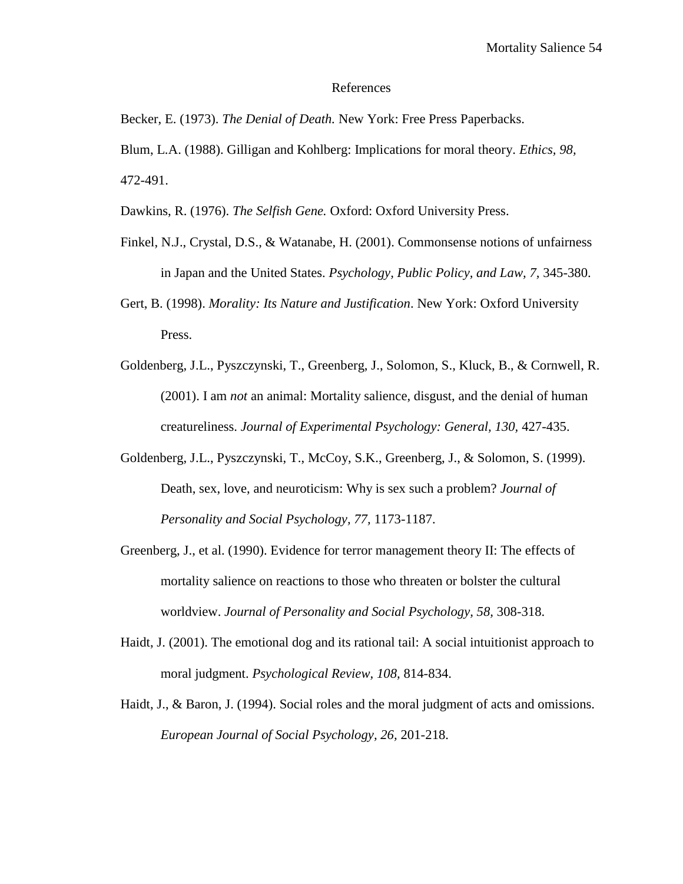# References

Becker, E. (1973). *The Denial of Death.* New York: Free Press Paperbacks.

Blum, L.A. (1988). Gilligan and Kohlberg: Implications for moral theory. *Ethics, 98,* 472-491.

Dawkins, R. (1976). *The Selfish Gene.* Oxford: Oxford University Press.

Finkel, N.J., Crystal, D.S., & Watanabe, H. (2001). Commonsense notions of unfairness in Japan and the United States. *Psychology, Public Policy, and Law, 7,* 345-380.

Gert, B. (1998). *Morality: Its Nature and Justification*. New York: Oxford University Press.

Goldenberg, J.L., Pyszczynski, T., Greenberg, J., Solomon, S., Kluck, B., & Cornwell, R. (2001). I am *not* an animal: Mortality salience, disgust, and the denial of human creatureliness. *Journal of Experimental Psychology: General, 130,* 427-435.

Goldenberg, J.L., Pyszczynski, T., McCoy, S.K., Greenberg, J., & Solomon, S. (1999). Death, sex, love, and neuroticism: Why is sex such a problem? *Journal of Personality and Social Psychology, 77,* 1173-1187.

Greenberg, J., et al. (1990). Evidence for terror management theory II: The effects of mortality salience on reactions to those who threaten or bolster the cultural worldview. *Journal of Personality and Social Psychology, 58,* 308-318.

Haidt, J. (2001). The emotional dog and its rational tail: A social intuitionist approach to moral judgment. *Psychological Review, 108,* 814-834.

Haidt, J., & Baron, J. (1994). Social roles and the moral judgment of acts and omissions. *European Journal of Social Psychology, 26,* 201-218.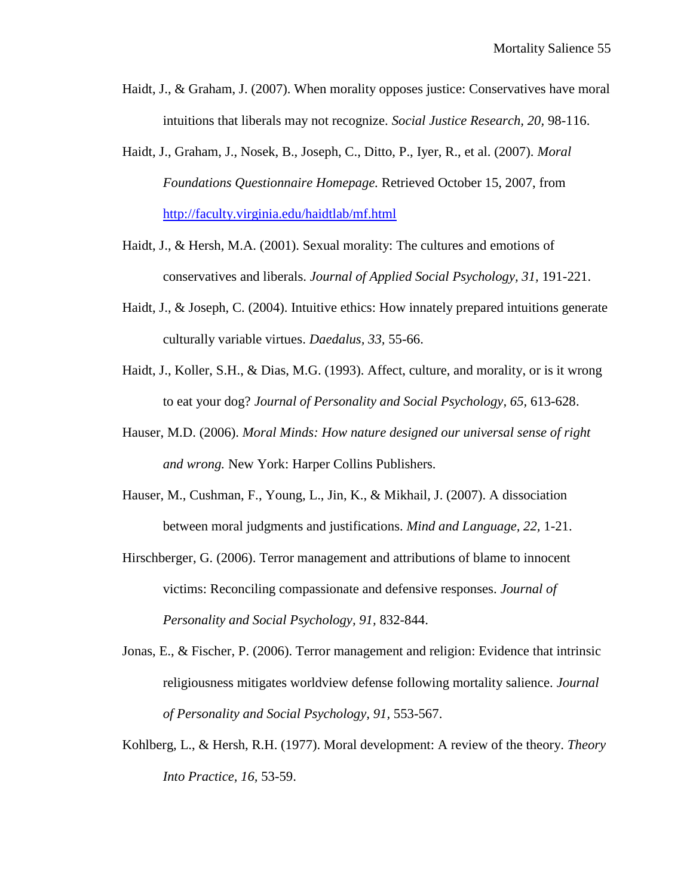Haidt, J., & Graham, J. (2007). When morality opposes justice: Conservatives have moral intuitions that liberals may not recognize. *Social Justice Research, 20,* 98-116.

Haidt, J., Graham, J., Nosek, B., Joseph, C., Ditto, P., Iyer, R., et al. (2007). *Moral Foundations Questionnaire Homepage.* Retrieved October 15, 2007, from http://faculty.virginia.edu/haidtlab/mf.html

Haidt, J., & Hersh, M.A. (2001). Sexual morality: The cultures and emotions of conservatives and liberals. *Journal of Applied Social Psychology, 31,* 191-221.

Haidt, J., & Joseph, C. (2004). Intuitive ethics: How innately prepared intuitions generate culturally variable virtues. *Daedalus, 33,* 55-66.

Haidt, J., Koller, S.H., & Dias, M.G. (1993). Affect, culture, and morality, or is it wrong to eat your dog? *Journal of Personality and Social Psychology, 65,* 613-628.

Hauser, M.D. (2006). *Moral Minds: How nature designed our universal sense of right and wrong.* New York: Harper Collins Publishers.

Hauser, M., Cushman, F., Young, L., Jin, K., & Mikhail, J. (2007). A dissociation between moral judgments and justifications. *Mind and Language, 22,* 1-21.

Hirschberger, G. (2006). Terror management and attributions of blame to innocent victims: Reconciling compassionate and defensive responses. *Journal of Personality and Social Psychology, 91,* 832-844.

Jonas, E., & Fischer, P. (2006). Terror management and religion: Evidence that intrinsic religiousness mitigates worldview defense following mortality salience. *Journal of Personality and Social Psychology, 91,* 553-567.

Kohlberg, L., & Hersh, R.H. (1977). Moral development: A review of the theory. *Theory Into Practice, 16,* 53-59.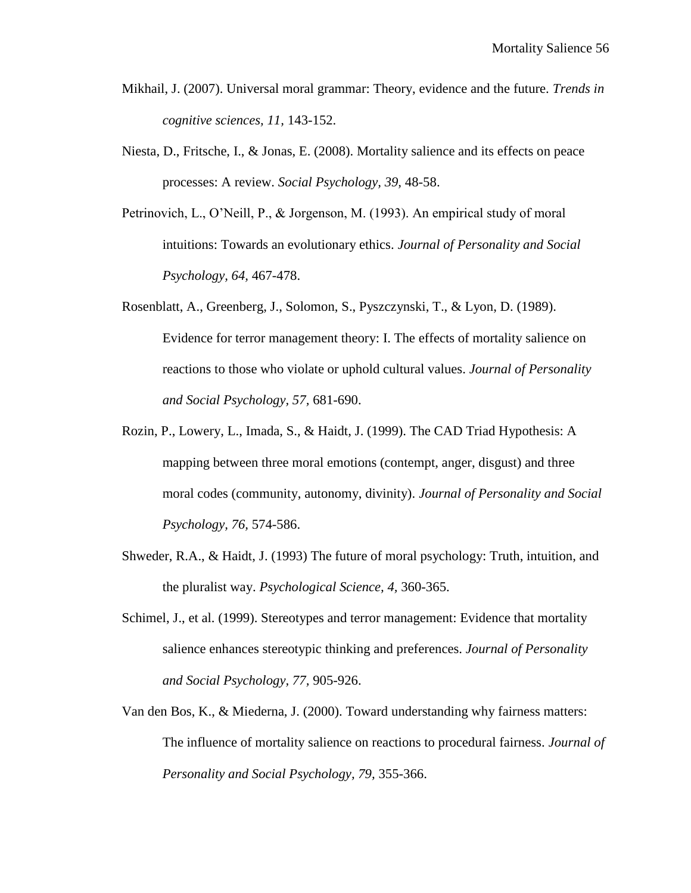Mikhail, J. (2007). Universal moral grammar: Theory, evidence and the future. *Trends in cognitive sciences, 11*, 143-152.

Niesta, D., Fritsche, I., & Jonas, E. (2008). Mortality salience and its effects on peace processes: A review. *Social Psychology, 39,* 48-58.

Petrinovich, L., O'Neill, P., & Jorgenson, M. (1993). An empirical study of moral intuitions: Towards an evolutionary ethics. *Journal of Personality and Social Psychology, 64,* 467-478.

Rosenblatt, A., Greenberg, J., Solomon, S., Pyszczynski, T., & Lyon, D. (1989). Evidence for terror management theory: I. The effects of mortality salience on reactions to those who violate or uphold cultural values. *Journal of Personality and Social Psychology, 57,* 681-690.

Rozin, P., Lowery, L., Imada, S., & Haidt, J. (1999). The CAD Triad Hypothesis: A mapping between three moral emotions (contempt, anger, disgust) and three moral codes (community, autonomy, divinity). *Journal of Personality and Social Psychology, 76,* 574-586.

Shweder, R.A., & Haidt, J. (1993) The future of moral psychology: Truth, intuition, and the pluralist way. *Psychological Science, 4,* 360-365.

Schimel, J., et al. (1999). Stereotypes and terror management: Evidence that mortality salience enhances stereotypic thinking and preferences. *Journal of Personality and Social Psychology, 77,* 905-926.

Van den Bos, K., & Miederna, J. (2000). Toward understanding why fairness matters: The influence of mortality salience on reactions to procedural fairness. *Journal of Personality and Social Psychology, 79,* 355-366.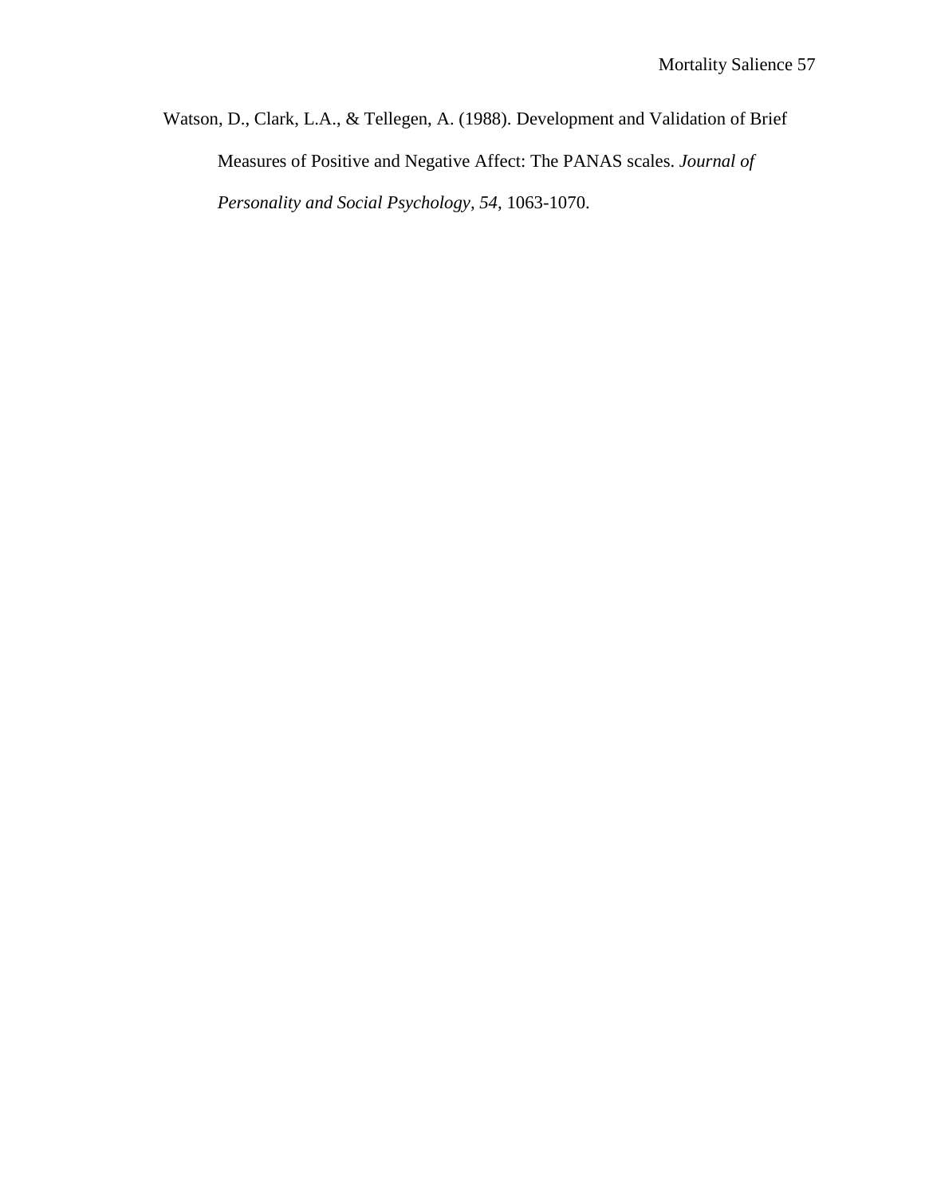Watson, D., Clark, L.A., & Tellegen, A. (1988). Development and Validation of Brief Measures of Positive and Negative Affect: The PANAS scales. *Journal of Personality and Social Psychology, 54*, 1063-1070.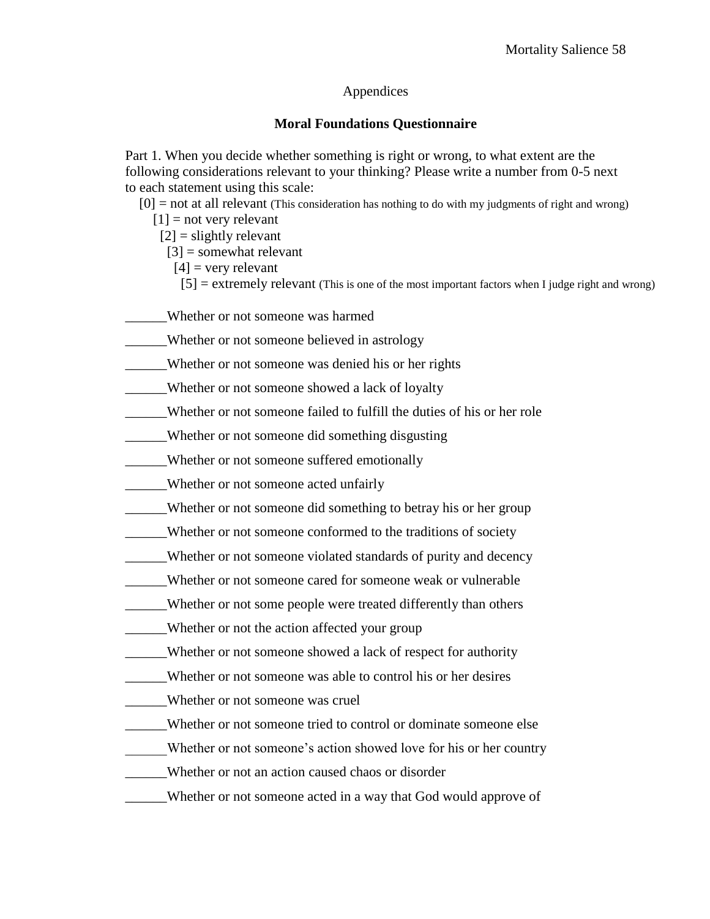Appendices

## Moral Foundations Questionnaire

Part 1. When you decide whether something is right or wrong, to what extent are the following considerations relevant to your thinking? Please write a number from 0-5 next to each statement using this scale:

[0] = not at all relevant (This consideration has nothing to do with my judgments of right and wrong)
[1] = not very relevant
[2] = slightly relevant
[3] = somewhat relevant
[4] = very relevant
[5] = extremely relevant (This is one of the most important factors when I judge right and wrong)

______Whether or not someone was harmed

______Whether or not someone believed in astrology

______Whether or not someone was denied his or her rights

______Whether or not someone showed a lack of loyalty

______Whether or not someone failed to fulfill the duties of his or her role

______Whether or not someone did something disgusting

______Whether or not someone suffered emotionally

______Whether or not someone acted unfairly

______Whether or not someone did something to betray his or her group

______Whether or not someone conformed to the traditions of society

______Whether or not someone violated standards of purity and decency

______Whether or not someone cared for someone weak or vulnerable

______Whether or not some people were treated differently than others

______Whether or not the action affected your group

______Whether or not someone showed a lack of respect for authority

______Whether or not someone was able to control his or her desires

______Whether or not someone was cruel

______Whether or not someone tried to control or dominate someone else

______Whether or not someone's action showed love for his or her country

______Whether or not an action caused chaos or disorder

______Whether or not someone acted in a way that God would approve of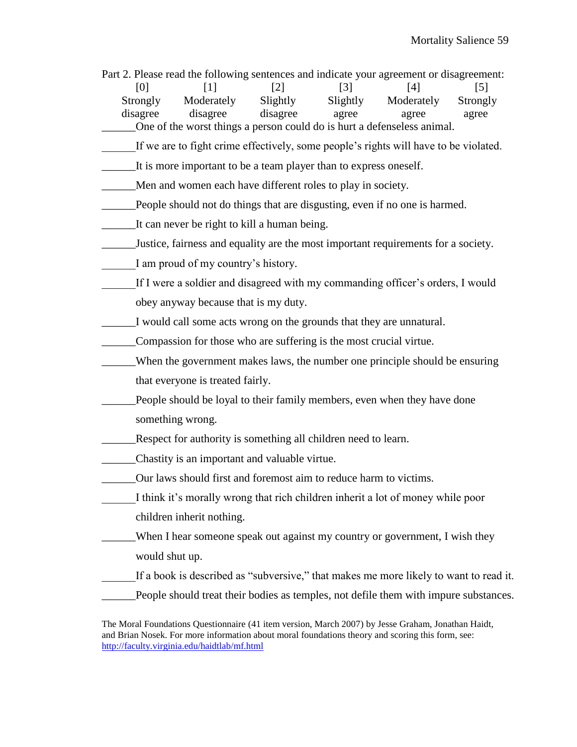Part 2. Please read the following sentences and indicate your agreement or disagreement:

| [0] | [1] | [2] | [3] | [4] | [5] |
|---|---|---|---|---|---|
| Strongly disagree | Moderately disagree | Slightly disagree | Slightly agree | Moderately agree | Strongly agree |

______One of the worst things a person could do is hurt a defenseless animal.

______If we are to fight crime effectively, some people's rights will have to be violated.

______It is more important to be a team player than to express oneself.

______Men and women each have different roles to play in society.

______People should not do things that are disgusting, even if no one is harmed.

______It can never be right to kill a human being.

______Justice, fairness and equality are the most important requirements for a society.

______I am proud of my country's history.

______If I were a soldier and disagreed with my commanding officer's orders, I would obey anyway because that is my duty.

______I would call some acts wrong on the grounds that they are unnatural.

______Compassion for those who are suffering is the most crucial virtue.

______When the government makes laws, the number one principle should be ensuring that everyone is treated fairly.

______People should be loyal to their family members, even when they have done something wrong.

______Respect for authority is something all children need to learn.

______Chastity is an important and valuable virtue.

______Our laws should first and foremost aim to reduce harm to victims.

______I think it's morally wrong that rich children inherit a lot of money while poor children inherit nothing.

______When I hear someone speak out against my country or government, I wish they would shut up.

______If a book is described as "subversive," that makes me more likely to want to read it.

______People should treat their bodies as temples, not defile them with impure substances.

The Moral Foundations Questionnaire (41 item version, March 2007) by Jesse Graham, Jonathan Haidt, and Brian Nosek. For more information about moral foundations theory and scoring this form, see: http://faculty.virginia.edu/haidtlab/mf.html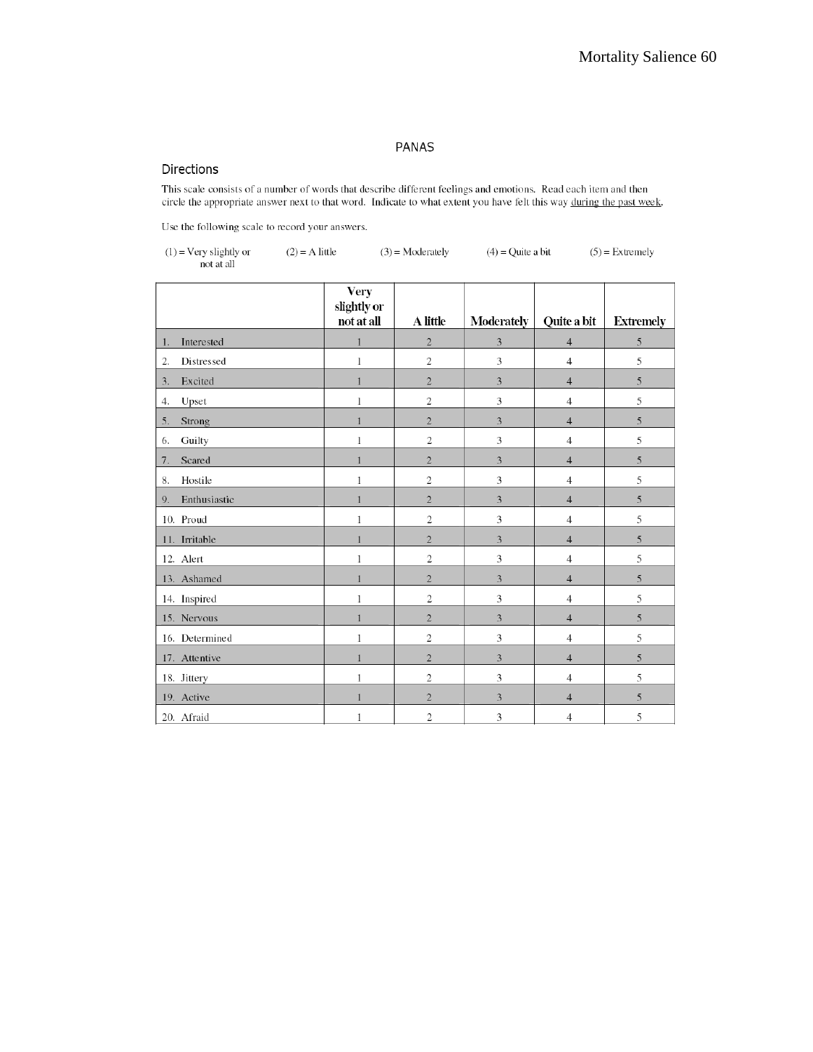# PANAS

## Directions

This scale consists of a number of words that describe different feelings and emotions. Read each item and then circle the appropriate answer next to that word. Indicate to what extent you have felt this way <u>during the past week</u>.

Use the following scale to record your answers.

(1) = Very slightly or not at all (2) = A little (3) = Moderately (4) = Quite a bit (5) = Extremely

| | Very slightly or not at all | A little | Moderately | Quite a bit | Extremely |
|---|---|---|---|---|---|
| 1. Interested | 1 | 2 | 3 | 4 | 5 |
| 2. Distressed | 1 | 2 | 3 | 4 | 5 |
| 3. Excited | 1 | 2 | 3 | 4 | 5 |
| 4. Upset | 1 | 2 | 3 | 4 | 5 |
| 5. Strong | 1 | 2 | 3 | 4 | 5 |
| 6. Guilty | 1 | 2 | 3 | 4 | 5 |
| 7. Scared | 1 | 2 | 3 | 4 | 5 |
| 8. Hostile | 1 | 2 | 3 | 4 | 5 |
| 9. Enthusiastic | 1 | 2 | 3 | 4 | 5 |
| 10. Proud | 1 | 2 | 3 | 4 | 5 |
| 11. Irritable | 1 | 2 | 3 | 4 | 5 |
| 12. Alert | 1 | 2 | 3 | 4 | 5 |
| 13. Ashamed | 1 | 2 | 3 | 4 | 5 |
| 14. Inspired | 1 | 2 | 3 | 4 | 5 |
| 15. Nervous | 1 | 2 | 3 | 4 | 5 |
| 16. Determined | 1 | 2 | 3 | 4 | 5 |
| 17. Attentive | 1 | 2 | 3 | 4 | 5 |
| 18. Jittery | 1 | 2 | 3 | 4 | 5 |
| 19. Active | 1 | 2 | 3 | 4 | 5 |
| 20. Afraid | 1 | 2 | 3 | 4 | 5 |